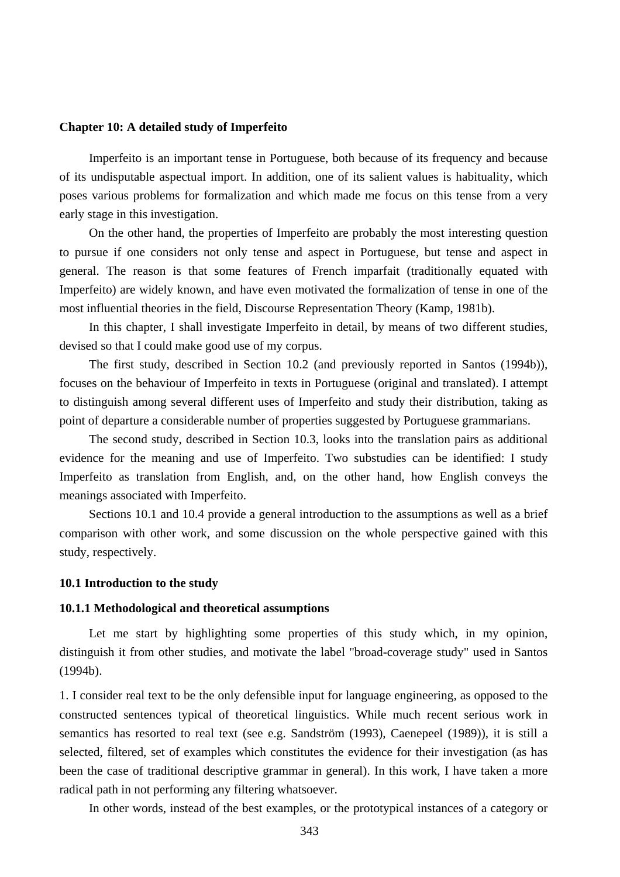# Chapter 10: A detailed study of Imperfeito

Imperfeito is an important tense in Portuguese, both because of its frequency and because of its undisputable aspectual import. In addition, one of its salient values is habituality, which poses various problems for formalization and which made me focus on this tense from a very early stage in this investigation.

On the other hand, the properties of Imperfeito are probably the most interesting question to pursue if one considers not only tense and aspect in Portuguese, but tense and aspect in general. The reason is that some features of French imparfait (traditionally equated with Imperfeito) are widely known, and have even motivated the formalization of tense in one of the most influential theories in the field, Discourse Representation Theory (Kamp, 1981b).

In this chapter, I shall investigate Imperfeito in detail, by means of two different studies, devised so that I could make good use of my corpus.

The first study, described in Section 10.2 (and previously reported in Santos (1994b)), focuses on the behaviour of Imperfeito in texts in Portuguese (original and translated). I attempt to distinguish among several different uses of Imperfeito and study their distribution, taking as point of departure a considerable number of properties suggested by Portuguese grammarians.

The second study, described in Section 10.3, looks into the translation pairs as additional evidence for the meaning and use of Imperfeito. Two substudies can be identified: I study Imperfeito as translation from English, and, on the other hand, how English conveys the meanings associated with Imperfeito.

Sections 10.1 and 10.4 provide a general introduction to the assumptions as well as a brief comparison with other work, and some discussion on the whole perspective gained with this study, respectively.

## 10.1 Introduction to the study

### 10.1.1 Methodological and theoretical assumptions

Let me start by highlighting some properties of this study which, in my opinion, distinguish it from other studies, and motivate the label "broad-coverage study" used in Santos (1994b).

1. I consider real text to be the only defensible input for language engineering, as opposed to the constructed sentences typical of theoretical linguistics. While much recent serious work in semantics has resorted to real text (see e.g. Sandström (1993), Caenepeel (1989)), it is still a selected, filtered, set of examples which constitutes the evidence for their investigation (as has been the case of traditional descriptive grammar in general). In this work, I have taken a more radical path in not performing any filtering whatsoever.

In other words, instead of the best examples, or the prototypical instances of a category or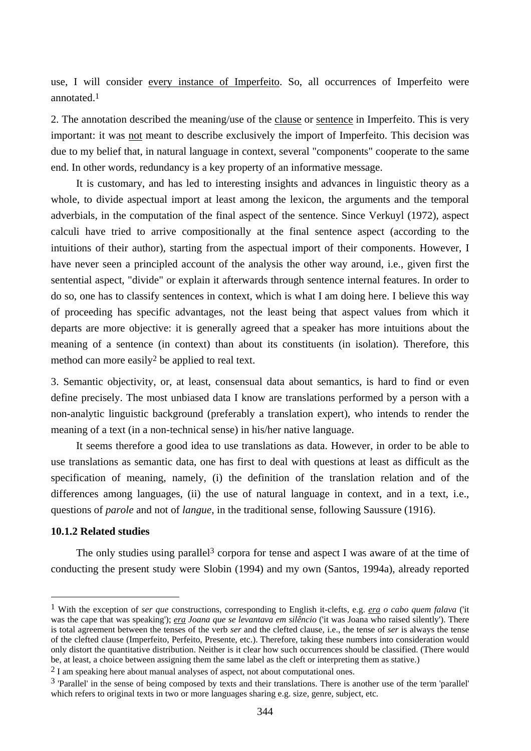use, I will consider <u>every instance of Imperfeito</u>. So, all occurrences of Imperfeito were annotated.[1]

2. The annotation described the meaning/use of the <u>clause</u> or <u>sentence</u> in Imperfeito. This is very important: it was <u>not</u> meant to describe exclusively the import of Imperfeito. This decision was due to my belief that, in natural language in context, several "components" cooperate to the same end. In other words, redundancy is a key property of an informative message.

It is customary, and has led to interesting insights and advances in linguistic theory as a whole, to divide aspectual import at least among the lexicon, the arguments and the temporal adverbials, in the computation of the final aspect of the sentence. Since Verkuyl (1972), aspect calculi have tried to arrive compositionally at the final sentence aspect (according to the intuitions of their author), starting from the aspectual import of their components. However, I have never seen a principled account of the analysis the other way around, i.e., given first the sentential aspect, "divide" or explain it afterwards through sentence internal features. In order to do so, one has to classify sentences in context, which is what I am doing here. I believe this way of proceeding has specific advantages, not the least being that aspect values from which it departs are more objective: it is generally agreed that a speaker has more intuitions about the meaning of a sentence (in context) than about its constituents (in isolation). Therefore, this method can more easily[2] be applied to real text.

3. Semantic objectivity, or, at least, consensual data about semantics, is hard to find or even define precisely. The most unbiased data I know are translations performed by a person with a non-analytic linguistic background (preferably a translation expert), who intends to render the meaning of a text (in a non-technical sense) in his/her native language.

It seems therefore a good idea to use translations as data. However, in order to be able to use translations as semantic data, one has first to deal with questions at least as difficult as the specification of meaning, namely, (i) the definition of the translation relation and of the differences among languages, (ii) the use of natural language in context, and in a text, i.e., questions of *parole* and not of *langue*, in the traditional sense, following Saussure (1916).

### 10.1.2 Related studies

The only studies using parallel[3] corpora for tense and aspect I was aware of at the time of conducting the present study were Slobin (1994) and my own (Santos, 1994a), already reported

---

[1] With the exception of *ser que* constructions, corresponding to English it-clefts, e.g. *<u>era</u> o cabo quem falava* ('it was the cape that was speaking'); *<u>era</u> Joana que se levantava em silêncio* ('it was Joana who raised silently'). There is total agreement between the tenses of the verb *ser* and the clefted clause, i.e., the tense of *ser* is always the tense of the clefted clause (Imperfeito, Perfeito, Presente, etc.). Therefore, taking these numbers into consideration would only distort the quantitative distribution. Neither is it clear how such occurrences should be classified. (There would be, at least, a choice between assigning them the same label as the cleft or interpreting them as stative.)

[2] I am speaking here about manual analyses of aspect, not about computational ones.

[3] 'Parallel' in the sense of being composed by texts and their translations. There is another use of the term 'parallel' which refers to original texts in two or more languages sharing e.g. size, genre, subject, etc.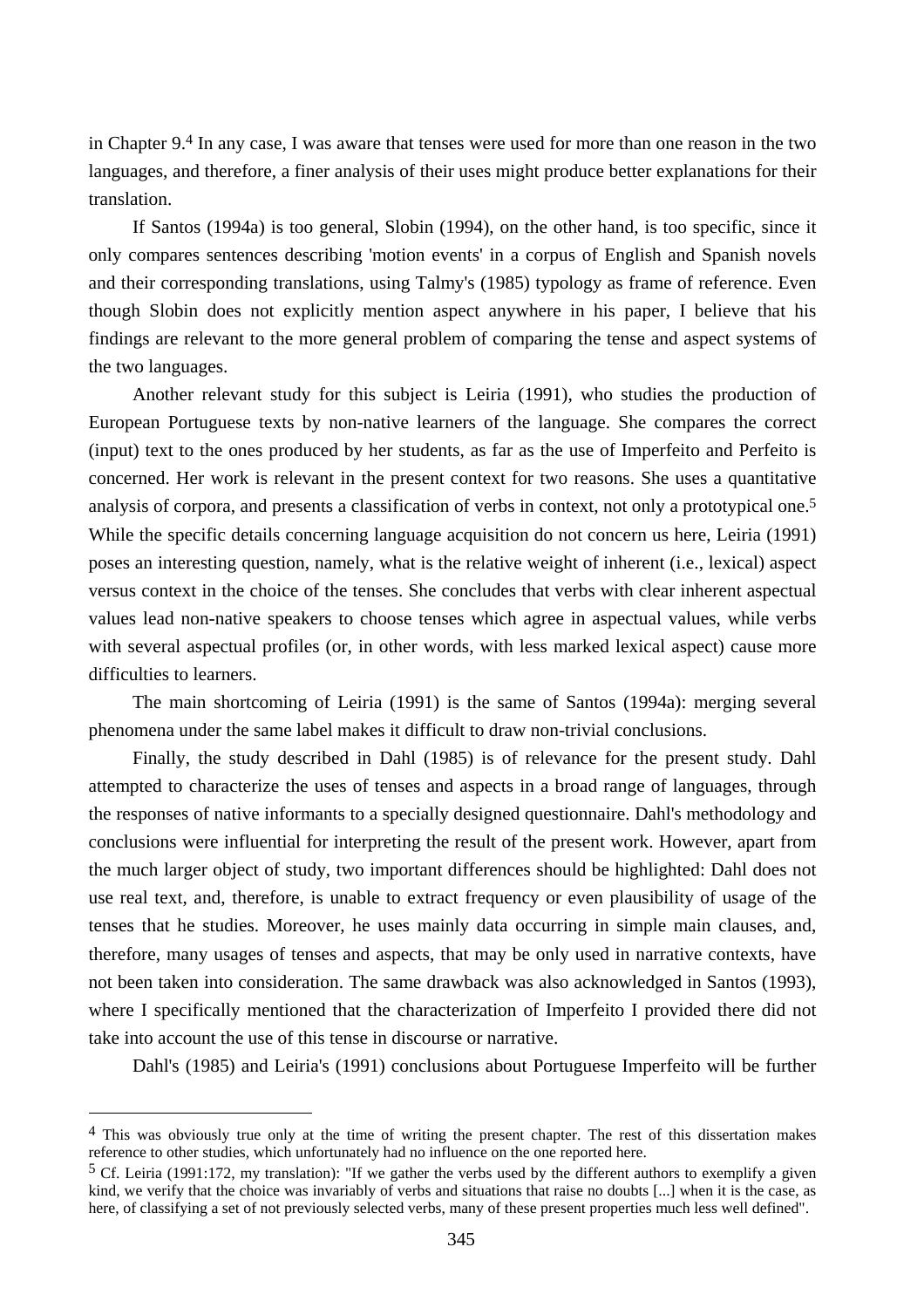in Chapter 9.[4] In any case, I was aware that tenses were used for more than one reason in the two languages, and therefore, a finer analysis of their uses might produce better explanations for their translation.

If Santos (1994a) is too general, Slobin (1994), on the other hand, is too specific, since it only compares sentences describing 'motion events' in a corpus of English and Spanish novels and their corresponding translations, using Talmy's (1985) typology as frame of reference. Even though Slobin does not explicitly mention aspect anywhere in his paper, I believe that his findings are relevant to the more general problem of comparing the tense and aspect systems of the two languages.

Another relevant study for this subject is Leiria (1991), who studies the production of European Portuguese texts by non-native learners of the language. She compares the correct (input) text to the ones produced by her students, as far as the use of Imperfeito and Perfeito is concerned. Her work is relevant in the present context for two reasons. She uses a quantitative analysis of corpora, and presents a classification of verbs in context, not only a prototypical one.[5] While the specific details concerning language acquisition do not concern us here, Leiria (1991) poses an interesting question, namely, what is the relative weight of inherent (i.e., lexical) aspect versus context in the choice of the tenses. She concludes that verbs with clear inherent aspectual values lead non-native speakers to choose tenses which agree in aspectual values, while verbs with several aspectual profiles (or, in other words, with less marked lexical aspect) cause more difficulties to learners.

The main shortcoming of Leiria (1991) is the same of Santos (1994a): merging several phenomena under the same label makes it difficult to draw non-trivial conclusions.

Finally, the study described in Dahl (1985) is of relevance for the present study. Dahl attempted to characterize the uses of tenses and aspects in a broad range of languages, through the responses of native informants to a specially designed questionnaire. Dahl's methodology and conclusions were influential for interpreting the result of the present work. However, apart from the much larger object of study, two important differences should be highlighted: Dahl does not use real text, and, therefore, is unable to extract frequency or even plausibility of usage of the tenses that he studies. Moreover, he uses mainly data occurring in simple main clauses, and, therefore, many usages of tenses and aspects, that may be only used in narrative contexts, have not been taken into consideration. The same drawback was also acknowledged in Santos (1993), where I specifically mentioned that the characterization of Imperfeito I provided there did not take into account the use of this tense in discourse or narrative.

Dahl's (1985) and Leiria's (1991) conclusions about Portuguese Imperfeito will be further

---

[4] This was obviously true only at the time of writing the present chapter. The rest of this dissertation makes reference to other studies, which unfortunately had no influence on the one reported here.

[5] Cf. Leiria (1991:172, my translation): "If we gather the verbs used by the different authors to exemplify a given kind, we verify that the choice was invariably of verbs and situations that raise no doubts [...] when it is the case, as here, of classifying a set of not previously selected verbs, many of these present properties much less well defined".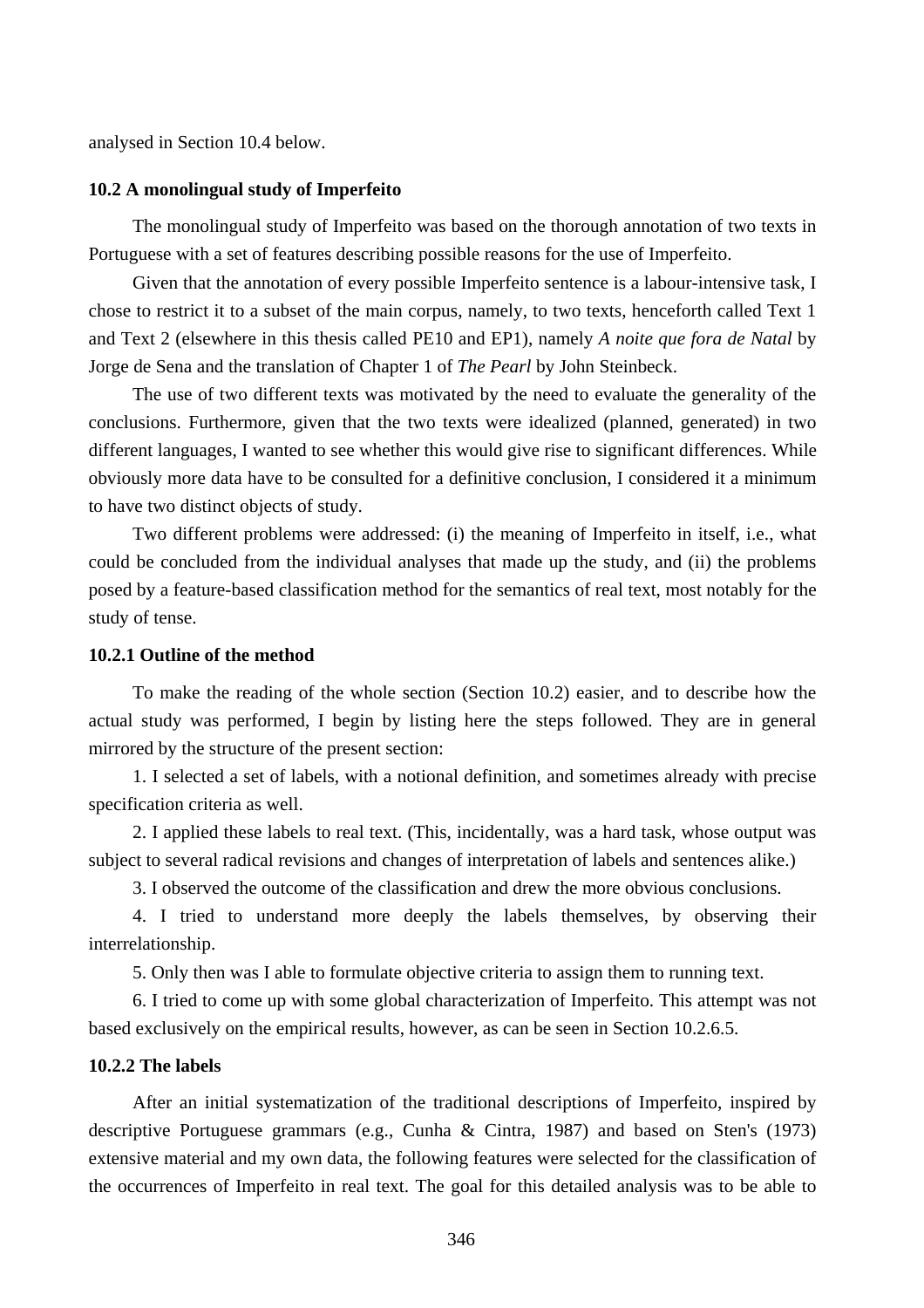analysed in Section 10.4 below.

### 10.2 A monolingual study of Imperfeito

The monolingual study of Imperfeito was based on the thorough annotation of two texts in Portuguese with a set of features describing possible reasons for the use of Imperfeito.

Given that the annotation of every possible Imperfeito sentence is a labour-intensive task, I chose to restrict it to a subset of the main corpus, namely, to two texts, henceforth called Text 1 and Text 2 (elsewhere in this thesis called PE10 and EP1), namely *A noite que fora de Natal* by Jorge de Sena and the translation of Chapter 1 of *The Pearl* by John Steinbeck.

The use of two different texts was motivated by the need to evaluate the generality of the conclusions. Furthermore, given that the two texts were idealized (planned, generated) in two different languages, I wanted to see whether this would give rise to significant differences. While obviously more data have to be consulted for a definitive conclusion, I considered it a minimum to have two distinct objects of study.

Two different problems were addressed: (i) the meaning of Imperfeito in itself, i.e., what could be concluded from the individual analyses that made up the study, and (ii) the problems posed by a feature-based classification method for the semantics of real text, most notably for the study of tense.

#### 10.2.1 Outline of the method

To make the reading of the whole section (Section 10.2) easier, and to describe how the actual study was performed, I begin by listing here the steps followed. They are in general mirrored by the structure of the present section:

1. I selected a set of labels, with a notional definition, and sometimes already with precise specification criteria as well.

2. I applied these labels to real text. (This, incidentally, was a hard task, whose output was subject to several radical revisions and changes of interpretation of labels and sentences alike.)

3. I observed the outcome of the classification and drew the more obvious conclusions.

4. I tried to understand more deeply the labels themselves, by observing their interrelationship.

5. Only then was I able to formulate objective criteria to assign them to running text.

6. I tried to come up with some global characterization of Imperfeito. This attempt was not based exclusively on the empirical results, however, as can be seen in Section 10.2.6.5.

#### 10.2.2 The labels

After an initial systematization of the traditional descriptions of Imperfeito, inspired by descriptive Portuguese grammars (e.g., Cunha & Cintra, 1987) and based on Sten's (1973) extensive material and my own data, the following features were selected for the classification of the occurrences of Imperfeito in real text. The goal for this detailed analysis was to be able to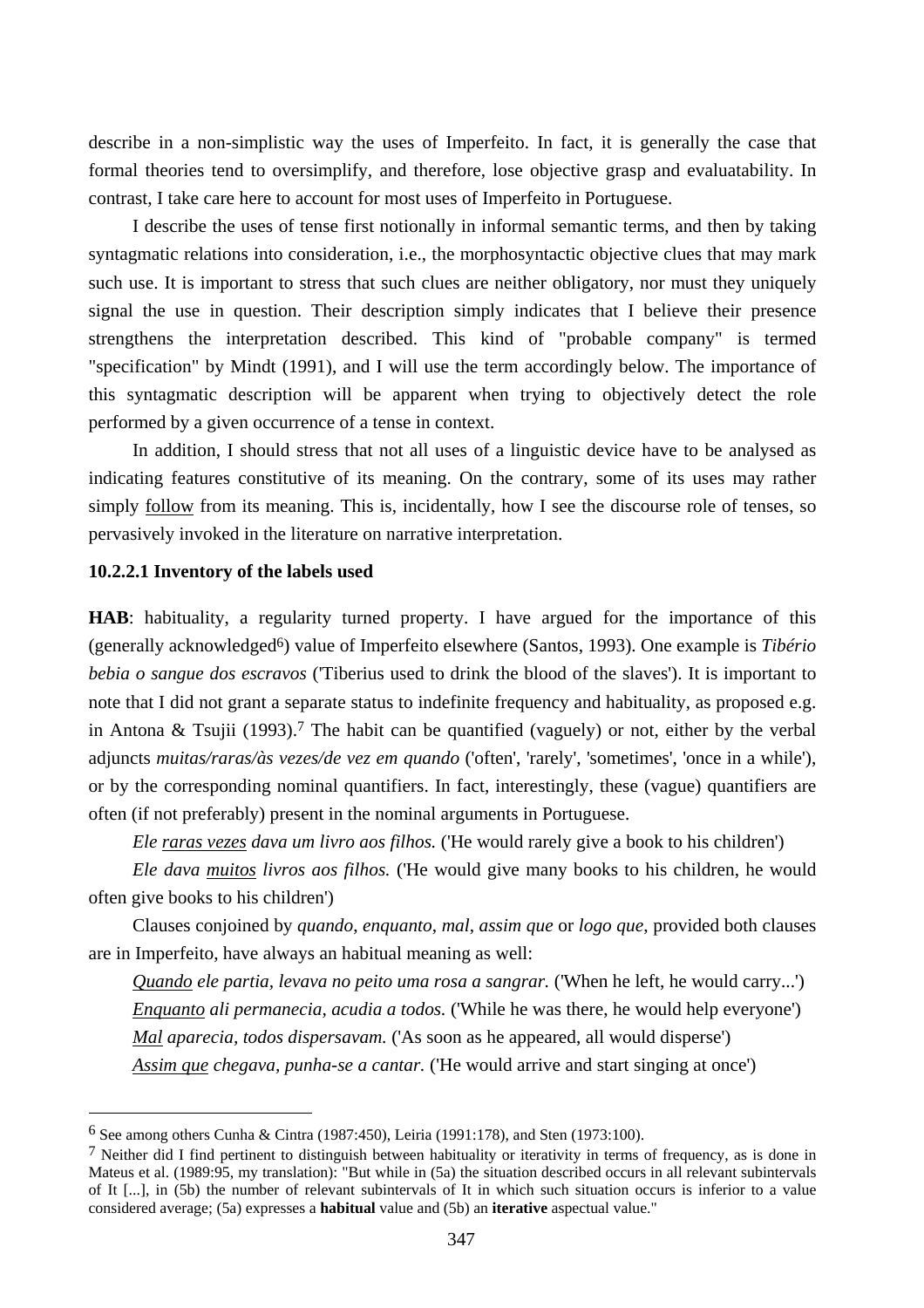describe in a non-simplistic way the uses of Imperfeito. In fact, it is generally the case that formal theories tend to oversimplify, and therefore, lose objective grasp and evaluatability. In contrast, I take care here to account for most uses of Imperfeito in Portuguese.

I describe the uses of tense first notionally in informal semantic terms, and then by taking syntagmatic relations into consideration, i.e., the morphosyntactic objective clues that may mark such use. It is important to stress that such clues are neither obligatory, nor must they uniquely signal the use in question. Their description simply indicates that I believe their presence strengthens the interpretation described. This kind of "probable company" is termed "specification" by Mindt (1991), and I will use the term accordingly below. The importance of this syntagmatic description will be apparent when trying to objectively detect the role performed by a given occurrence of a tense in context.

In addition, I should stress that not all uses of a linguistic device have to be analysed as indicating features constitutive of its meaning. On the contrary, some of its uses may rather simply <u>follow</u> from its meaning. This is, incidentally, how I see the discourse role of tenses, so pervasively invoked in the literature on narrative interpretation.

#### 10.2.2.1 Inventory of the labels used

**HAB**: habituality, a regularity turned property. I have argued for the importance of this (generally acknowledged[6]) value of Imperfeito elsewhere (Santos, 1993). One example is *Tibério bebia o sangue dos escravos* ('Tiberius used to drink the blood of the slaves'). It is important to note that I did not grant a separate status to indefinite frequency and habituality, as proposed e.g. in Antona & Tsujii (1993).[7] The habit can be quantified (vaguely) or not, either by the verbal adjuncts *muitas/raras/às vezes/de vez em quando* ('often', 'rarely', 'sometimes', 'once in a while'), or by the corresponding nominal quantifiers. In fact, interestingly, these (vague) quantifiers are often (if not preferably) present in the nominal arguments in Portuguese.

*Ele <u>raras vezes</u> dava um livro aos filhos.* ('He would rarely give a book to his children')

*Ele dava <u>muitos</u> livros aos filhos.* ('He would give many books to his children, he would often give books to his children')

Clauses conjoined by *quando*, *enquanto*, *mal*, *assim que* or *logo que*, provided both clauses are in Imperfeito, have always an habitual meaning as well:

*<u>Quando</u> ele partia, levava no peito uma rosa a sangrar.* ('When he left, he would carry...')
*<u>Enquanto</u> ali permanecia, acudia a todos.* ('While he was there, he would help everyone')
*<u>Mal</u> aparecia, todos dispersavam.* ('As soon as he appeared, all would disperse')
*<u>Assim que</u> chegava, punha-se a cantar.* ('He would arrive and start singing at once')

---

[6] See among others Cunha & Cintra (1987:450), Leiria (1991:178), and Sten (1973:100).

[7] Neither did I find pertinent to distinguish between habituality or iterativity in terms of frequency, as is done in Mateus et al. (1989:95, my translation): "But while in (5a) the situation described occurs in all relevant subintervals of It [...], in (5b) the number of relevant subintervals of It in which such situation occurs is inferior to a value considered average; (5a) expresses a **habitual** value and (5b) an **iterative** aspectual value."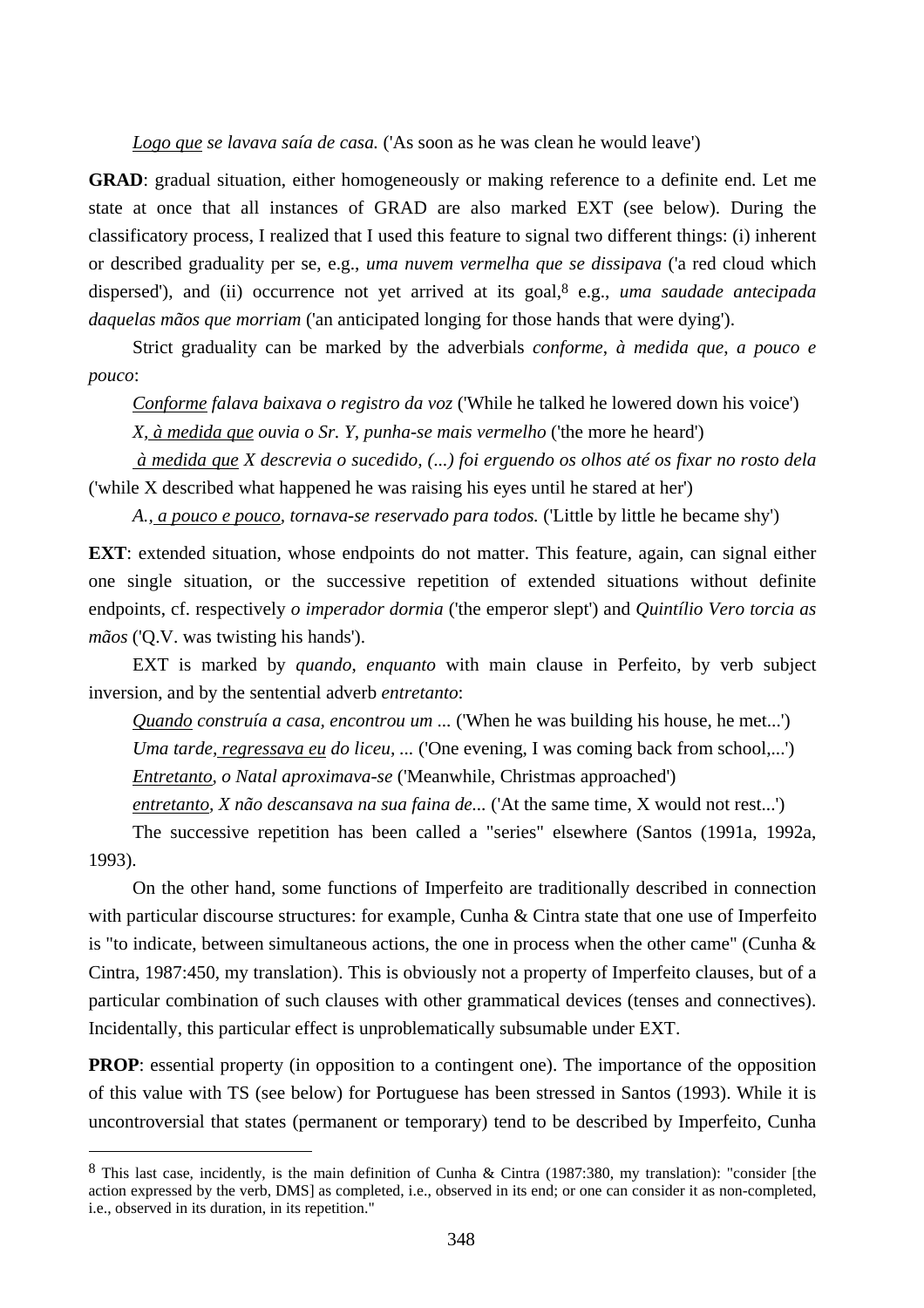*Logo que se lavava saía de casa.* ('As soon as he was clean he would leave')

**GRAD**: gradual situation, either homogeneously or making reference to a definite end. Let me state at once that all instances of GRAD are also marked EXT (see below). During the classificatory process, I realized that I used this feature to signal two different things: (i) inherent or described graduality per se, e.g., *uma nuvem vermelha que se dissipava* ('a red cloud which dispersed'), and (ii) occurrence not yet arrived at its goal,[8] e.g., *uma saudade antecipada daquelas mãos que morriam* ('an anticipated longing for those hands that were dying').

Strict graduality can be marked by the adverbials *conforme*, *à medida que*, *a pouco e pouco*:

*Conforme falava baixava o registro da voz* ('While he talked he lowered down his voice')

*X, à medida que ouvia o Sr. Y, punha-se mais vermelho* ('the more he heard')

*à medida que X descrevia o sucedido, (...) foi erguendo os olhos até os fixar no rosto dela* ('while X described what happened he was raising his eyes until he stared at her')

*A., a pouco e pouco, tornava-se reservado para todos.* ('Little by little he became shy')

**EXT**: extended situation, whose endpoints do not matter. This feature, again, can signal either one single situation, or the successive repetition of extended situations without definite endpoints, cf. respectively *o imperador dormia* ('the emperor slept') and *Quintílio Vero torcia as mãos* ('Q.V. was twisting his hands').

EXT is marked by *quando*, *enquanto* with main clause in Perfeito, by verb subject inversion, and by the sentential adverb *entretanto*:

*Quando construía a casa, encontrou um ...* ('When he was building his house, he met...')

*Uma tarde, regressava eu do liceu, ...* ('One evening, I was coming back from school,...')

*Entretanto, o Natal aproximava-se* ('Meanwhile, Christmas approached')

*entretanto, X não descansava na sua faina de...* ('At the same time, X would not rest...')

The successive repetition has been called a "series" elsewhere (Santos (1991a, 1992a, 1993).

On the other hand, some functions of Imperfeito are traditionally described in connection with particular discourse structures: for example, Cunha & Cintra state that one use of Imperfeito is "to indicate, between simultaneous actions, the one in process when the other came" (Cunha & Cintra, 1987:450, my translation). This is obviously not a property of Imperfeito clauses, but of a particular combination of such clauses with other grammatical devices (tenses and connectives). Incidentally, this particular effect is unproblematically subsumable under EXT.

**PROP**: essential property (in opposition to a contingent one). The importance of the opposition of this value with TS (see below) for Portuguese has been stressed in Santos (1993). While it is uncontroversial that states (permanent or temporary) tend to be described by Imperfeito, Cunha

---

[8] This last case, incidently, is the main definition of Cunha & Cintra (1987:380, my translation): "consider [the action expressed by the verb, DMS] as completed, i.e., observed in its end; or one can consider it as non-completed, i.e., observed in its duration, in its repetition."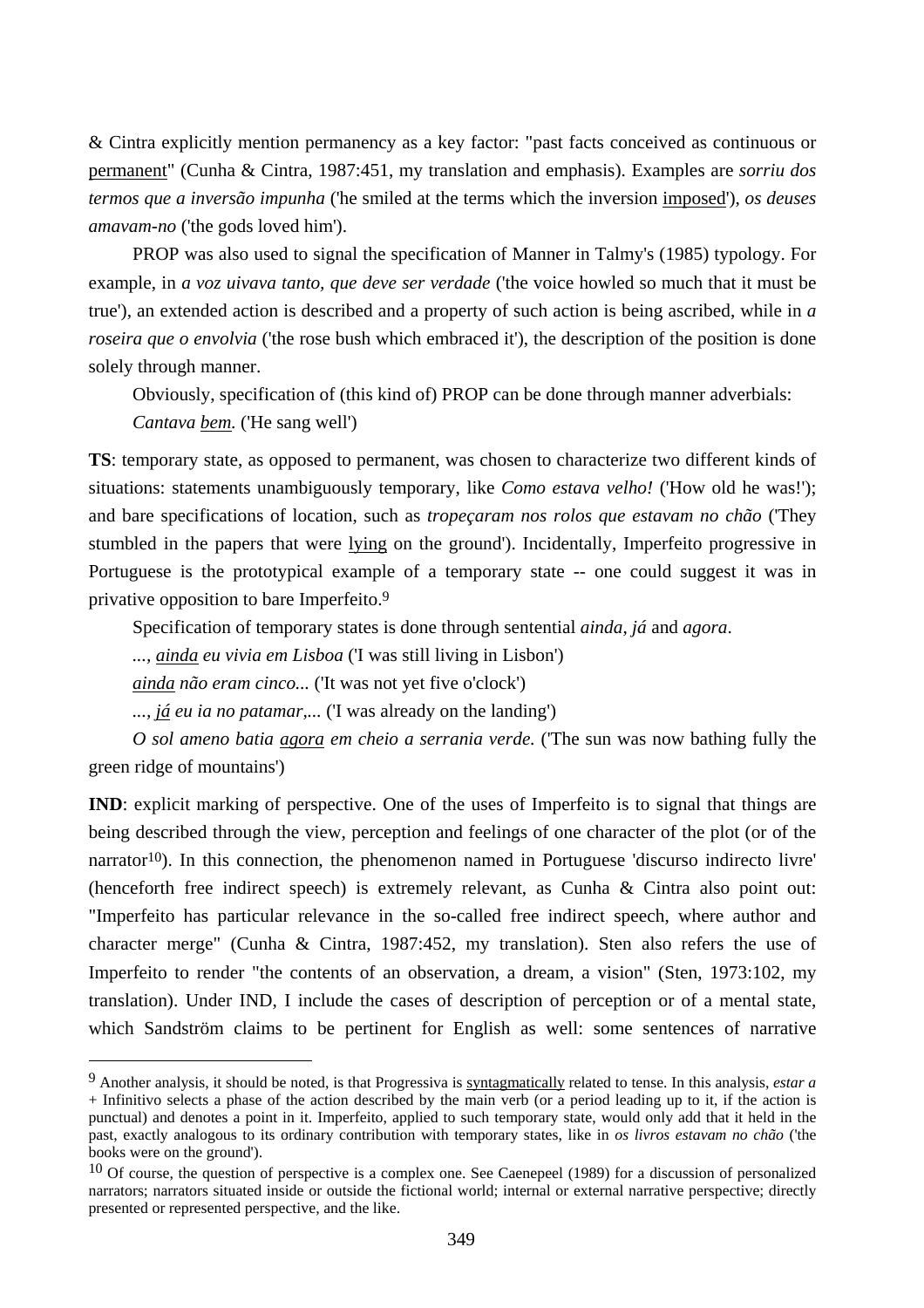& Cintra explicitly mention permanency as a key factor: "past facts conceived as continuous or <u>permanent</u>" (Cunha & Cintra, 1987:451, my translation and emphasis). Examples are *sorriu dos termos que a inversão impunha* ('he smiled at the terms which the inversion <u>imposed</u>'), *os deuses amavam-no* ('the gods loved him').

PROP was also used to signal the specification of Manner in Talmy's (1985) typology. For example, in *a voz uivava tanto, que deve ser verdade* ('the voice howled so much that it must be true'), an extended action is described and a property of such action is being ascribed, while in *a roseira que o envolvia* ('the rose bush which embraced it'), the description of the position is done solely through manner.

Obviously, specification of (this kind of) PROP can be done through manner adverbials:

*Cantava <u>bem</u>.* ('He sang well')

**TS**: temporary state, as opposed to permanent, was chosen to characterize two different kinds of situations: statements unambiguously temporary, like *Como estava velho!* ('How old he was!'); and bare specifications of location, such as *tropeçaram nos rolos que estavam no chão* ('They stumbled in the papers that were <u>lying</u> on the ground'). Incidentally, Imperfeito progressive in Portuguese is the prototypical example of a temporary state -- one could suggest it was in privative opposition to bare Imperfeito.[9]

Specification of temporary states is done through sentential *ainda*, *já* and *agora*.

*..., <u>ainda</u> eu vivia em Lisboa* ('I was still living in Lisbon')

*<u>ainda</u> não eram cinco...* ('It was not yet five o'clock')

*..., <u>já</u> eu ia no patamar,...* ('I was already on the landing')

*O sol ameno batia <u>agora</u> em cheio a serrania verde.* ('The sun was now bathing fully the green ridge of mountains')

**IND**: explicit marking of perspective. One of the uses of Imperfeito is to signal that things are being described through the view, perception and feelings of one character of the plot (or of the narrator[10]). In this connection, the phenomenon named in Portuguese 'discurso indirecto livre' (henceforth free indirect speech) is extremely relevant, as Cunha & Cintra also point out: "Imperfeito has particular relevance in the so-called free indirect speech, where author and character merge" (Cunha & Cintra, 1987:452, my translation). Sten also refers the use of Imperfeito to render "the contents of an observation, a dream, a vision" (Sten, 1973:102, my translation). Under IND, I include the cases of description of perception or of a mental state, which Sandström claims to be pertinent for English as well: some sentences of narrative

---

[9] Another analysis, it should be noted, is that Progressiva is <u>syntagmatically</u> related to tense. In this analysis, *estar a* + Infinitivo selects a phase of the action described by the main verb (or a period leading up to it, if the action is punctual) and denotes a point in it. Imperfeito, applied to such temporary state, would only add that it held in the past, exactly analogous to its ordinary contribution with temporary states, like in *os livros estavam no chão* ('the books were on the ground').

[10] Of course, the question of perspective is a complex one. See Caenepeel (1989) for a discussion of personalized narrators; narrators situated inside or outside the fictional world; internal or external narrative perspective; directly presented or represented perspective, and the like.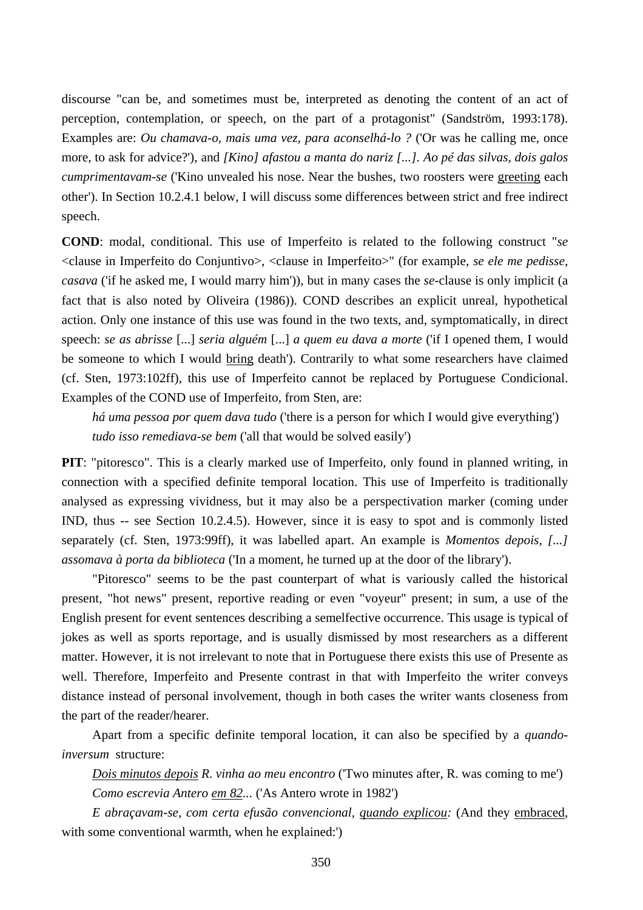discourse "can be, and sometimes must be, interpreted as denoting the content of an act of perception, contemplation, or speech, on the part of a protagonist" (Sandström, 1993:178). Examples are: *Ou chamava-o, mais uma vez, para aconselhá-lo ?* ('Or was he calling me, once more, to ask for advice?'), and *[Kino] afastou a manta do nariz [...]. Ao pé das silvas, dois galos cumprimentavam-se* ('Kino unvealed his nose. Near the bushes, two roosters were greeting each other'). In Section 10.2.4.1 below, I will discuss some differences between strict and free indirect speech.

**COND**: modal, conditional. This use of Imperfeito is related to the following construct "*se* <clause in Imperfeito do Conjuntivo>, <clause in Imperfeito>" (for example, *se ele me pedisse, casava* ('if he asked me, I would marry him')), but in many cases the *se*-clause is only implicit (a fact that is also noted by Oliveira (1986)). COND describes an explicit unreal, hypothetical action. Only one instance of this use was found in the two texts, and, symptomatically, in direct speech: *se as abrisse* [...] *seria alguém* [...] *a quem eu dava a morte* ('if I opened them, I would be someone to which I would bring death'). Contrarily to what some researchers have claimed (cf. Sten, 1973:102ff), this use of Imperfeito cannot be replaced by Portuguese Condicional. Examples of the COND use of Imperfeito, from Sten, are:

*há uma pessoa por quem dava tudo* ('there is a person for which I would give everything')

*tudo isso remediava-se bem* ('all that would be solved easily')

**PIT**: "pitoresco". This is a clearly marked use of Imperfeito, only found in planned writing, in connection with a specified definite temporal location. This use of Imperfeito is traditionally analysed as expressing vividness, but it may also be a perspectivation marker (coming under IND, thus -- see Section 10.2.4.5). However, since it is easy to spot and is commonly listed separately (cf. Sten, 1973:99ff), it was labelled apart. An example is *Momentos depois, [...] assomava à porta da biblioteca* ('In a moment, he turned up at the door of the library').

"Pitoresco" seems to be the past counterpart of what is variously called the historical present, "hot news" present, reportive reading or even "voyeur" present; in sum, a use of the English present for event sentences describing a semelfective occurrence. This usage is typical of jokes as well as sports reportage, and is usually dismissed by most researchers as a different matter. However, it is not irrelevant to note that in Portuguese there exists this use of Presente as well. Therefore, Imperfeito and Presente contrast in that with Imperfeito the writer conveys distance instead of personal involvement, though in both cases the writer wants closeness from the part of the reader/hearer.

Apart from a specific definite temporal location, it can also be specified by a *quando-inversum* structure:

*Dois minutos depois R. vinha ao meu encontro* ('Two minutes after, R. was coming to me')

*Como escrevia Antero em 82...* ('As Antero wrote in 1982')

*E abraçavam-se, com certa efusão convencional, quando explicou:* (And they embraced, with some conventional warmth, when he explained:')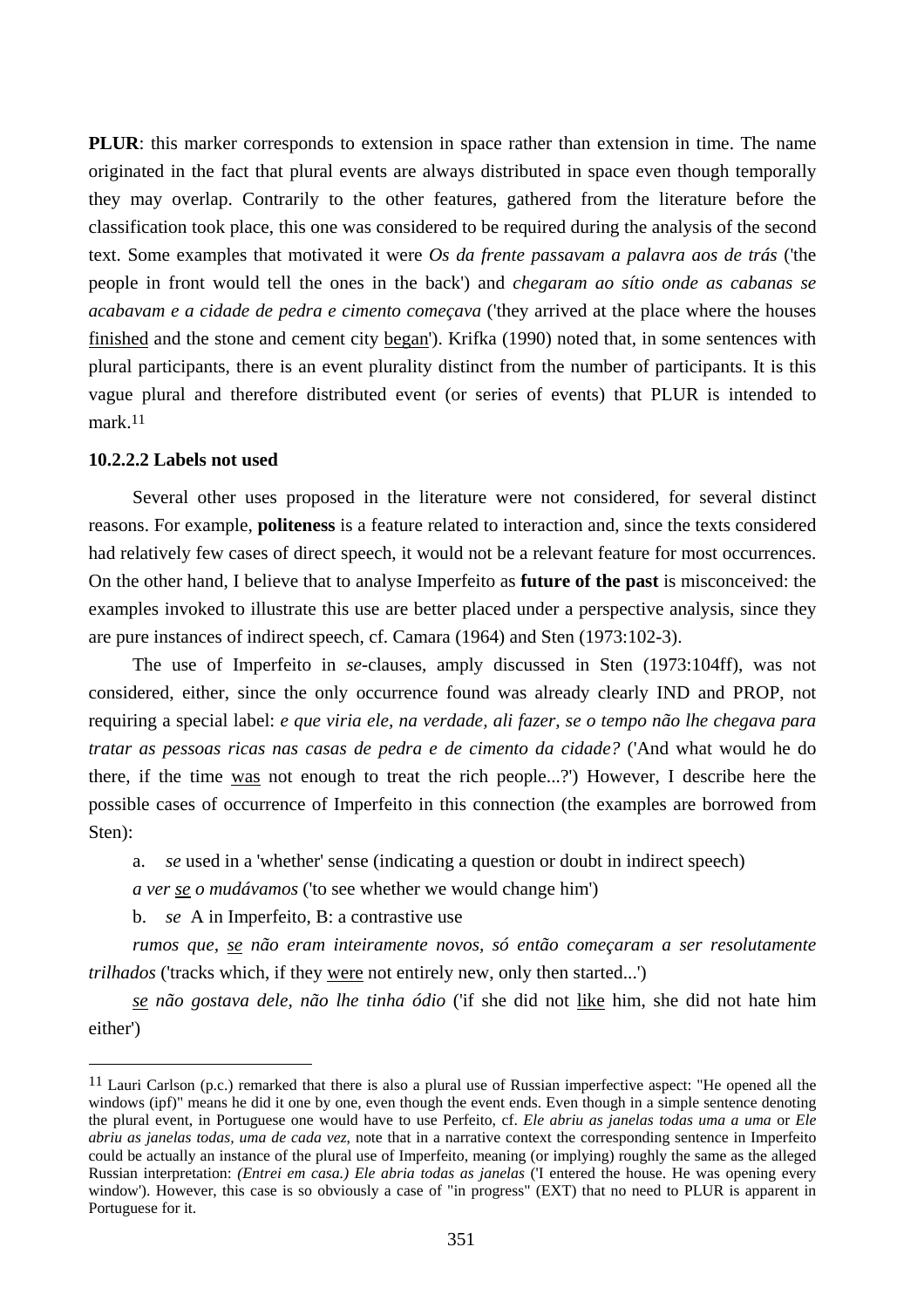**PLUR**: this marker corresponds to extension in space rather than extension in time. The name originated in the fact that plural events are always distributed in space even though temporally they may overlap. Contrarily to the other features, gathered from the literature before the classification took place, this one was considered to be required during the analysis of the second text. Some examples that motivated it were *Os da frente passavam a palavra aos de trás* ('the people in front would tell the ones in the back') and *chegaram ao sítio onde as cabanas se acabavam e a cidade de pedra e cimento começava* ('they arrived at the place where the houses <u>finished</u> and the stone and cement city <u>began</u>'). Krifka (1990) noted that, in some sentences with plural participants, there is an event plurality distinct from the number of participants. It is this vague plural and therefore distributed event (or series of events) that PLUR is intended to mark.[11]

#### 10.2.2.2 Labels not used

Several other uses proposed in the literature were not considered, for several distinct reasons. For example, **politeness** is a feature related to interaction and, since the texts considered had relatively few cases of direct speech, it would not be a relevant feature for most occurrences. On the other hand, I believe that to analyse Imperfeito as **future of the past** is misconceived: the examples invoked to illustrate this use are better placed under a perspective analysis, since they are pure instances of indirect speech, cf. Camara (1964) and Sten (1973:102-3).

The use of Imperfeito in *se*-clauses, amply discussed in Sten (1973:104ff), was not considered, either, since the only occurrence found was already clearly IND and PROP, not requiring a special label: *e que viria ele, na verdade, ali fazer, se o tempo não lhe chegava para tratar as pessoas ricas nas casas de pedra e de cimento da cidade?* ('And what would he do there, if the time <u>was</u> not enough to treat the rich people...?') However, I describe here the possible cases of occurrence of Imperfeito in this connection (the examples are borrowed from Sten):

a. *se* used in a 'whether' sense (indicating a question or doubt in indirect speech)

*a ver <u>se</u> o mudávamos* ('to see whether we would change him')

b. *se* A in Imperfeito, B: a contrastive use

*rumos que, <u>se</u> não eram inteiramente novos, só então começaram a ser resolutamente trilhados* ('tracks which, if they <u>were</u> not entirely new, only then started...')

*<u>se</u> não gostava dele, não lhe tinha ódio* ('if she did not <u>like</u> him, she did not hate him either')

---

[11] Lauri Carlson (p.c.) remarked that there is also a plural use of Russian imperfective aspect: "He opened all the windows (ipf)" means he did it one by one, even though the event ends. Even though in a simple sentence denoting the plural event, in Portuguese one would have to use Perfeito, cf. *Ele abriu as janelas todas uma a uma* or *Ele abriu as janelas todas, uma de cada vez*, note that in a narrative context the corresponding sentence in Imperfeito could be actually an instance of the plural use of Imperfeito, meaning (or implying) roughly the same as the alleged Russian interpretation: *(Entrei em casa.) Ele abria todas as janelas* ('I entered the house. He was opening every window'). However, this case is so obviously a case of "in progress" (EXT) that no need to PLUR is apparent in Portuguese for it.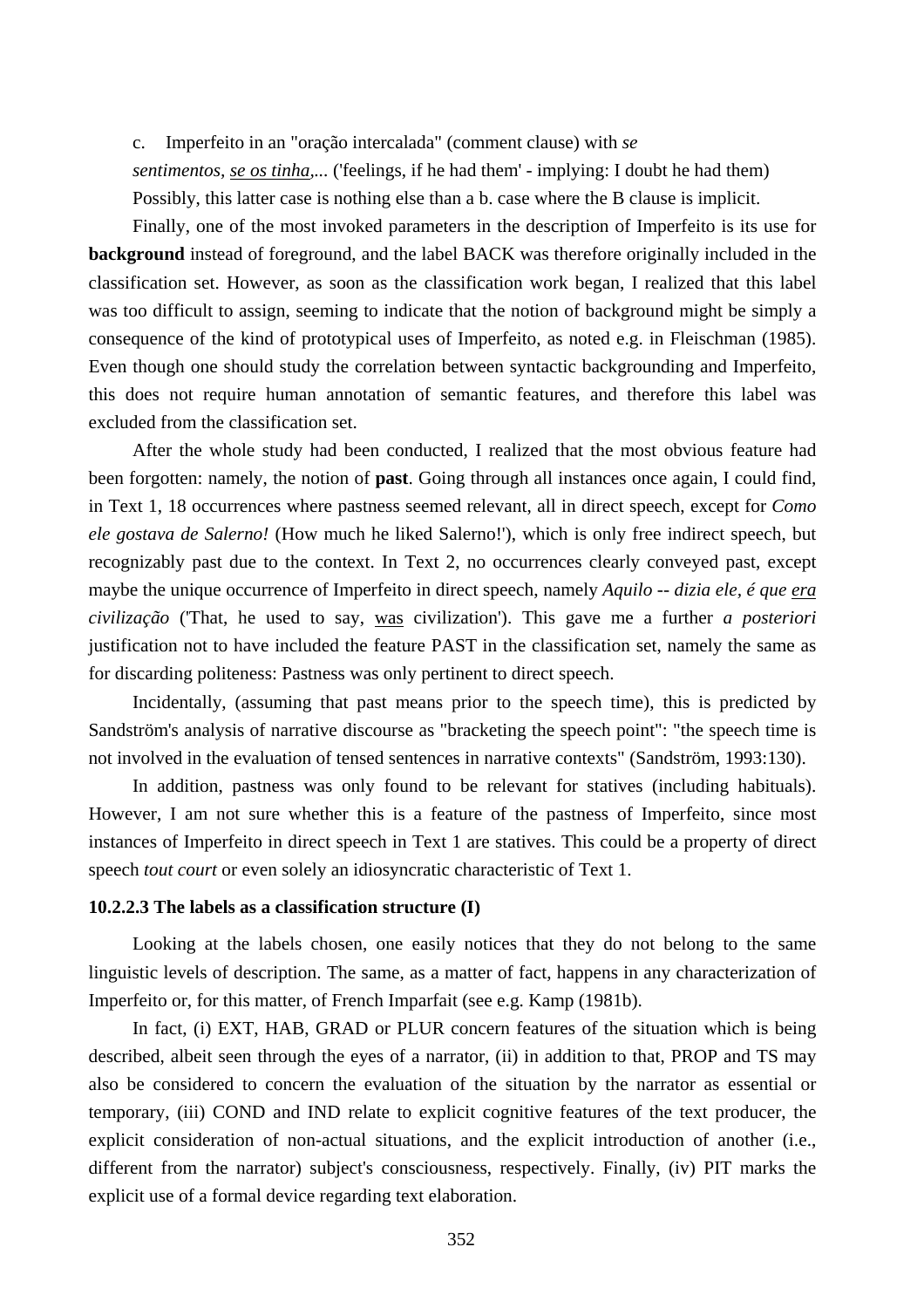c. Imperfeito in an "oração intercalada" (comment clause) with *se*

*sentimentos, se os tinha,...* ('feelings, if he had them' - implying: I doubt he had them)

Possibly, this latter case is nothing else than a b. case where the B clause is implicit.

Finally, one of the most invoked parameters in the description of Imperfeito is its use for **background** instead of foreground, and the label BACK was therefore originally included in the classification set. However, as soon as the classification work began, I realized that this label was too difficult to assign, seeming to indicate that the notion of background might be simply a consequence of the kind of prototypical uses of Imperfeito, as noted e.g. in Fleischman (1985). Even though one should study the correlation between syntactic backgrounding and Imperfeito, this does not require human annotation of semantic features, and therefore this label was excluded from the classification set.

After the whole study had been conducted, I realized that the most obvious feature had been forgotten: namely, the notion of **past**. Going through all instances once again, I could find, in Text 1, 18 occurrences where pastness seemed relevant, all in direct speech, except for *Como ele gostava de Salerno!* (How much he liked Salerno!'), which is only free indirect speech, but recognizably past due to the context. In Text 2, no occurrences clearly conveyed past, except maybe the unique occurrence of Imperfeito in direct speech, namely *Aquilo -- dizia ele, é que era civilização* ('That, he used to say, was civilization'). This gave me a further *a posteriori* justification not to have included the feature PAST in the classification set, namely the same as for discarding politeness: Pastness was only pertinent to direct speech.

Incidentally, (assuming that past means prior to the speech time), this is predicted by Sandström's analysis of narrative discourse as "bracketing the speech point": "the speech time is not involved in the evaluation of tensed sentences in narrative contexts" (Sandström, 1993:130).

In addition, pastness was only found to be relevant for statives (including habituals). However, I am not sure whether this is a feature of the pastness of Imperfeito, since most instances of Imperfeito in direct speech in Text 1 are statives. This could be a property of direct speech *tout court* or even solely an idiosyncratic characteristic of Text 1.

### 10.2.2.3 The labels as a classification structure (I)

Looking at the labels chosen, one easily notices that they do not belong to the same linguistic levels of description. The same, as a matter of fact, happens in any characterization of Imperfeito or, for this matter, of French Imparfait (see e.g. Kamp (1981b).

In fact, (i) EXT, HAB, GRAD or PLUR concern features of the situation which is being described, albeit seen through the eyes of a narrator, (ii) in addition to that, PROP and TS may also be considered to concern the evaluation of the situation by the narrator as essential or temporary, (iii) COND and IND relate to explicit cognitive features of the text producer, the explicit consideration of non-actual situations, and the explicit introduction of another (i.e., different from the narrator) subject's consciousness, respectively. Finally, (iv) PIT marks the explicit use of a formal device regarding text elaboration.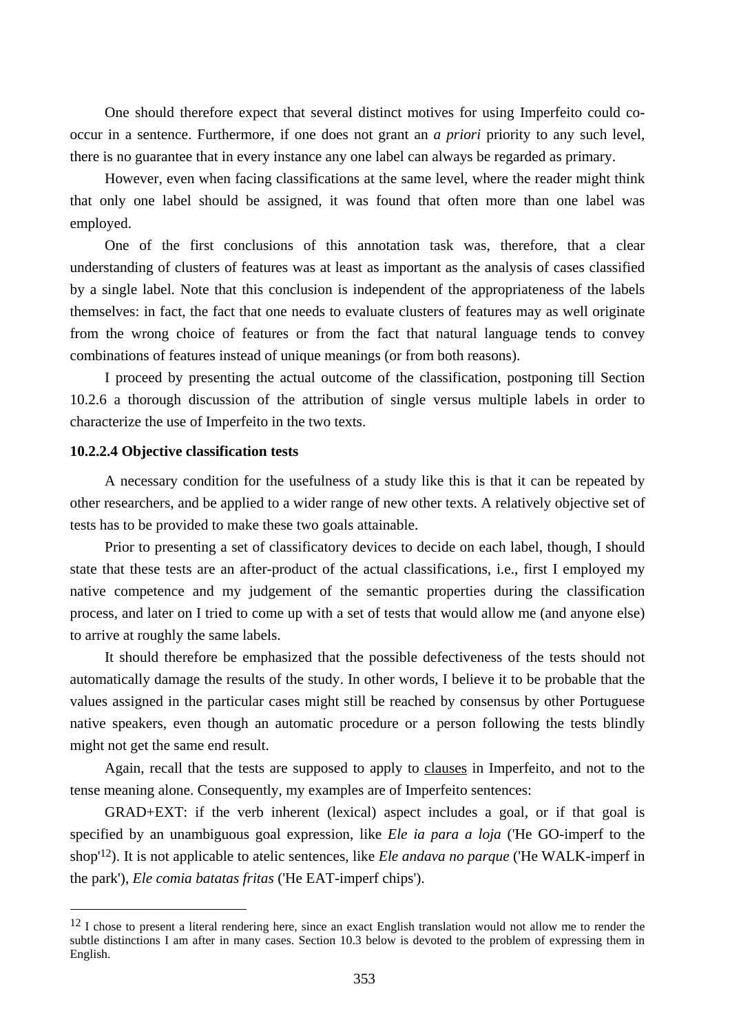One should therefore expect that several distinct motives for using Imperfeito could co-occur in a sentence. Furthermore, if one does not grant an *a priori* priority to any such level, there is no guarantee that in every instance any one label can always be regarded as primary.

However, even when facing classifications at the same level, where the reader might think that only one label should be assigned, it was found that often more than one label was employed.

One of the first conclusions of this annotation task was, therefore, that a clear understanding of clusters of features was at least as important as the analysis of cases classified by a single label. Note that this conclusion is independent of the appropriateness of the labels themselves: in fact, the fact that one needs to evaluate clusters of features may as well originate from the wrong choice of features or from the fact that natural language tends to convey combinations of features instead of unique meanings (or from both reasons).

I proceed by presenting the actual outcome of the classification, postponing till Section 10.2.6 a thorough discussion of the attribution of single versus multiple labels in order to characterize the use of Imperfeito in the two texts.

#### 10.2.2.4 Objective classification tests

A necessary condition for the usefulness of a study like this is that it can be repeated by other researchers, and be applied to a wider range of new other texts. A relatively objective set of tests has to be provided to make these two goals attainable.

Prior to presenting a set of classificatory devices to decide on each label, though, I should state that these tests are an after-product of the actual classifications, i.e., first I employed my native competence and my judgement of the semantic properties during the classification process, and later on I tried to come up with a set of tests that would allow me (and anyone else) to arrive at roughly the same labels.

It should therefore be emphasized that the possible defectiveness of the tests should not automatically damage the results of the study. In other words, I believe it to be probable that the values assigned in the particular cases might still be reached by consensus by other Portuguese native speakers, even though an automatic procedure or a person following the tests blindly might not get the same end result.

Again, recall that the tests are supposed to apply to <u>clauses</u> in Imperfeito, and not to the tense meaning alone. Consequently, my examples are of Imperfeito sentences:

GRAD+EXT: if the verb inherent (lexical) aspect includes a goal, or if that goal is specified by an unambiguous goal expression, like *Ele ia para a loja* ('He GO-imperf to the shop'[12]). It is not applicable to atelic sentences, like *Ele andava no parque* ('He WALK-imperf in the park'), *Ele comia batatas fritas* ('He EAT-imperf chips').

---

[12] I chose to present a literal rendering here, since an exact English translation would not allow me to render the subtle distinctions I am after in many cases. Section 10.3 below is devoted to the problem of expressing them in English.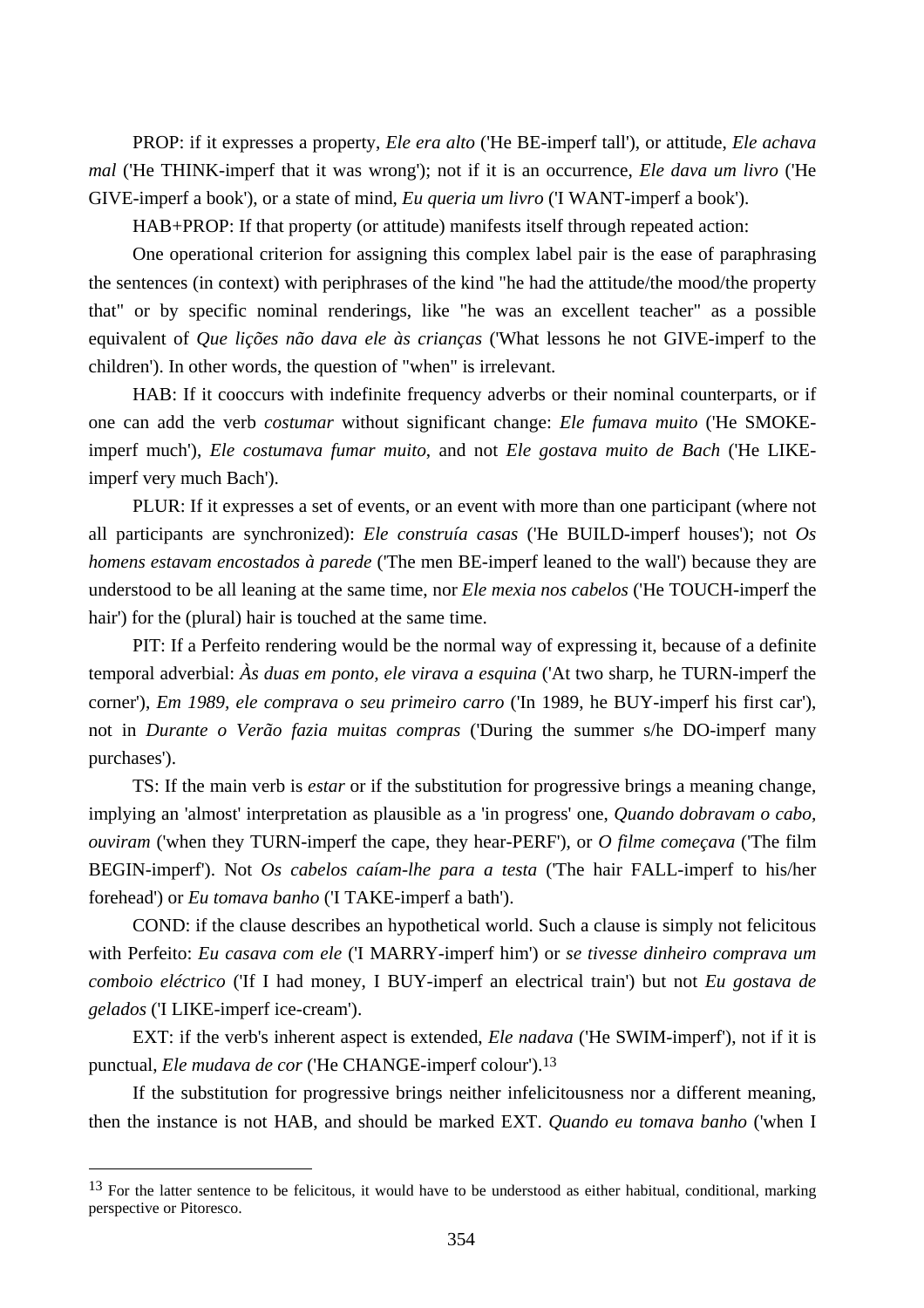PROP: if it expresses a property, *Ele era alto* ('He BE-imperf tall'), or attitude, *Ele achava mal* ('He THINK-imperf that it was wrong'); not if it is an occurrence, *Ele dava um livro* ('He GIVE-imperf a book'), or a state of mind, *Eu queria um livro* ('I WANT-imperf a book').

HAB+PROP: If that property (or attitude) manifests itself through repeated action:

One operational criterion for assigning this complex label pair is the ease of paraphrasing the sentences (in context) with periphrases of the kind "he had the attitude/the mood/the property that" or by specific nominal renderings, like "he was an excellent teacher" as a possible equivalent of *Que lições não dava ele às crianças* ('What lessons he not GIVE-imperf to the children'). In other words, the question of "when" is irrelevant.

HAB: If it cooccurs with indefinite frequency adverbs or their nominal counterparts, or if one can add the verb *costumar* without significant change: *Ele fumava muito* ('He SMOKE-imperf much'), *Ele costumava fumar muito*, and not *Ele gostava muito de Bach* ('He LIKE-imperf very much Bach').

PLUR: If it expresses a set of events, or an event with more than one participant (where not all participants are synchronized): *Ele construía casas* ('He BUILD-imperf houses'); not *Os homens estavam encostados à parede* ('The men BE-imperf leaned to the wall') because they are understood to be all leaning at the same time, nor *Ele mexia nos cabelos* ('He TOUCH-imperf the hair') for the (plural) hair is touched at the same time.

PIT: If a Perfeito rendering would be the normal way of expressing it, because of a definite temporal adverbial: *Às duas em ponto, ele virava a esquina* ('At two sharp, he TURN-imperf the corner'), *Em 1989, ele comprava o seu primeiro carro* ('In 1989, he BUY-imperf his first car'), not in *Durante o Verão fazia muitas compras* ('During the summer s/he DO-imperf many purchases').

TS: If the main verb is *estar* or if the substitution for progressive brings a meaning change, implying an 'almost' interpretation as plausible as a 'in progress' one, *Quando dobravam o cabo, ouviram* ('when they TURN-imperf the cape, they hear-PERF'), or *O filme começava* ('The film BEGIN-imperf'). Not *Os cabelos caíam-lhe para a testa* ('The hair FALL-imperf to his/her forehead') or *Eu tomava banho* ('I TAKE-imperf a bath').

COND: if the clause describes an hypothetical world. Such a clause is simply not felicitous with Perfeito: *Eu casava com ele* ('I MARRY-imperf him') or *se tivesse dinheiro comprava um comboio eléctrico* ('If I had money, I BUY-imperf an electrical train') but not *Eu gostava de gelados* ('I LIKE-imperf ice-cream').

EXT: if the verb's inherent aspect is extended, *Ele nadava* ('He SWIM-imperf'), not if it is punctual, *Ele mudava de cor* ('He CHANGE-imperf colour').[13]

If the substitution for progressive brings neither infelicitousness nor a different meaning, then the instance is not HAB, and should be marked EXT. *Quando eu tomava banho* ('when I

---

[13] For the latter sentence to be felicitous, it would have to be understood as either habitual, conditional, marking perspective or Pitoresco.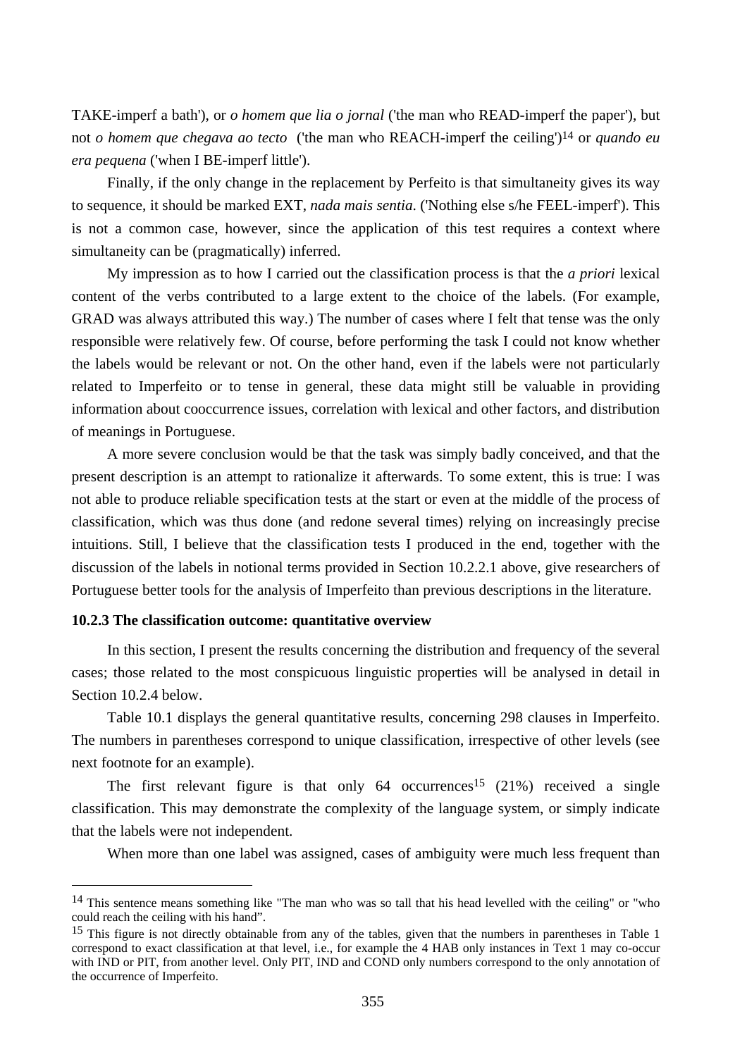TAKE-imperf a bath'), or *o homem que lia o jornal* ('the man who READ-imperf the paper'), but not *o homem que chegava ao tecto* ('the man who REACH-imperf the ceiling')[14] or *quando eu era pequena* ('when I BE-imperf little').

Finally, if the only change in the replacement by Perfeito is that simultaneity gives its way to sequence, it should be marked EXT, *nada mais sentia*. ('Nothing else s/he FEEL-imperf'). This is not a common case, however, since the application of this test requires a context where simultaneity can be (pragmatically) inferred.

My impression as to how I carried out the classification process is that the *a priori* lexical content of the verbs contributed to a large extent to the choice of the labels. (For example, GRAD was always attributed this way.) The number of cases where I felt that tense was the only responsible were relatively few. Of course, before performing the task I could not know whether the labels would be relevant or not. On the other hand, even if the labels were not particularly related to Imperfeito or to tense in general, these data might still be valuable in providing information about cooccurrence issues, correlation with lexical and other factors, and distribution of meanings in Portuguese.

A more severe conclusion would be that the task was simply badly conceived, and that the present description is an attempt to rationalize it afterwards. To some extent, this is true: I was not able to produce reliable specification tests at the start or even at the middle of the process of classification, which was thus done (and redone several times) relying on increasingly precise intuitions. Still, I believe that the classification tests I produced in the end, together with the discussion of the labels in notional terms provided in Section 10.2.2.1 above, give researchers of Portuguese better tools for the analysis of Imperfeito than previous descriptions in the literature.

### 10.2.3 The classification outcome: quantitative overview

In this section, I present the results concerning the distribution and frequency of the several cases; those related to the most conspicuous linguistic properties will be analysed in detail in Section 10.2.4 below.

Table 10.1 displays the general quantitative results, concerning 298 clauses in Imperfeito. The numbers in parentheses correspond to unique classification, irrespective of other levels (see next footnote for an example).

The first relevant figure is that only 64 occurrences[15] (21%) received a single classification. This may demonstrate the complexity of the language system, or simply indicate that the labels were not independent.

When more than one label was assigned, cases of ambiguity were much less frequent than

---

[14] This sentence means something like "The man who was so tall that his head levelled with the ceiling" or "who could reach the ceiling with his hand".

[15] This figure is not directly obtainable from any of the tables, given that the numbers in parentheses in Table 1 correspond to exact classification at that level, i.e., for example the 4 HAB only instances in Text 1 may co-occur with IND or PIT, from another level. Only PIT, IND and COND only numbers correspond to the only annotation of the occurrence of Imperfeito.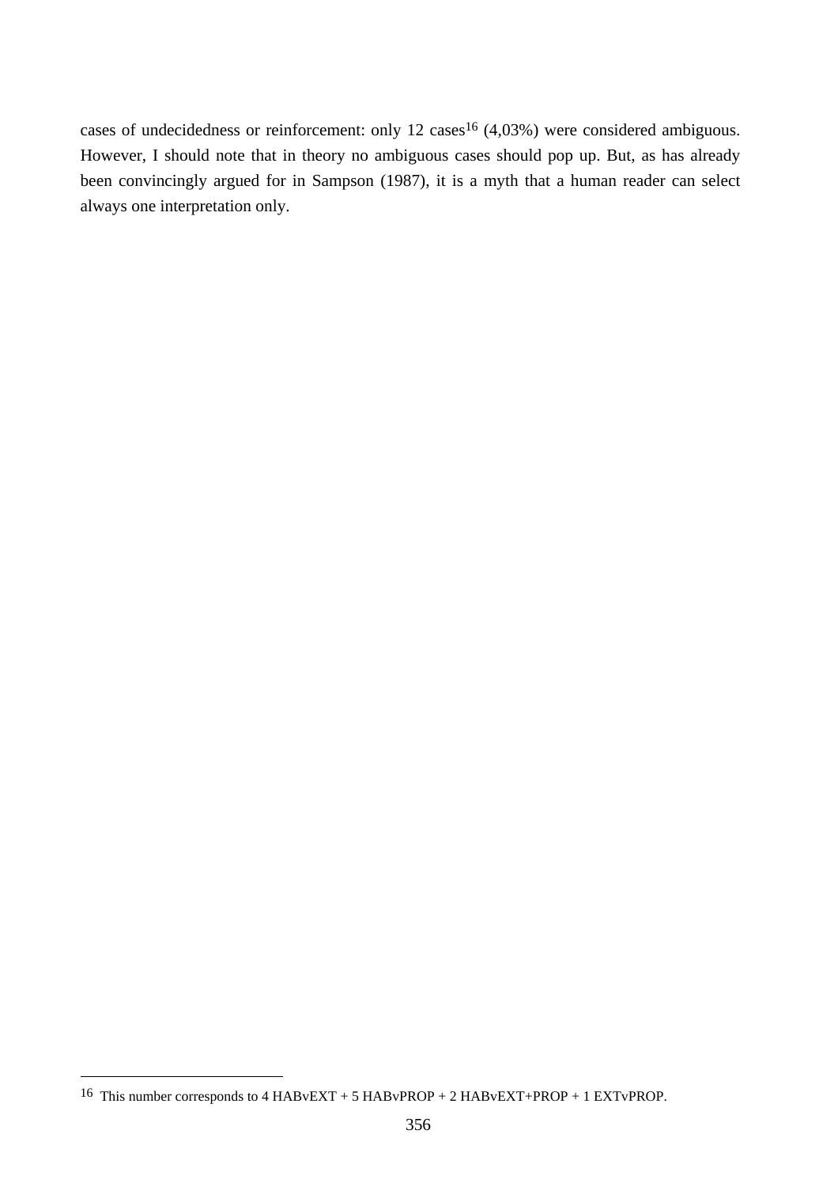cases of undecidedness or reinforcement: only 12 cases[16] (4,03%) were considered ambiguous. However, I should note that in theory no ambiguous cases should pop up. But, as has already been convincingly argued for in Sampson (1987), it is a myth that a human reader can select always one interpretation only.

---

[16] This number corresponds to 4 HABvEXT + 5 HABvPROP + 2 HABvEXT+PROP + 1 EXTvPROP.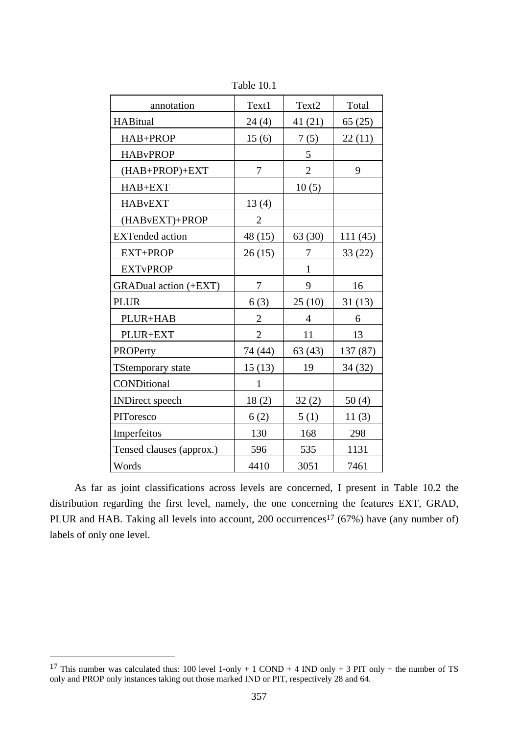Table 10.1

| annotation | Text1 | Text2 | Total |
|---|---|---|---|
| HABitual | 24 (4) | 41 (21) | 65 (25) |
| HAB+PROP | 15 (6) | 7 (5) | 22 (11) |
| HABvPROP | | 5 | |
| (HAB+PROP)+EXT | 7 | 2 | 9 |
| HAB+EXT | | 10 (5) | |
| HABvEXT | 13 (4) | | |
| (HABvEXT)+PROP | 2 | | |
| EXTended action | 48 (15) | 63 (30) | 111 (45) |
| EXT+PROP | 26 (15) | 7 | 33 (22) |
| EXTvPROP | | 1 | |
| GRADual action (+EXT) | 7 | 9 | 16 |
| PLUR | 6 (3) | 25 (10) | 31 (13) |
| PLUR+HAB | 2 | 4 | 6 |
| PLUR+EXT | 2 | 11 | 13 |
| PROPerty | 74 (44) | 63 (43) | 137 (87) |
| TStemporary state | 15 (13) | 19 | 34 (32) |
| CONDitional | 1 | | |
| INDirect speech | 18 (2) | 32 (2) | 50 (4) |
| PIToresco | 6 (2) | 5 (1) | 11 (3) |
| Imperfeitos | 130 | 168 | 298 |
| Tensed clauses (approx.) | 596 | 535 | 1131 |
| Words | 4410 | 3051 | 7461 |

As far as joint classifications across levels are concerned, I present in Table 10.2 the distribution regarding the first level, namely, the one concerning the features EXT, GRAD, PLUR and HAB. Taking all levels into account, 200 occurrences[17] (67%) have (any number of) labels of only one level.

[17] This number was calculated thus: 100 level 1-only + 1 COND + 4 IND only + 3 PIT only + the number of TS only and PROP only instances taking out those marked IND or PIT, respectively 28 and 64.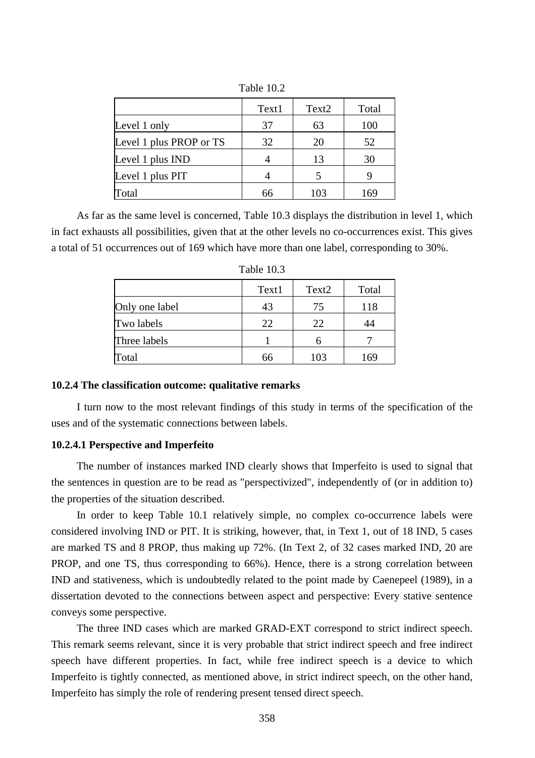Table 10.2

| | Text1 | Text2 | Total |
|---|---|---|---|
| Level 1 only | 37 | 63 | 100 |
| Level 1 plus PROP or TS | 32 | 20 | 52 |
| Level 1 plus IND | 4 | 13 | 30 |
| Level 1 plus PIT | 4 | 5 | 9 |
| Total | 66 | 103 | 169 |

As far as the same level is concerned, Table 10.3 displays the distribution in level 1, which in fact exhausts all possibilities, given that at the other levels no co-occurrences exist. This gives a total of 51 occurrences out of 169 which have more than one label, corresponding to 30%.

Table 10.3

| | Text1 | Text2 | Total |
|---|---|---|---|
| Only one label | 43 | 75 | 118 |
| Two labels | 22 | 22 | 44 |
| Three labels | 1 | 6 | 7 |
| Total | 66 | 103 | 169 |

#### 10.2.4 The classification outcome: qualitative remarks

I turn now to the most relevant findings of this study in terms of the specification of the uses and of the systematic connections between labels.

##### 10.2.4.1 Perspective and Imperfeito

The number of instances marked IND clearly shows that Imperfeito is used to signal that the sentences in question are to be read as "perspectivized", independently of (or in addition to) the properties of the situation described.

In order to keep Table 10.1 relatively simple, no complex co-occurrence labels were considered involving IND or PIT. It is striking, however, that, in Text 1, out of 18 IND, 5 cases are marked TS and 8 PROP, thus making up 72%. (In Text 2, of 32 cases marked IND, 20 are PROP, and one TS, thus corresponding to 66%). Hence, there is a strong correlation between IND and stativeness, which is undoubtedly related to the point made by Caenepeel (1989), in a dissertation devoted to the connections between aspect and perspective: Every stative sentence conveys some perspective.

The three IND cases which are marked GRAD-EXT correspond to strict indirect speech. This remark seems relevant, since it is very probable that strict indirect speech and free indirect speech have different properties. In fact, while free indirect speech is a device to which Imperfeito is tightly connected, as mentioned above, in strict indirect speech, on the other hand, Imperfeito has simply the role of rendering present tensed direct speech.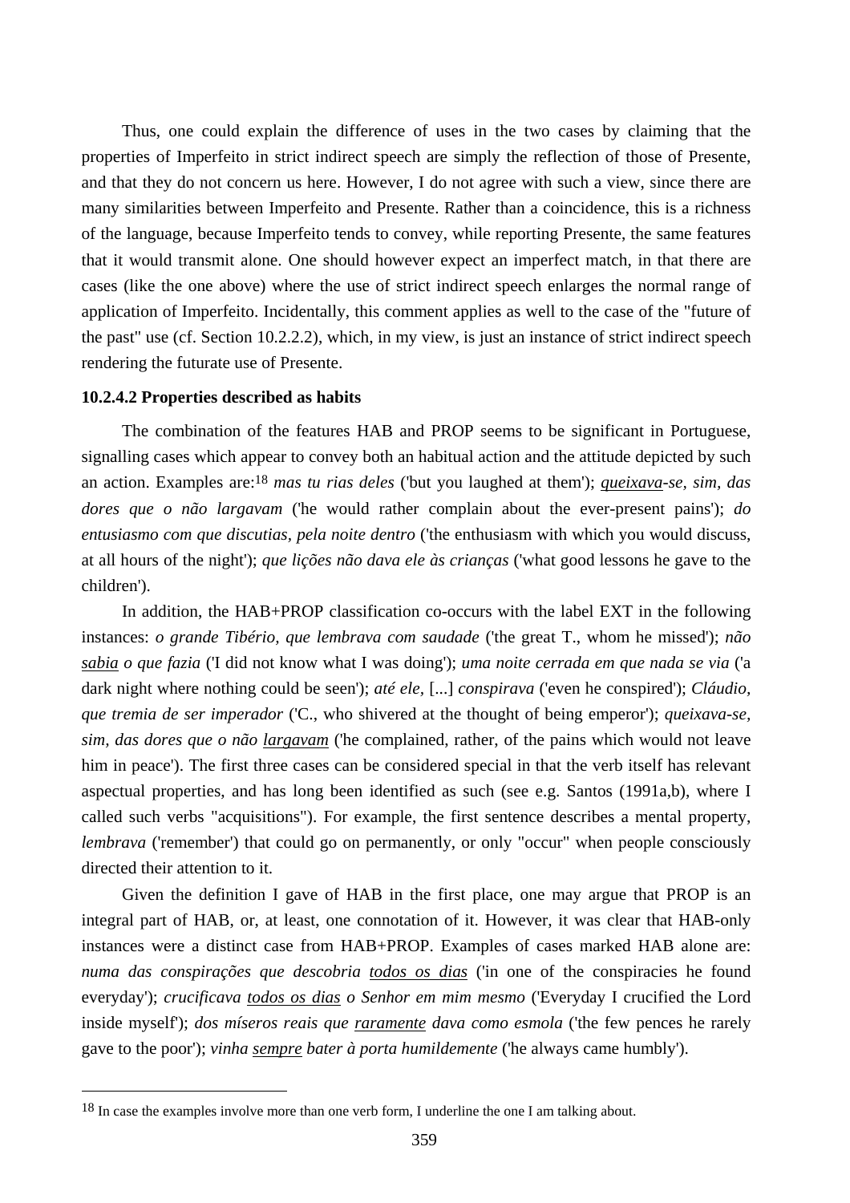Thus, one could explain the difference of uses in the two cases by claiming that the properties of Imperfeito in strict indirect speech are simply the reflection of those of Presente, and that they do not concern us here. However, I do not agree with such a view, since there are many similarities between Imperfeito and Presente. Rather than a coincidence, this is a richness of the language, because Imperfeito tends to convey, while reporting Presente, the same features that it would transmit alone. One should however expect an imperfect match, in that there are cases (like the one above) where the use of strict indirect speech enlarges the normal range of application of Imperfeito. Incidentally, this comment applies as well to the case of the "future of the past" use (cf. Section 10.2.2.2), which, in my view, is just an instance of strict indirect speech rendering the futurate use of Presente.

#### 10.2.4.2 Properties described as habits

The combination of the features HAB and PROP seems to be significant in Portuguese, signalling cases which appear to convey both an habitual action and the attitude depicted by such an action. Examples are:[18] *mas tu rias deles* ('but you laughed at them'); <u>*queixava*</u>*-se, sim, das dores que o não largavam* ('he would rather complain about the ever-present pains'); *do entusiasmo com que discutias, pela noite dentro* ('the enthusiasm with which you would discuss, at all hours of the night'); *que lições não dava ele às crianças* ('what good lessons he gave to the children').

In addition, the HAB+PROP classification co-occurs with the label EXT in the following instances: *o grande Tibério, que lembrava com saudade* ('the great T., whom he missed'); *não* <u>*sabia*</u> *o que fazia* ('I did not know what I was doing'); *uma noite cerrada em que nada se via* ('a dark night where nothing could be seen'); *até ele,* [...] *conspirava* ('even he conspired'); *Cláudio, que tremia de ser imperador* ('C., who shivered at the thought of being emperor'); *queixava-se, sim, das dores que o não* <u>*largavam*</u> ('he complained, rather, of the pains which would not leave him in peace'). The first three cases can be considered special in that the verb itself has relevant aspectual properties, and has long been identified as such (see e.g. Santos (1991a,b), where I called such verbs "acquisitions"). For example, the first sentence describes a mental property, *lembrava* ('remember') that could go on permanently, or only "occur" when people consciously directed their attention to it.

Given the definition I gave of HAB in the first place, one may argue that PROP is an integral part of HAB, or, at least, one connotation of it. However, it was clear that HAB-only instances were a distinct case from HAB+PROP. Examples of cases marked HAB alone are: *numa das conspirações que descobria* <u>*todos os dias*</u> ('in one of the conspiracies he found everyday'); *crucificava* <u>*todos os dias*</u> *o Senhor em mim mesmo* ('Everyday I crucified the Lord inside myself'); *dos míseros reais que* <u>*raramente*</u> *dava como esmola* ('the few pences he rarely gave to the poor'); *vinha* <u>*sempre*</u> *bater à porta humildemente* ('he always came humbly').

---

[18] In case the examples involve more than one verb form, I underline the one I am talking about.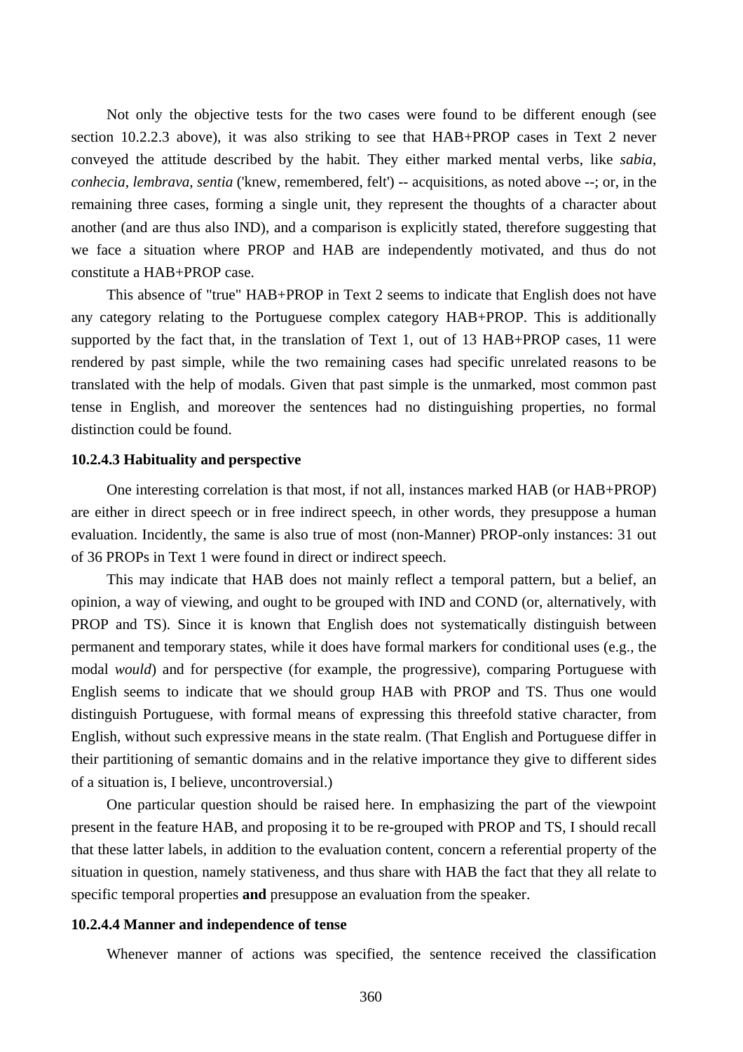Not only the objective tests for the two cases were found to be different enough (see section 10.2.2.3 above), it was also striking to see that HAB+PROP cases in Text 2 never conveyed the attitude described by the habit. They either marked mental verbs, like *sabia*, *conhecia*, *lembrava*, *sentia* ('knew, remembered, felt') -- acquisitions, as noted above --; or, in the remaining three cases, forming a single unit, they represent the thoughts of a character about another (and are thus also IND), and a comparison is explicitly stated, therefore suggesting that we face a situation where PROP and HAB are independently motivated, and thus do not constitute a HAB+PROP case.

This absence of "true" HAB+PROP in Text 2 seems to indicate that English does not have any category relating to the Portuguese complex category HAB+PROP. This is additionally supported by the fact that, in the translation of Text 1, out of 13 HAB+PROP cases, 11 were rendered by past simple, while the two remaining cases had specific unrelated reasons to be translated with the help of modals. Given that past simple is the unmarked, most common past tense in English, and moreover the sentences had no distinguishing properties, no formal distinction could be found.

### 10.2.4.3 Habituality and perspective

One interesting correlation is that most, if not all, instances marked HAB (or HAB+PROP) are either in direct speech or in free indirect speech, in other words, they presuppose a human evaluation. Incidently, the same is also true of most (non-Manner) PROP-only instances: 31 out of 36 PROPs in Text 1 were found in direct or indirect speech.

This may indicate that HAB does not mainly reflect a temporal pattern, but a belief, an opinion, a way of viewing, and ought to be grouped with IND and COND (or, alternatively, with PROP and TS). Since it is known that English does not systematically distinguish between permanent and temporary states, while it does have formal markers for conditional uses (e.g., the modal *would*) and for perspective (for example, the progressive), comparing Portuguese with English seems to indicate that we should group HAB with PROP and TS. Thus one would distinguish Portuguese, with formal means of expressing this threefold stative character, from English, without such expressive means in the state realm. (That English and Portuguese differ in their partitioning of semantic domains and in the relative importance they give to different sides of a situation is, I believe, uncontroversial.)

One particular question should be raised here. In emphasizing the part of the viewpoint present in the feature HAB, and proposing it to be re-grouped with PROP and TS, I should recall that these latter labels, in addition to the evaluation content, concern a referential property of the situation in question, namely stativeness, and thus share with HAB the fact that they all relate to specific temporal properties **and** presuppose an evaluation from the speaker.

### 10.2.4.4 Manner and independence of tense

Whenever manner of actions was specified, the sentence received the classification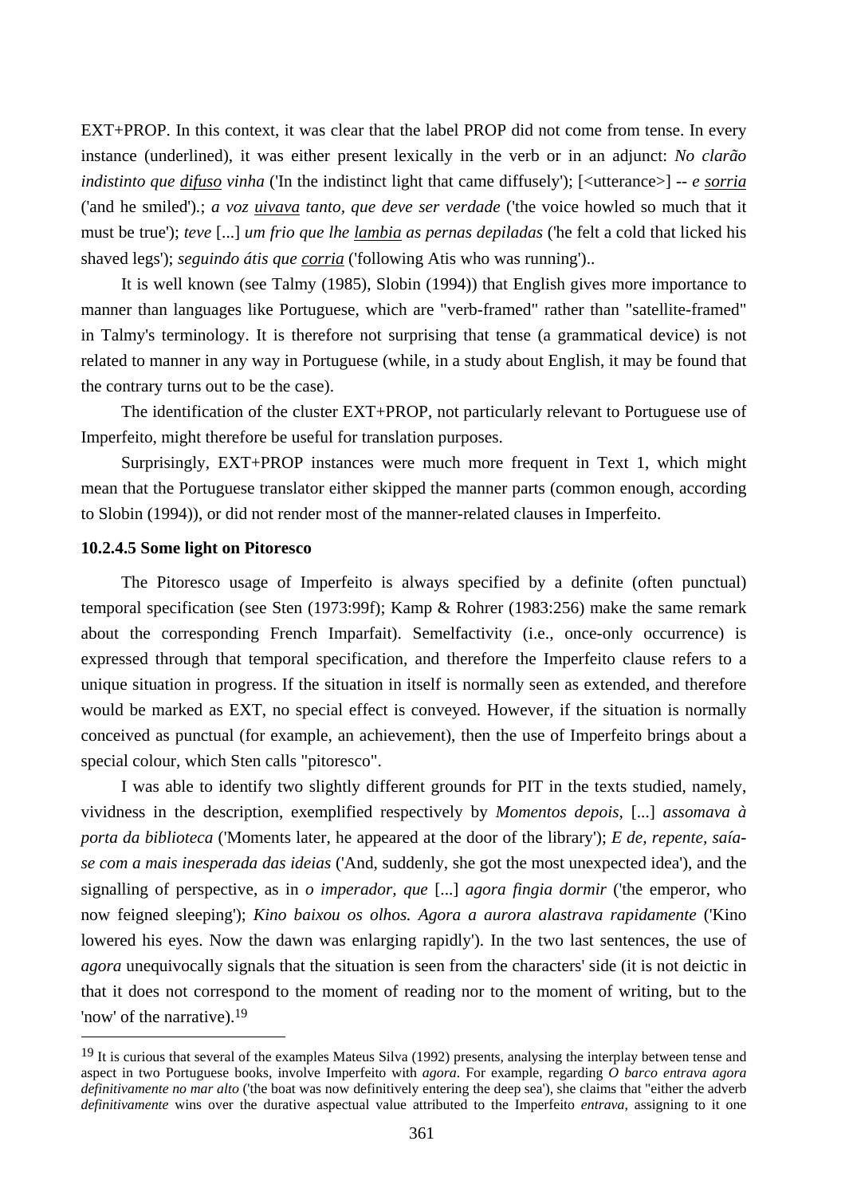EXT+PROP. In this context, it was clear that the label PROP did not come from tense. In every instance (underlined), it was either present lexically in the verb or in an adjunct: *No clarão indistinto que* <u>*difuso*</u> *vinha* ('In the indistinct light that came diffusely'); [<utterance>] -- *e* <u>*sorria*</u> ('and he smiled').; *a voz* <u>*uivava*</u> *tanto, que deve ser verdade* ('the voice howled so much that it must be true'); *teve* [...] *um frio que lhe* <u>*lambia*</u> *as pernas depiladas* ('he felt a cold that licked his shaved legs'); *seguindo átis que* <u>*corria*</u> ('following Atis who was running')..

It is well known (see Talmy (1985), Slobin (1994)) that English gives more importance to manner than languages like Portuguese, which are "verb-framed" rather than "satellite-framed" in Talmy's terminology. It is therefore not surprising that tense (a grammatical device) is not related to manner in any way in Portuguese (while, in a study about English, it may be found that the contrary turns out to be the case).

The identification of the cluster EXT+PROP, not particularly relevant to Portuguese use of Imperfeito, might therefore be useful for translation purposes.

Surprisingly, EXT+PROP instances were much more frequent in Text 1, which might mean that the Portuguese translator either skipped the manner parts (common enough, according to Slobin (1994)), or did not render most of the manner-related clauses in Imperfeito.

#### 10.2.4.5 Some light on Pitoresco

The Pitoresco usage of Imperfeito is always specified by a definite (often punctual) temporal specification (see Sten (1973:99f); Kamp & Rohrer (1983:256) make the same remark about the corresponding French Imparfait). Semelfactivity (i.e., once-only occurrence) is expressed through that temporal specification, and therefore the Imperfeito clause refers to a unique situation in progress. If the situation in itself is normally seen as extended, and therefore would be marked as EXT, no special effect is conveyed. However, if the situation is normally conceived as punctual (for example, an achievement), then the use of Imperfeito brings about a special colour, which Sten calls "pitoresco".

I was able to identify two slightly different grounds for PIT in the texts studied, namely, vividness in the description, exemplified respectively by *Momentos depois,* [...] *assomava à porta da biblioteca* ('Moments later, he appeared at the door of the library'); *E de, repente, saía-se com a mais inesperada das ideias* ('And, suddenly, she got the most unexpected idea'), and the signalling of perspective, as in *o imperador, que* [...] *agora fingia dormir* ('the emperor, who now feigned sleeping'); *Kino baixou os olhos. Agora a aurora alastrava rapidamente* ('Kino lowered his eyes. Now the dawn was enlarging rapidly'). In the two last sentences, the use of *agora* unequivocally signals that the situation is seen from the characters' side (it is not deictic in that it does not correspond to the moment of reading nor to the moment of writing, but to the 'now' of the narrative).[19]

---

[19] It is curious that several of the examples Mateus Silva (1992) presents, analysing the interplay between tense and aspect in two Portuguese books, involve Imperfeito with *agora*. For example, regarding *O barco entrava agora definitivamente no mar alto* ('the boat was now definitively entering the deep sea'), she claims that "either the adverb *definitivamente* wins over the durative aspectual value attributed to the Imperfeito *entrava*, assigning to it one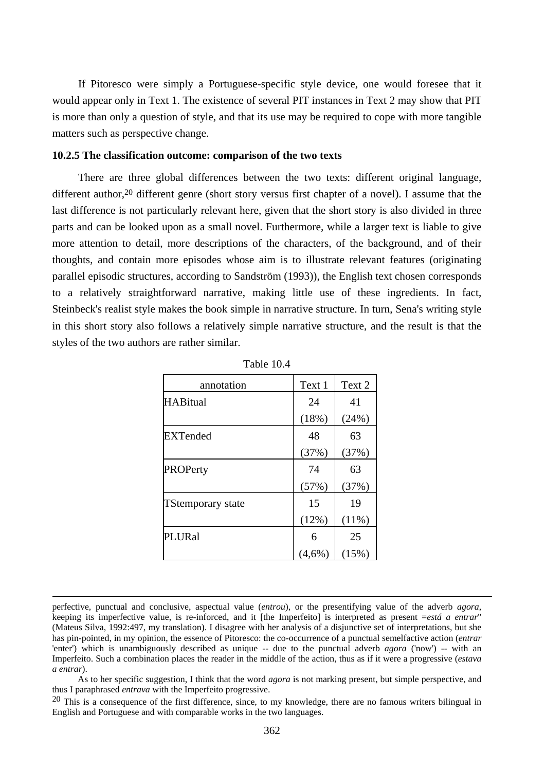If Pitoresco were simply a Portuguese-specific style device, one would foresee that it would appear only in Text 1. The existence of several PIT instances in Text 2 may show that PIT is more than only a question of style, and that its use may be required to cope with more tangible matters such as perspective change.

**10.2.5 The classification outcome: comparison of the two texts**

There are three global differences between the two texts: different original language, different author,[20] different genre (short story versus first chapter of a novel). I assume that the last difference is not particularly relevant here, given that the short story is also divided in three parts and can be looked upon as a small novel. Furthermore, while a larger text is liable to give more attention to detail, more descriptions of the characters, of the background, and of their thoughts, and contain more episodes whose aim is to illustrate relevant features (originating parallel episodic structures, according to Sandström (1993)), the English text chosen corresponds to a relatively straightforward narrative, making little use of these ingredients. In fact, Steinbeck's realist style makes the book simple in narrative structure. In turn, Sena's writing style in this short story also follows a relatively simple narrative structure, and the result is that the styles of the two authors are rather similar.

Table 10.4

| annotation | Text 1 | Text 2 |
|---|---|---|
| HABitual | 24 (18%) | 41 (24%) |
| EXTended | 48 (37%) | 63 (37%) |
| PROPerty | 74 (57%) | 63 (37%) |
| TStemporary state | 15 (12%) | 19 (11%) |
| PLURal | 6 (4,6%) | 25 (15%) |

---

perfective, punctual and conclusive, aspectual value (*entrou*), or the presentifying value of the adverb *agora*, keeping its imperfective value, is re-inforced, and it [the Imperfeito] is interpreted as present =*está a entrar*" (Mateus Silva, 1992:497, my translation). I disagree with her analysis of a disjunctive set of interpretations, but she has pin-pointed, in my opinion, the essence of Pitoresco: the co-occurrence of a punctual semelfactive action (*entrar* 'enter') which is unambiguously described as unique -- due to the punctual adverb *agora* ('now') -- with an Imperfeito. Such a combination places the reader in the middle of the action, thus as if it were a progressive (*estava a entrar*).

As to her specific suggestion, I think that the word *agora* is not marking present, but simple perspective, and thus I paraphrased *entrava* with the Imperfeito progressive.

[20] This is a consequence of the first difference, since, to my knowledge, there are no famous writers bilingual in English and Portuguese and with comparable works in the two languages.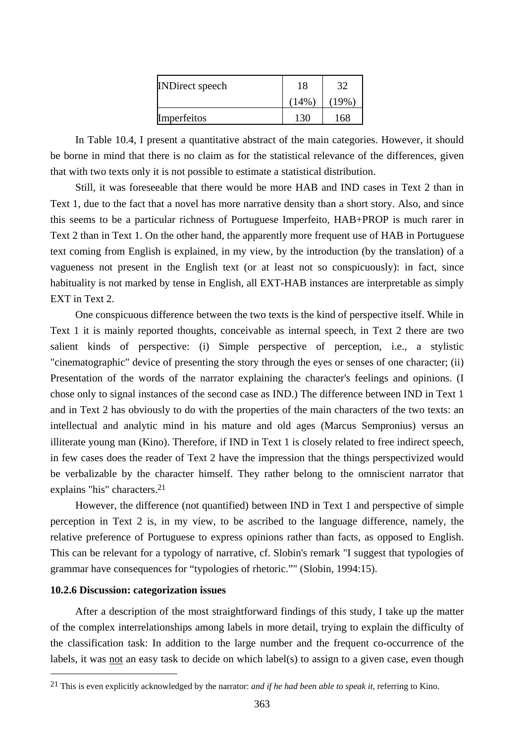| | | |
|---|---|---|
| INDirect speech | 18 (14%) | 32 (19%) |
| Imperfeitos | 130 | 168 |

In Table 10.4, I present a quantitative abstract of the main categories. However, it should be borne in mind that there is no claim as for the statistical relevance of the differences, given that with two texts only it is not possible to estimate a statistical distribution.

Still, it was foreseeable that there would be more HAB and IND cases in Text 2 than in Text 1, due to the fact that a novel has more narrative density than a short story. Also, and since this seems to be a particular richness of Portuguese Imperfeito, HAB+PROP is much rarer in Text 2 than in Text 1. On the other hand, the apparently more frequent use of HAB in Portuguese text coming from English is explained, in my view, by the introduction (by the translation) of a vagueness not present in the English text (or at least not so conspicuously): in fact, since habituality is not marked by tense in English, all EXT-HAB instances are interpretable as simply EXT in Text 2.

One conspicuous difference between the two texts is the kind of perspective itself. While in Text 1 it is mainly reported thoughts, conceivable as internal speech, in Text 2 there are two salient kinds of perspective: (i) Simple perspective of perception, i.e., a stylistic "cinematographic" device of presenting the story through the eyes or senses of one character; (ii) Presentation of the words of the narrator explaining the character's feelings and opinions. (I chose only to signal instances of the second case as IND.) The difference between IND in Text 1 and in Text 2 has obviously to do with the properties of the main characters of the two texts: an intellectual and analytic mind in his mature and old ages (Marcus Sempronius) versus an illiterate young man (Kino). Therefore, if IND in Text 1 is closely related to free indirect speech, in few cases does the reader of Text 2 have the impression that the things perspectivized would be verbalizable by the character himself. They rather belong to the omniscient narrator that explains "his" characters.[21]

However, the difference (not quantified) between IND in Text 1 and perspective of simple perception in Text 2 is, in my view, to be ascribed to the language difference, namely, the relative preference of Portuguese to express opinions rather than facts, as opposed to English. This can be relevant for a typology of narrative, cf. Slobin's remark "I suggest that typologies of grammar have consequences for "typologies of rhetoric."" (Slobin, 1994:15).

### 10.2.6 Discussion: categorization issues

After a description of the most straightforward findings of this study, I take up the matter of the complex interrelationships among labels in more detail, trying to explain the difficulty of the classification task: In addition to the large number and the frequent co-occurrence of the labels, it was <u>not</u> an easy task to decide on which label(s) to assign to a given case, even though

[21] This is even explicitly acknowledged by the narrator: *and if he had been able to speak it*, referring to Kino.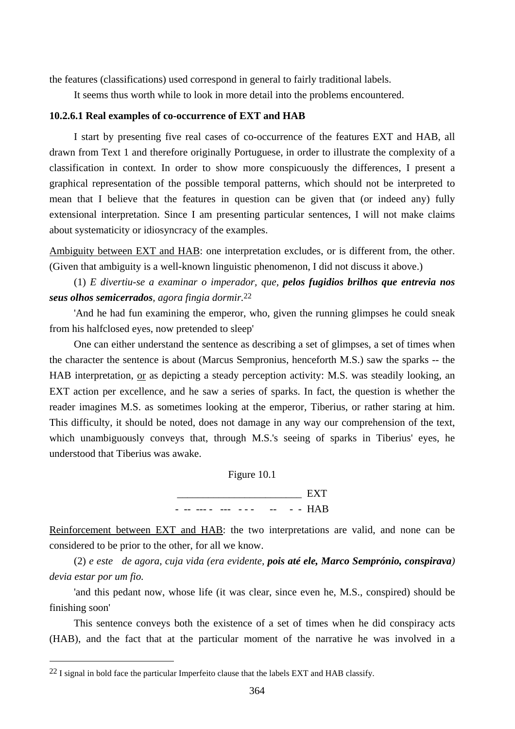the features (classifications) used correspond in general to fairly traditional labels.

It seems thus worth while to look in more detail into the problems encountered.

### 10.2.6.1 Real examples of co-occurrence of EXT and HAB

I start by presenting five real cases of co-occurrence of the features EXT and HAB, all drawn from Text 1 and therefore originally Portuguese, in order to illustrate the complexity of a classification in context. In order to show more conspicuously the differences, I present a graphical representation of the possible temporal patterns, which should not be interpreted to mean that I believe that the features in question can be given that (or indeed any) fully extensional interpretation. Since I am presenting particular sentences, I will not make claims about systematicity or idiosyncracy of the examples.

Ambiguity between EXT and HAB: one interpretation excludes, or is different from, the other. (Given that ambiguity is a well-known linguistic phenomenon, I did not discuss it above.)

(1) *E divertiu-se a examinar o imperador, que,* ***pelos fugidios brilhos que entrevia nos seus olhos semicerrados****, agora fingia dormir.*[22]

'And he had fun examining the emperor, who, given the running glimpses he could sneak from his halfclosed eyes, now pretended to sleep'

One can either understand the sentence as describing a set of glimpses, a set of times when the character the sentence is about (Marcus Sempronius, henceforth M.S.) saw the sparks -- the HAB interpretation, or as depicting a steady perception activity: M.S. was steadily looking, an EXT action per excellence, and he saw a series of sparks. In fact, the question is whether the reader imagines M.S. as sometimes looking at the emperor, Tiberius, or rather staring at him. This difficulty, it should be noted, does not damage in any way our comprehension of the text, which unambiguously conveys that, through M.S.'s seeing of sparks in Tiberius' eyes, he understood that Tiberius was awake.

Figure 10.1

```
________________________ EXT
- -- --- -  ---  - - -    --   - -  HAB
```

Reinforcement between EXT and HAB: the two interpretations are valid, and none can be considered to be prior to the other, for all we know.

(2) *e este de agora, cuja vida (era evidente,* ***pois até ele, Marco Semprónio, conspirava****) devia estar por um fio.*

'and this pedant now, whose life (it was clear, since even he, M.S., conspired) should be finishing soon'

This sentence conveys both the existence of a set of times when he did conspiracy acts (HAB), and the fact that at the particular moment of the narrative he was involved in a

[22] I signal in bold face the particular Imperfeito clause that the labels EXT and HAB classify.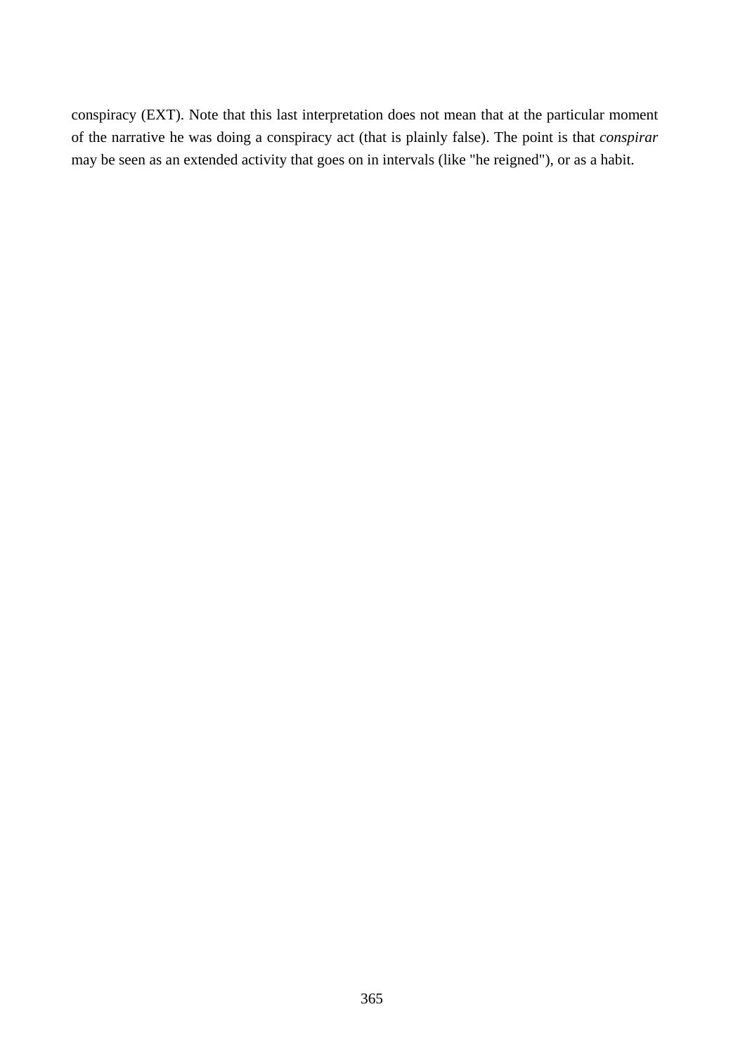conspiracy (EXT). Note that this last interpretation does not mean that at the particular moment of the narrative he was doing a conspiracy act (that is plainly false). The point is that *conspirar* may be seen as an extended activity that goes on in intervals (like "he reigned"), or as a habit.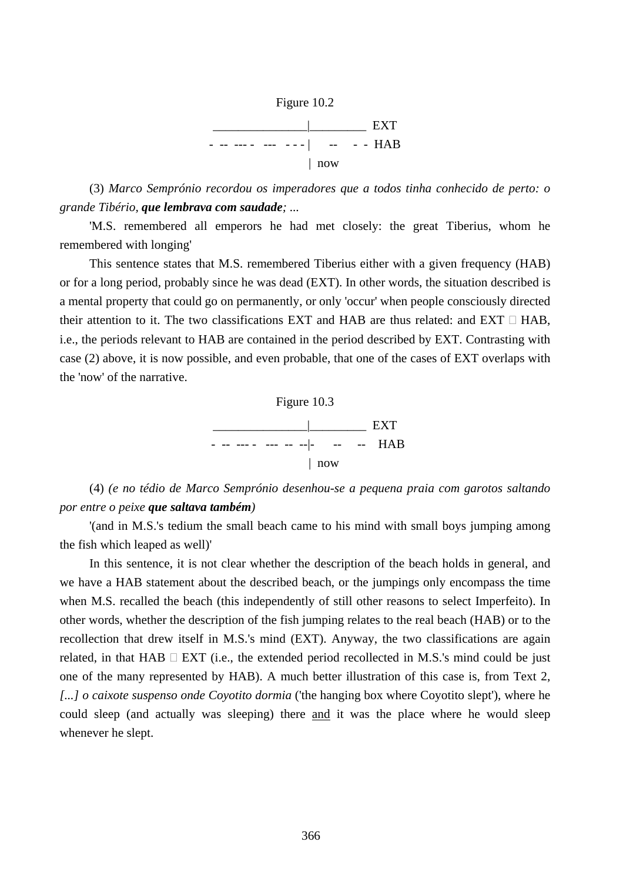Figure 10.2

```
 _______________|_________  EXT
- -- --- -  ---  - - - |     --    - -  HAB
                       |  now
```

(3) *Marco Semprónio recordou os imperadores que a todos tinha conhecido de perto: o grande Tibério,* ***que lembrava com saudade****; ...*

'M.S. remembered all emperors he had met closely: the great Tiberius, whom he remembered with longing'

This sentence states that M.S. remembered Tiberius either with a given frequency (HAB) or for a long period, probably since he was dead (EXT). In other words, the situation described is a mental property that could go on permanently, or only 'occur' when people consciously directed their attention to it. The two classifications EXT and HAB are thus related: and EXT  HAB, i.e., the periods relevant to HAB are contained in the period described by EXT. Contrasting with case (2) above, it is now possible, and even probable, that one of the cases of EXT overlaps with the 'now' of the narrative.

Figure 10.3

```
 _______________|_________  EXT
- -- --- -  ---  --  --|-     --    --   HAB
                       |  now
```

(4) *(e no tédio de Marco Semprónio desenhou-se a pequena praia com garotos saltando por entre o peixe* ***que saltava também****)*

'(and in M.S.'s tedium the small beach came to his mind with small boys jumping among the fish which leaped as well)'

In this sentence, it is not clear whether the description of the beach holds in general, and we have a HAB statement about the described beach, or the jumpings only encompass the time when M.S. recalled the beach (this independently of still other reasons to select Imperfeito). In other words, whether the description of the fish jumping relates to the real beach (HAB) or to the recollection that drew itself in M.S.'s mind (EXT). Anyway, the two classifications are again related, in that HAB  EXT (i.e., the extended period recollected in M.S.'s mind could be just one of the many represented by HAB). A much better illustration of this case is, from Text 2, *[...] o caixote suspenso onde Coyotito dormia* ('the hanging box where Coyotito slept'), where he could sleep (and actually was sleeping) there <u>and</u> it was the place where he would sleep whenever he slept.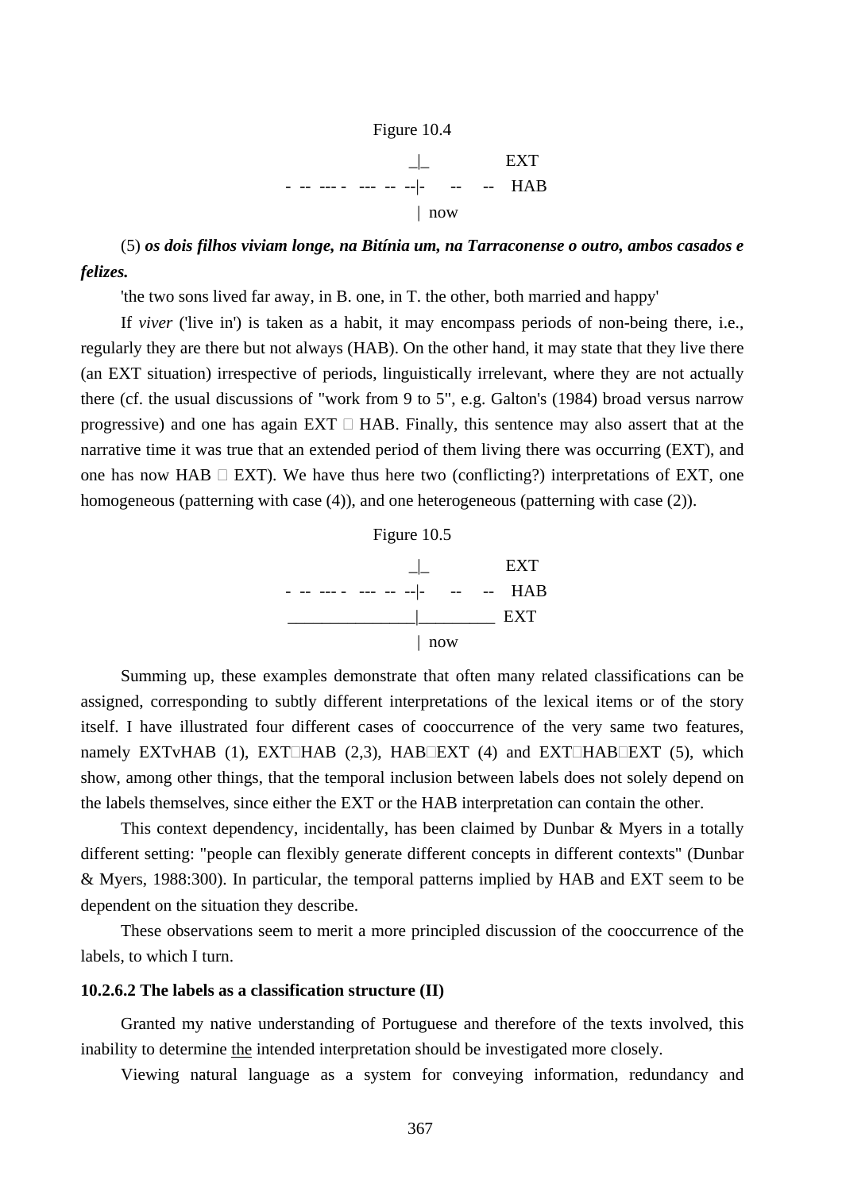Figure 10.4

```
                 _|_            EXT
-  --  --- -   ---  --  --|-     --    --    HAB
                  |  now
```

(5) ***os dois filhos viviam longe, na Bitínia um, na Tarraconense o outro, ambos casados e felizes.***

'the two sons lived far away, in B. one, in T. the other, both married and happy'

If *viver* ('live in') is taken as a habit, it may encompass periods of non-being there, i.e., regularly they are there but not always (HAB). On the other hand, it may state that they live there (an EXT situation) irrespective of periods, linguistically irrelevant, where they are not actually there (cf. the usual discussions of "work from 9 to 5", e.g. Galton's (1984) broad versus narrow progressive) and one has again EXT  HAB. Finally, this sentence may also assert that at the narrative time it was true that an extended period of them living there was occurring (EXT), and one has now HAB  EXT). We have thus here two (conflicting?) interpretations of EXT, one homogeneous (patterning with case (4)), and one heterogeneous (patterning with case (2)).

Figure 10.5

```
                 _|_            EXT
-  --  --- -   ---  --  --|-     --    --    HAB
________________|__________  EXT
                  |  now
```

Summing up, these examples demonstrate that often many related classifications can be assigned, corresponding to subtly different interpretations of the lexical items or of the story itself. I have illustrated four different cases of cooccurrence of the very same two features, namely EXTvHAB (1), EXTHAB (2,3), HABEXT (4) and EXTHABEXT (5), which show, among other things, that the temporal inclusion between labels does not solely depend on the labels themselves, since either the EXT or the HAB interpretation can contain the other.

This context dependency, incidentally, has been claimed by Dunbar & Myers in a totally different setting: "people can flexibly generate different concepts in different contexts" (Dunbar & Myers, 1988:300). In particular, the temporal patterns implied by HAB and EXT seem to be dependent on the situation they describe.

These observations seem to merit a more principled discussion of the cooccurrence of the labels, to which I turn.

### 10.2.6.2 The labels as a classification structure (II)

Granted my native understanding of Portuguese and therefore of the texts involved, this inability to determine <u>the</u> intended interpretation should be investigated more closely.

Viewing natural language as a system for conveying information, redundancy and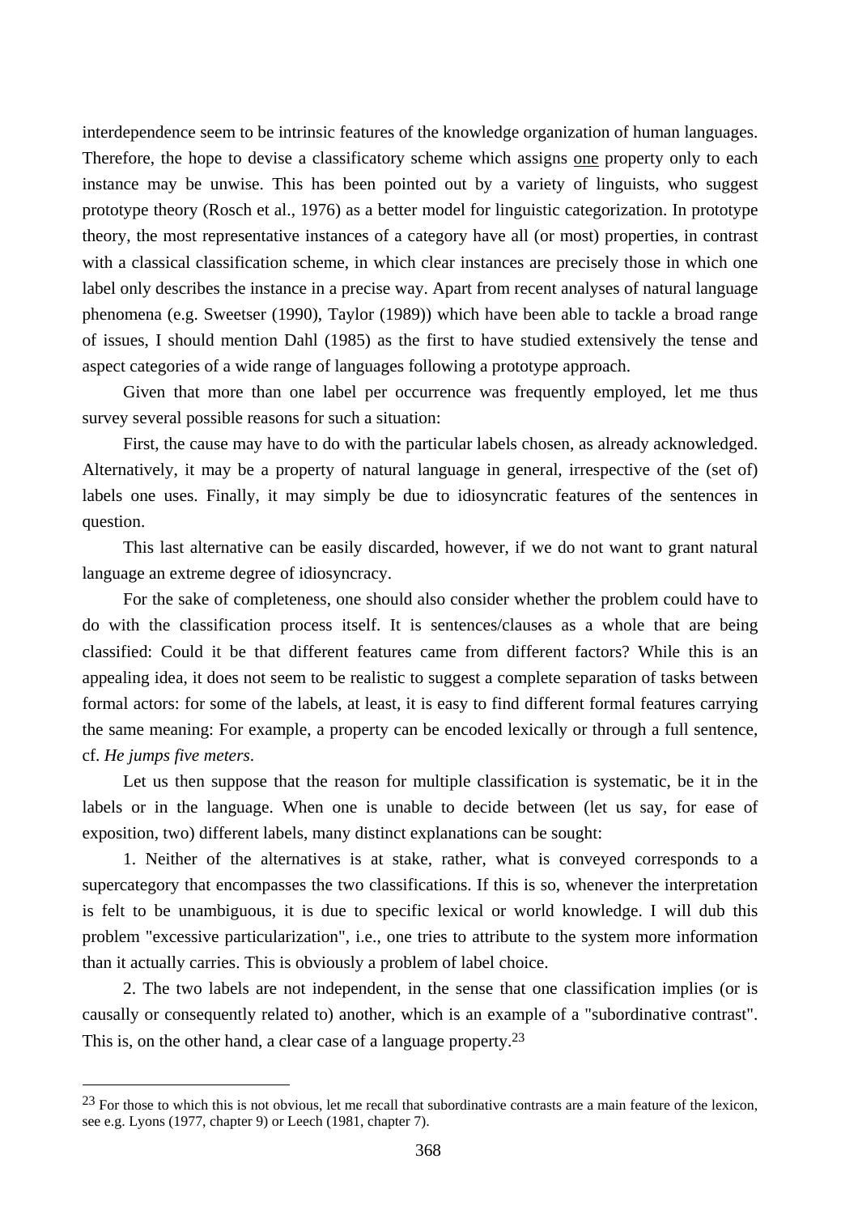interdependence seem to be intrinsic features of the knowledge organization of human languages. Therefore, the hope to devise a classificatory scheme which assigns one property only to each instance may be unwise. This has been pointed out by a variety of linguists, who suggest prototype theory (Rosch et al., 1976) as a better model for linguistic categorization. In prototype theory, the most representative instances of a category have all (or most) properties, in contrast with a classical classification scheme, in which clear instances are precisely those in which one label only describes the instance in a precise way. Apart from recent analyses of natural language phenomena (e.g. Sweetser (1990), Taylor (1989)) which have been able to tackle a broad range of issues, I should mention Dahl (1985) as the first to have studied extensively the tense and aspect categories of a wide range of languages following a prototype approach.

Given that more than one label per occurrence was frequently employed, let me thus survey several possible reasons for such a situation:

First, the cause may have to do with the particular labels chosen, as already acknowledged. Alternatively, it may be a property of natural language in general, irrespective of the (set of) labels one uses. Finally, it may simply be due to idiosyncratic features of the sentences in question.

This last alternative can be easily discarded, however, if we do not want to grant natural language an extreme degree of idiosyncracy.

For the sake of completeness, one should also consider whether the problem could have to do with the classification process itself. It is sentences/clauses as a whole that are being classified: Could it be that different features came from different factors? While this is an appealing idea, it does not seem to be realistic to suggest a complete separation of tasks between formal actors: for some of the labels, at least, it is easy to find different formal features carrying the same meaning: For example, a property can be encoded lexically or through a full sentence, cf. *He jumps five meters*.

Let us then suppose that the reason for multiple classification is systematic, be it in the labels or in the language. When one is unable to decide between (let us say, for ease of exposition, two) different labels, many distinct explanations can be sought:

1. Neither of the alternatives is at stake, rather, what is conveyed corresponds to a supercategory that encompasses the two classifications. If this is so, whenever the interpretation is felt to be unambiguous, it is due to specific lexical or world knowledge. I will dub this problem "excessive particularization", i.e., one tries to attribute to the system more information than it actually carries. This is obviously a problem of label choice.

2. The two labels are not independent, in the sense that one classification implies (or is causally or consequently related to) another, which is an example of a "subordinative contrast". This is, on the other hand, a clear case of a language property.[23]

[23] For those to which this is not obvious, let me recall that subordinative contrasts are a main feature of the lexicon, see e.g. Lyons (1977, chapter 9) or Leech (1981, chapter 7).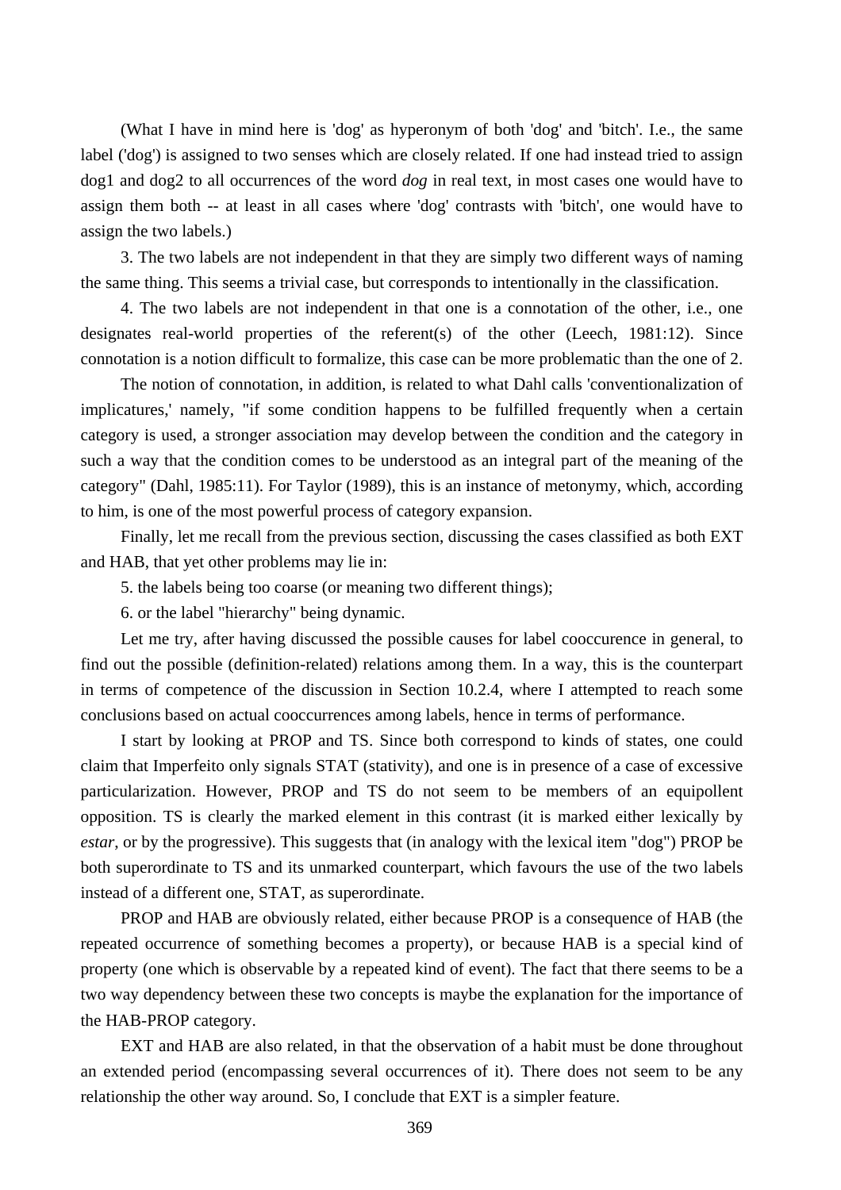(What I have in mind here is 'dog' as hyperonym of both 'dog' and 'bitch'. I.e., the same label ('dog') is assigned to two senses which are closely related. If one had instead tried to assign dog1 and dog2 to all occurrences of the word *dog* in real text, in most cases one would have to assign them both -- at least in all cases where 'dog' contrasts with 'bitch', one would have to assign the two labels.)

3. The two labels are not independent in that they are simply two different ways of naming the same thing. This seems a trivial case, but corresponds to intentionally in the classification.

4. The two labels are not independent in that one is a connotation of the other, i.e., one designates real-world properties of the referent(s) of the other (Leech, 1981:12). Since connotation is a notion difficult to formalize, this case can be more problematic than the one of 2.

The notion of connotation, in addition, is related to what Dahl calls 'conventionalization of implicatures,' namely, "if some condition happens to be fulfilled frequently when a certain category is used, a stronger association may develop between the condition and the category in such a way that the condition comes to be understood as an integral part of the meaning of the category" (Dahl, 1985:11). For Taylor (1989), this is an instance of metonymy, which, according to him, is one of the most powerful process of category expansion.

Finally, let me recall from the previous section, discussing the cases classified as both EXT and HAB, that yet other problems may lie in:

5. the labels being too coarse (or meaning two different things);

6. or the label "hierarchy" being dynamic.

Let me try, after having discussed the possible causes for label cooccurence in general, to find out the possible (definition-related) relations among them. In a way, this is the counterpart in terms of competence of the discussion in Section 10.2.4, where I attempted to reach some conclusions based on actual cooccurrences among labels, hence in terms of performance.

I start by looking at PROP and TS. Since both correspond to kinds of states, one could claim that Imperfeito only signals STAT (stativity), and one is in presence of a case of excessive particularization. However, PROP and TS do not seem to be members of an equipollent opposition. TS is clearly the marked element in this contrast (it is marked either lexically by *estar*, or by the progressive). This suggests that (in analogy with the lexical item "dog") PROP be both superordinate to TS and its unmarked counterpart, which favours the use of the two labels instead of a different one, STAT, as superordinate.

PROP and HAB are obviously related, either because PROP is a consequence of HAB (the repeated occurrence of something becomes a property), or because HAB is a special kind of property (one which is observable by a repeated kind of event). The fact that there seems to be a two way dependency between these two concepts is maybe the explanation for the importance of the HAB-PROP category.

EXT and HAB are also related, in that the observation of a habit must be done throughout an extended period (encompassing several occurrences of it). There does not seem to be any relationship the other way around. So, I conclude that EXT is a simpler feature.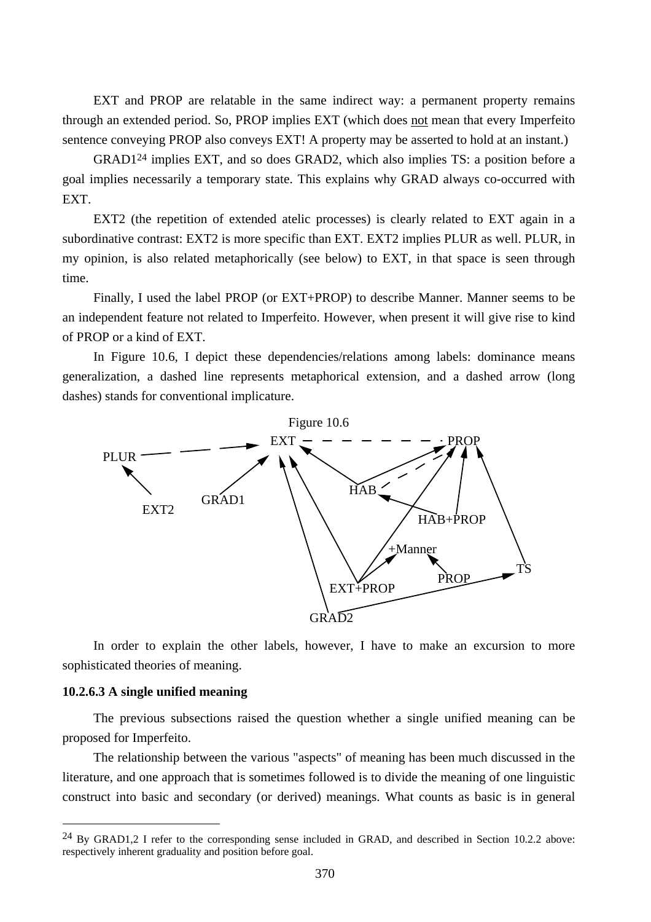EXT and PROP are relatable in the same indirect way: a permanent property remains through an extended period. So, PROP implies EXT (which does not mean that every Imperfeito sentence conveying PROP also conveys EXT! A property may be asserted to hold at an instant.)

GRAD1[24] implies EXT, and so does GRAD2, which also implies TS: a position before a goal implies necessarily a temporary state. This explains why GRAD always co-occurred with EXT.

EXT2 (the repetition of extended atelic processes) is clearly related to EXT again in a subordinative contrast: EXT2 is more specific than EXT. EXT2 implies PLUR as well. PLUR, in my opinion, is also related metaphorically (see below) to EXT, in that space is seen through time.

Finally, I used the label PROP (or EXT+PROP) to describe Manner. Manner seems to be an independent feature not related to Imperfeito. However, when present it will give rise to kind of PROP or a kind of EXT.

In Figure 10.6, I depict these dependencies/relations among labels: dominance means generalization, a dashed line represents metaphorical extension, and a dashed arrow (long dashes) stands for conventional implicature.

Figure 10.6

In order to explain the other labels, however, I have to make an excursion to more sophisticated theories of meaning.

### 10.2.6.3 A single unified meaning

The previous subsections raised the question whether a single unified meaning can be proposed for Imperfeito.

The relationship between the various "aspects" of meaning has been much discussed in the literature, and one approach that is sometimes followed is to divide the meaning of one linguistic construct into basic and secondary (or derived) meanings. What counts as basic is in general

[24] By GRAD1,2 I refer to the corresponding sense included in GRAD, and described in Section 10.2.2 above: respectively inherent graduality and position before goal.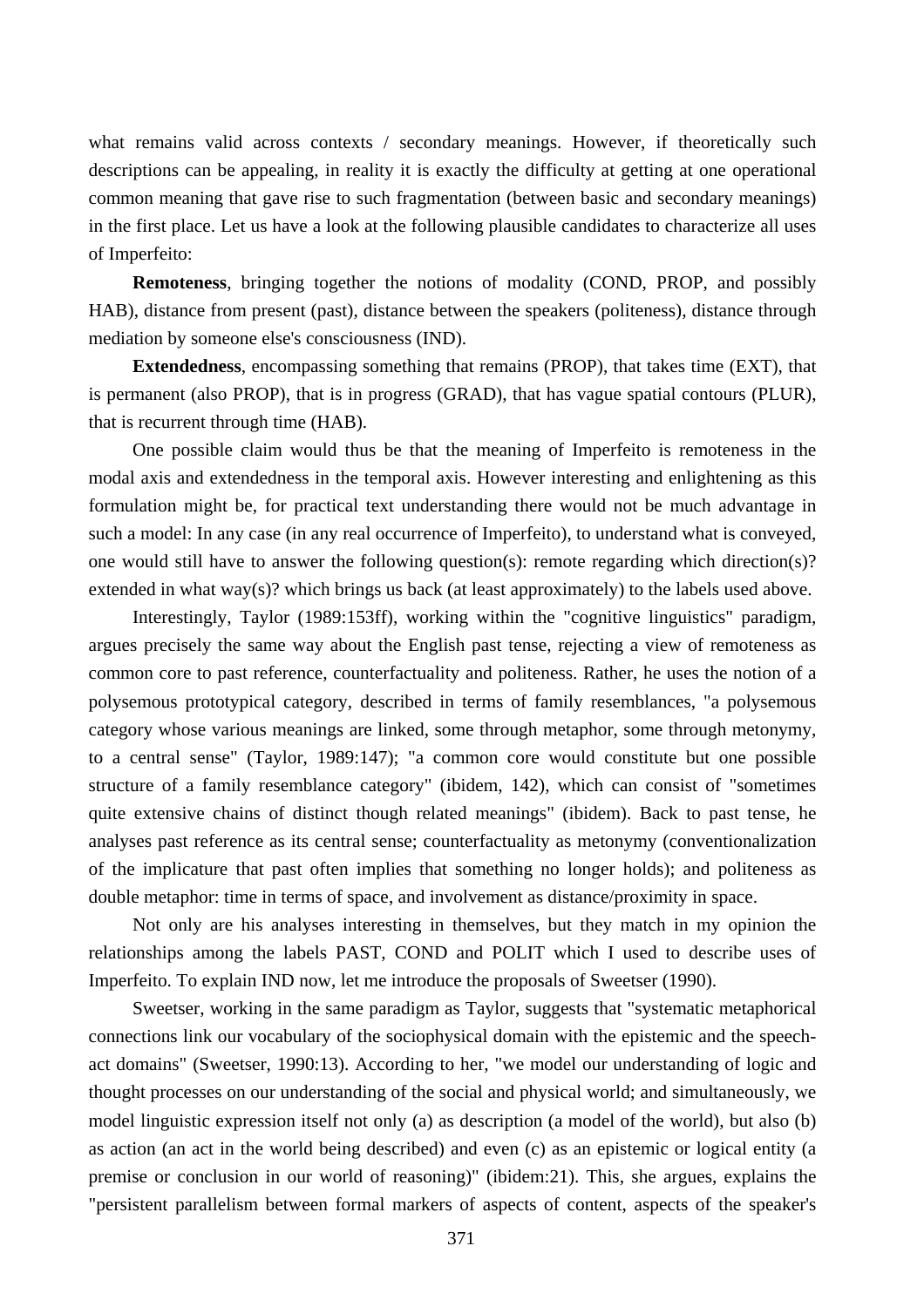what remains valid across contexts / secondary meanings. However, if theoretically such descriptions can be appealing, in reality it is exactly the difficulty at getting at one operational common meaning that gave rise to such fragmentation (between basic and secondary meanings) in the first place. Let us have a look at the following plausible candidates to characterize all uses of Imperfeito:

**Remoteness**, bringing together the notions of modality (COND, PROP, and possibly HAB), distance from present (past), distance between the speakers (politeness), distance through mediation by someone else's consciousness (IND).

**Extendedness**, encompassing something that remains (PROP), that takes time (EXT), that is permanent (also PROP), that is in progress (GRAD), that has vague spatial contours (PLUR), that is recurrent through time (HAB).

One possible claim would thus be that the meaning of Imperfeito is remoteness in the modal axis and extendedness in the temporal axis. However interesting and enlightening as this formulation might be, for practical text understanding there would not be much advantage in such a model: In any case (in any real occurrence of Imperfeito), to understand what is conveyed, one would still have to answer the following question(s): remote regarding which direction(s)? extended in what way(s)? which brings us back (at least approximately) to the labels used above.

Interestingly, Taylor (1989:153ff), working within the "cognitive linguistics" paradigm, argues precisely the same way about the English past tense, rejecting a view of remoteness as common core to past reference, counterfactuality and politeness. Rather, he uses the notion of a polysemous prototypical category, described in terms of family resemblances, "a polysemous category whose various meanings are linked, some through metaphor, some through metonymy, to a central sense" (Taylor, 1989:147); "a common core would constitute but one possible structure of a family resemblance category" (ibidem, 142), which can consist of "sometimes quite extensive chains of distinct though related meanings" (ibidem). Back to past tense, he analyses past reference as its central sense; counterfactuality as metonymy (conventionalization of the implicature that past often implies that something no longer holds); and politeness as double metaphor: time in terms of space, and involvement as distance/proximity in space.

Not only are his analyses interesting in themselves, but they match in my opinion the relationships among the labels PAST, COND and POLIT which I used to describe uses of Imperfeito. To explain IND now, let me introduce the proposals of Sweetser (1990).

Sweetser, working in the same paradigm as Taylor, suggests that "systematic metaphorical connections link our vocabulary of the sociophysical domain with the epistemic and the speech-act domains" (Sweetser, 1990:13). According to her, "we model our understanding of logic and thought processes on our understanding of the social and physical world; and simultaneously, we model linguistic expression itself not only (a) as description (a model of the world), but also (b) as action (an act in the world being described) and even (c) as an epistemic or logical entity (a premise or conclusion in our world of reasoning)" (ibidem:21). This, she argues, explains the "persistent parallelism between formal markers of aspects of content, aspects of the speaker's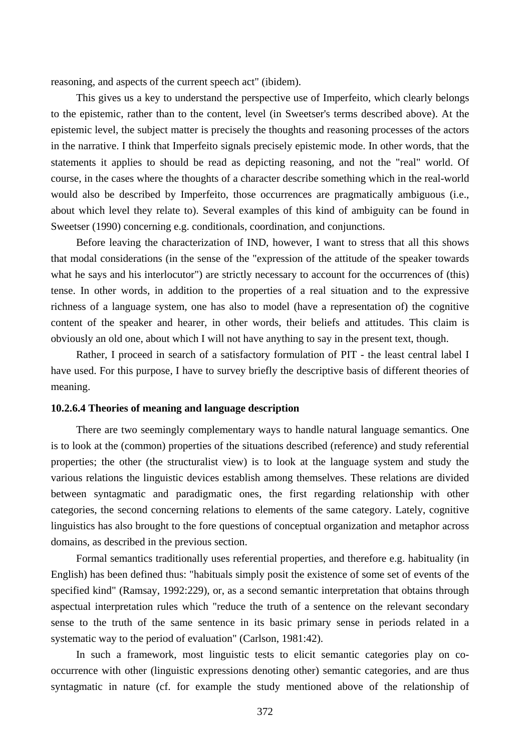reasoning, and aspects of the current speech act" (ibidem).

This gives us a key to understand the perspective use of Imperfeito, which clearly belongs to the epistemic, rather than to the content, level (in Sweetser's terms described above). At the epistemic level, the subject matter is precisely the thoughts and reasoning processes of the actors in the narrative. I think that Imperfeito signals precisely epistemic mode. In other words, that the statements it applies to should be read as depicting reasoning, and not the "real" world. Of course, in the cases where the thoughts of a character describe something which in the real-world would also be described by Imperfeito, those occurrences are pragmatically ambiguous (i.e., about which level they relate to). Several examples of this kind of ambiguity can be found in Sweetser (1990) concerning e.g. conditionals, coordination, and conjunctions.

Before leaving the characterization of IND, however, I want to stress that all this shows that modal considerations (in the sense of the "expression of the attitude of the speaker towards what he says and his interlocutor") are strictly necessary to account for the occurrences of (this) tense. In other words, in addition to the properties of a real situation and to the expressive richness of a language system, one has also to model (have a representation of) the cognitive content of the speaker and hearer, in other words, their beliefs and attitudes. This claim is obviously an old one, about which I will not have anything to say in the present text, though.

Rather, I proceed in search of a satisfactory formulation of PIT - the least central label I have used. For this purpose, I have to survey briefly the descriptive basis of different theories of meaning.

#### 10.2.6.4 Theories of meaning and language description

There are two seemingly complementary ways to handle natural language semantics. One is to look at the (common) properties of the situations described (reference) and study referential properties; the other (the structuralist view) is to look at the language system and study the various relations the linguistic devices establish among themselves. These relations are divided between syntagmatic and paradigmatic ones, the first regarding relationship with other categories, the second concerning relations to elements of the same category. Lately, cognitive linguistics has also brought to the fore questions of conceptual organization and metaphor across domains, as described in the previous section.

Formal semantics traditionally uses referential properties, and therefore e.g. habituality (in English) has been defined thus: "habituals simply posit the existence of some set of events of the specified kind" (Ramsay, 1992:229), or, as a second semantic interpretation that obtains through aspectual interpretation rules which "reduce the truth of a sentence on the relevant secondary sense to the truth of the same sentence in its basic primary sense in periods related in a systematic way to the period of evaluation" (Carlson, 1981:42).

In such a framework, most linguistic tests to elicit semantic categories play on co-occurrence with other (linguistic expressions denoting other) semantic categories, and are thus syntagmatic in nature (cf. for example the study mentioned above of the relationship of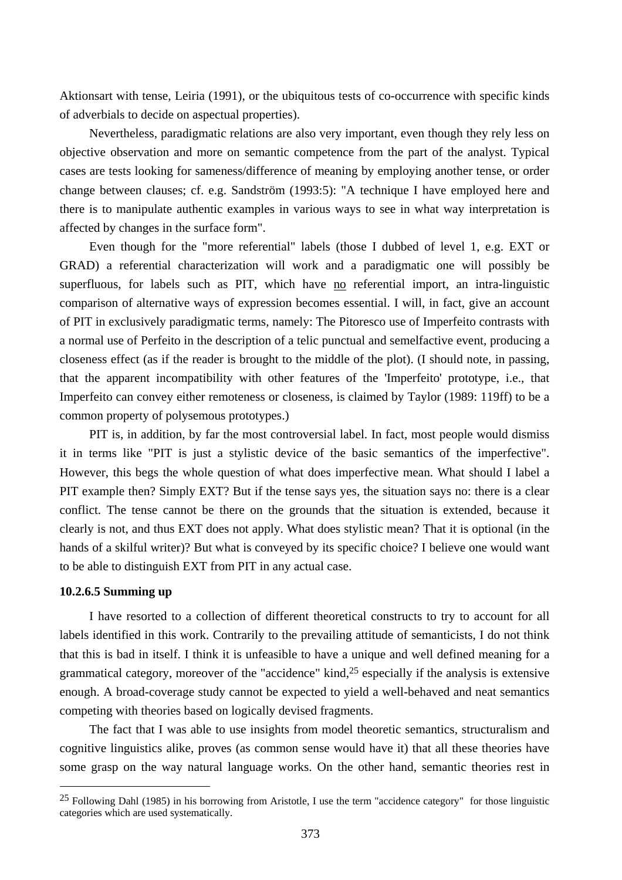Aktionsart with tense, Leiria (1991), or the ubiquitous tests of co-occurrence with specific kinds of adverbials to decide on aspectual properties).

Nevertheless, paradigmatic relations are also very important, even though they rely less on objective observation and more on semantic competence from the part of the analyst. Typical cases are tests looking for sameness/difference of meaning by employing another tense, or order change between clauses; cf. e.g. Sandström (1993:5): "A technique I have employed here and there is to manipulate authentic examples in various ways to see in what way interpretation is affected by changes in the surface form".

Even though for the "more referential" labels (those I dubbed of level 1, e.g. EXT or GRAD) a referential characterization will work and a paradigmatic one will possibly be superfluous, for labels such as PIT, which have <u>no</u> referential import, an intra-linguistic comparison of alternative ways of expression becomes essential. I will, in fact, give an account of PIT in exclusively paradigmatic terms, namely: The Pitoresco use of Imperfeito contrasts with a normal use of Perfeito in the description of a telic punctual and semelfactive event, producing a closeness effect (as if the reader is brought to the middle of the plot). (I should note, in passing, that the apparent incompatibility with other features of the 'Imperfeito' prototype, i.e., that Imperfeito can convey either remoteness or closeness, is claimed by Taylor (1989: 119ff) to be a common property of polysemous prototypes.)

PIT is, in addition, by far the most controversial label. In fact, most people would dismiss it in terms like "PIT is just a stylistic device of the basic semantics of the imperfective". However, this begs the whole question of what does imperfective mean. What should I label a PIT example then? Simply EXT? But if the tense says yes, the situation says no: there is a clear conflict. The tense cannot be there on the grounds that the situation is extended, because it clearly is not, and thus EXT does not apply. What does stylistic mean? That it is optional (in the hands of a skilful writer)? But what is conveyed by its specific choice? I believe one would want to be able to distinguish EXT from PIT in any actual case.

#### 10.2.6.5 Summing up

I have resorted to a collection of different theoretical constructs to try to account for all labels identified in this work. Contrarily to the prevailing attitude of semanticists, I do not think that this is bad in itself. I think it is unfeasible to have a unique and well defined meaning for a grammatical category, moreover of the "accidence" kind,[25] especially if the analysis is extensive enough. A broad-coverage study cannot be expected to yield a well-behaved and neat semantics competing with theories based on logically devised fragments.

The fact that I was able to use insights from model theoretic semantics, structuralism and cognitive linguistics alike, proves (as common sense would have it) that all these theories have some grasp on the way natural language works. On the other hand, semantic theories rest in

[25] Following Dahl (1985) in his borrowing from Aristotle, I use the term "accidence category" for those linguistic categories which are used systematically.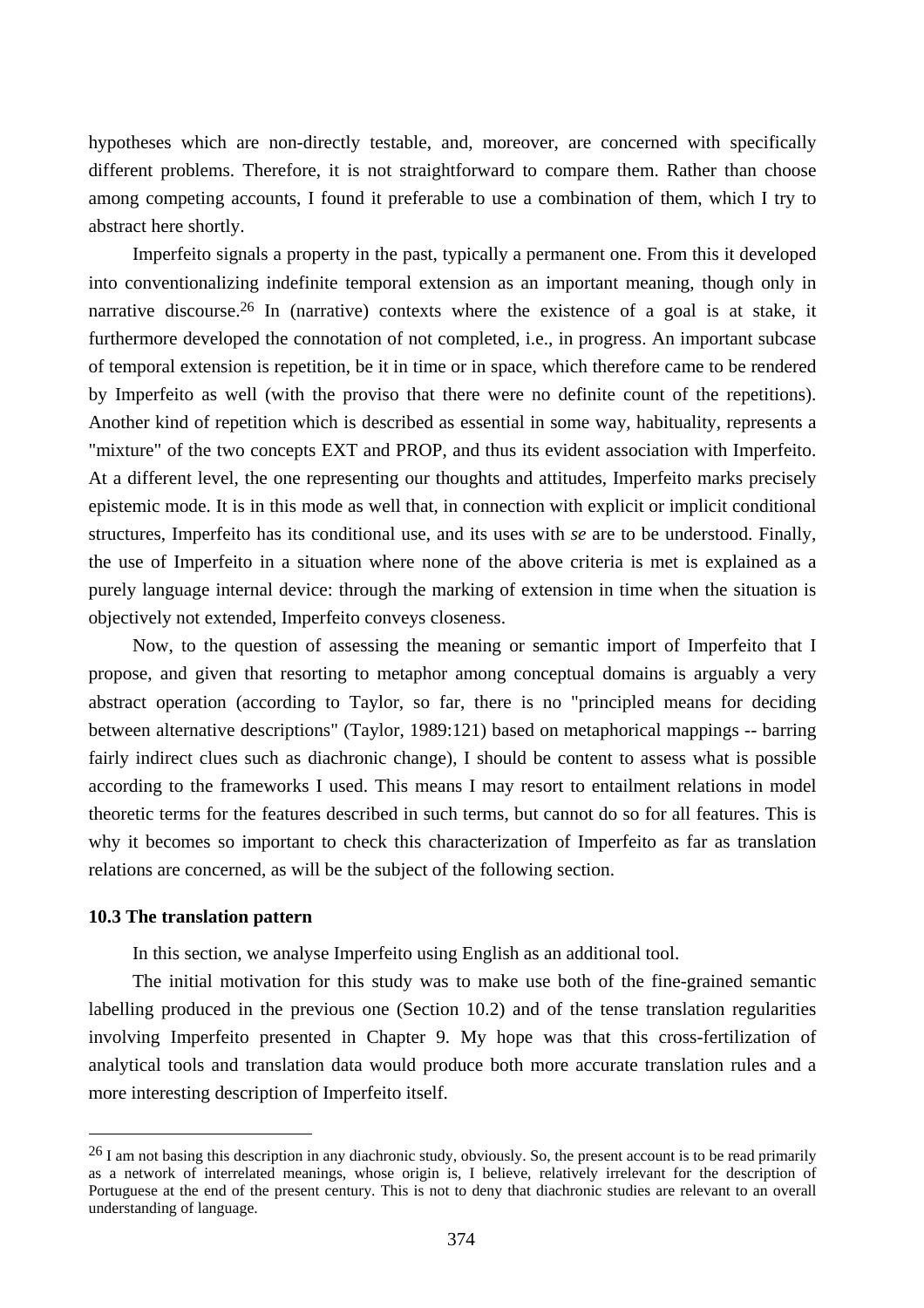hypotheses which are non-directly testable, and, moreover, are concerned with specifically different problems. Therefore, it is not straightforward to compare them. Rather than choose among competing accounts, I found it preferable to use a combination of them, which I try to abstract here shortly.

Imperfeito signals a property in the past, typically a permanent one. From this it developed into conventionalizing indefinite temporal extension as an important meaning, though only in narrative discourse.[26] In (narrative) contexts where the existence of a goal is at stake, it furthermore developed the connotation of not completed, i.e., in progress. An important subcase of temporal extension is repetition, be it in time or in space, which therefore came to be rendered by Imperfeito as well (with the proviso that there were no definite count of the repetitions). Another kind of repetition which is described as essential in some way, habituality, represents a "mixture" of the two concepts EXT and PROP, and thus its evident association with Imperfeito. At a different level, the one representing our thoughts and attitudes, Imperfeito marks precisely epistemic mode. It is in this mode as well that, in connection with explicit or implicit conditional structures, Imperfeito has its conditional use, and its uses with *se* are to be understood. Finally, the use of Imperfeito in a situation where none of the above criteria is met is explained as a purely language internal device: through the marking of extension in time when the situation is objectively not extended, Imperfeito conveys closeness.

Now, to the question of assessing the meaning or semantic import of Imperfeito that I propose, and given that resorting to metaphor among conceptual domains is arguably a very abstract operation (according to Taylor, so far, there is no "principled means for deciding between alternative descriptions" (Taylor, 1989:121) based on metaphorical mappings -- barring fairly indirect clues such as diachronic change), I should be content to assess what is possible according to the frameworks I used. This means I may resort to entailment relations in model theoretic terms for the features described in such terms, but cannot do so for all features. This is why it becomes so important to check this characterization of Imperfeito as far as translation relations are concerned, as will be the subject of the following section.

### 10.3 The translation pattern

In this section, we analyse Imperfeito using English as an additional tool.

The initial motivation for this study was to make use both of the fine-grained semantic labelling produced in the previous one (Section 10.2) and of the tense translation regularities involving Imperfeito presented in Chapter 9. My hope was that this cross-fertilization of analytical tools and translation data would produce both more accurate translation rules and a more interesting description of Imperfeito itself.

---

[26] I am not basing this description in any diachronic study, obviously. So, the present account is to be read primarily as a network of interrelated meanings, whose origin is, I believe, relatively irrelevant for the description of Portuguese at the end of the present century. This is not to deny that diachronic studies are relevant to an overall understanding of language.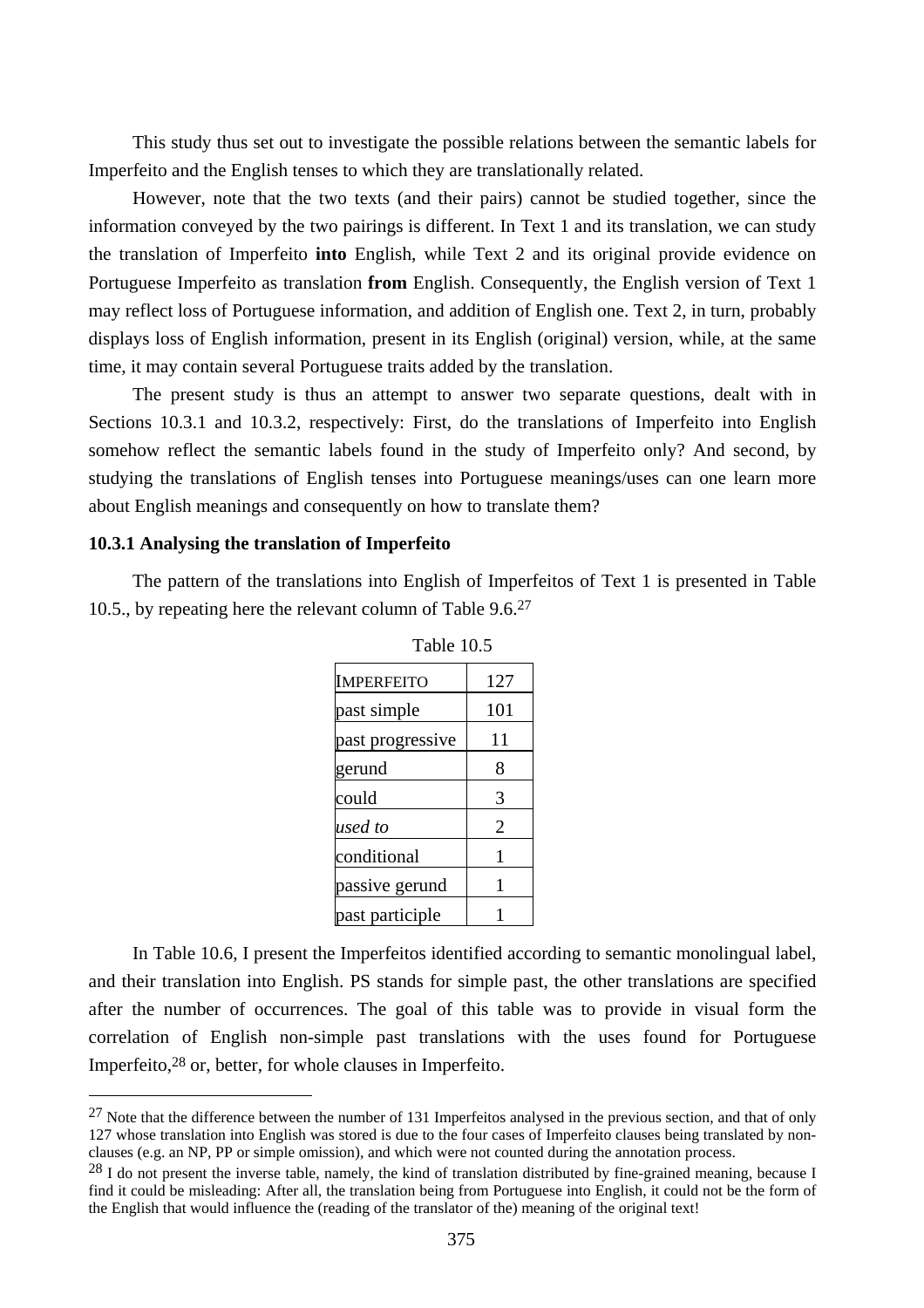This study thus set out to investigate the possible relations between the semantic labels for Imperfeito and the English tenses to which they are translationally related.

However, note that the two texts (and their pairs) cannot be studied together, since the information conveyed by the two pairings is different. In Text 1 and its translation, we can study the translation of Imperfeito **into** English, while Text 2 and its original provide evidence on Portuguese Imperfeito as translation **from** English. Consequently, the English version of Text 1 may reflect loss of Portuguese information, and addition of English one. Text 2, in turn, probably displays loss of English information, present in its English (original) version, while, at the same time, it may contain several Portuguese traits added by the translation.

The present study is thus an attempt to answer two separate questions, dealt with in Sections 10.3.1 and 10.3.2, respectively: First, do the translations of Imperfeito into English somehow reflect the semantic labels found in the study of Imperfeito only? And second, by studying the translations of English tenses into Portuguese meanings/uses can one learn more about English meanings and consequently on how to translate them?

### 10.3.1 Analysing the translation of Imperfeito

The pattern of the translations into English of Imperfeitos of Text 1 is presented in Table 10.5., by repeating here the relevant column of Table 9.6.[27]

Table 10.5

| IMPERFEITO | 127 |
|---|---|
| past simple | 101 |
| past progressive | 11 |
| gerund | 8 |
| could | 3 |
| *used to* | 2 |
| conditional | 1 |
| passive gerund | 1 |
| past participle | 1 |

In Table 10.6, I present the Imperfeitos identified according to semantic monolingual label, and their translation into English. PS stands for simple past, the other translations are specified after the number of occurrences. The goal of this table was to provide in visual form the correlation of English non-simple past translations with the uses found for Portuguese Imperfeito,[28] or, better, for whole clauses in Imperfeito.

---

[27] Note that the difference between the number of 131 Imperfeitos analysed in the previous section, and that of only 127 whose translation into English was stored is due to the four cases of Imperfeito clauses being translated by non-clauses (e.g. an NP, PP or simple omission), and which were not counted during the annotation process.

[28] I do not present the inverse table, namely, the kind of translation distributed by fine-grained meaning, because I find it could be misleading: After all, the translation being from Portuguese into English, it could not be the form of the English that would influence the (reading of the translator of the) meaning of the original text!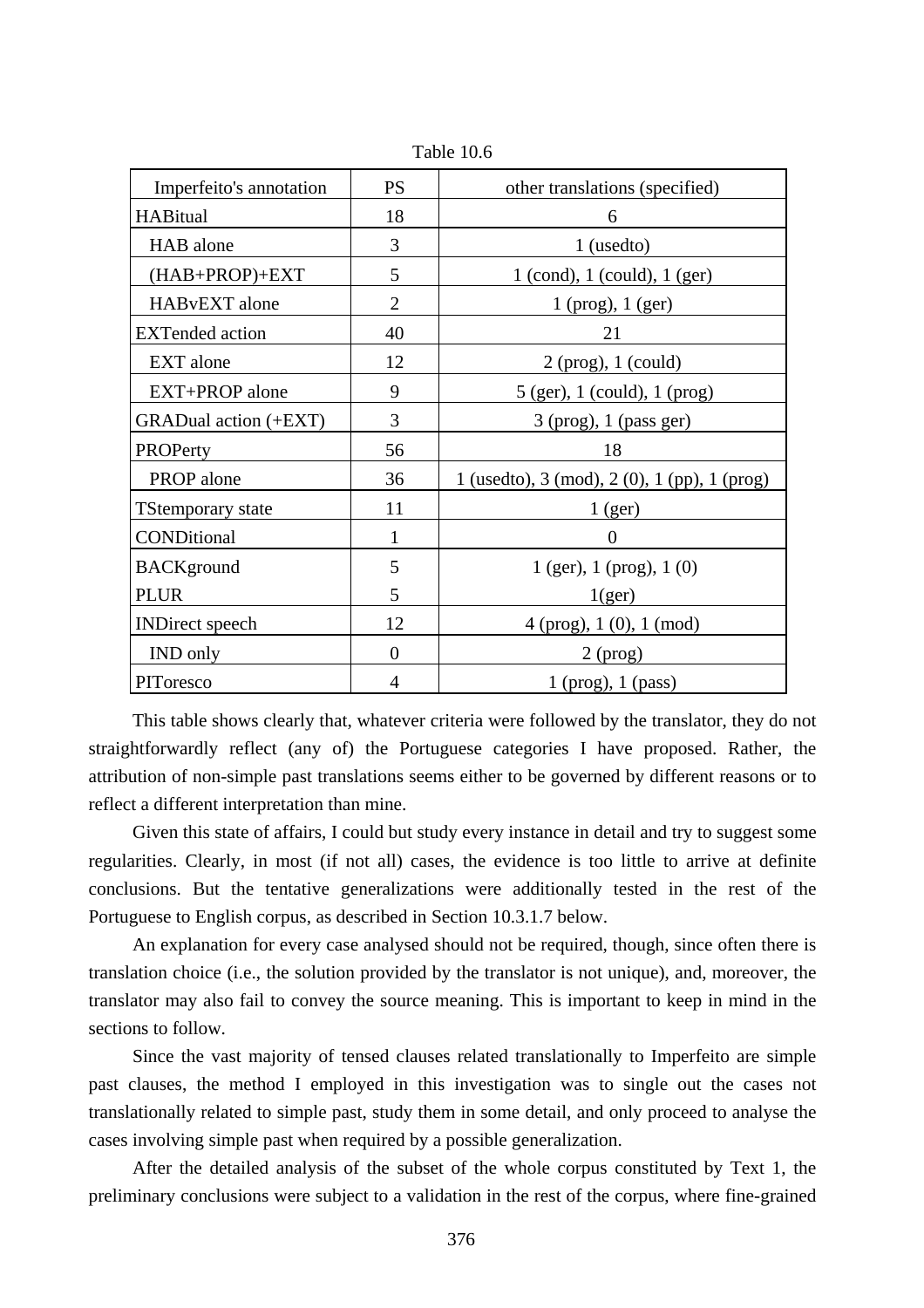Table 10.6

| Imperfeito's annotation | PS | other translations (specified) |
|---|---|---|
| HABitual | 18 | 6 |
| HAB alone | 3 | 1 (usedto) |
| (HAB+PROP)+EXT | 5 | 1 (cond), 1 (could), 1 (ger) |
| HABvEXT alone | 2 | 1 (prog), 1 (ger) |
| EXTended action | 40 | 21 |
| EXT alone | 12 | 2 (prog), 1 (could) |
| EXT+PROP alone | 9 | 5 (ger), 1 (could), 1 (prog) |
| GRADual action (+EXT) | 3 | 3 (prog), 1 (pass ger) |
| PROPerty | 56 | 18 |
| PROP alone | 36 | 1 (usedto), 3 (mod), 2 (0), 1 (pp), 1 (prog) |
| TStemporary state | 11 | 1 (ger) |
| CONDitional | 1 | 0 |
| BACKground | 5 | 1 (ger), 1 (prog), 1 (0) |
| PLUR | 5 | 1(ger) |
| INDirect speech | 12 | 4 (prog), 1 (0), 1 (mod) |
| IND only | 0 | 2 (prog) |
| PIToresco | 4 | 1 (prog), 1 (pass) |

This table shows clearly that, whatever criteria were followed by the translator, they do not straightforwardly reflect (any of) the Portuguese categories I have proposed. Rather, the attribution of non-simple past translations seems either to be governed by different reasons or to reflect a different interpretation than mine.

Given this state of affairs, I could but study every instance in detail and try to suggest some regularities. Clearly, in most (if not all) cases, the evidence is too little to arrive at definite conclusions. But the tentative generalizations were additionally tested in the rest of the Portuguese to English corpus, as described in Section 10.3.1.7 below.

An explanation for every case analysed should not be required, though, since often there is translation choice (i.e., the solution provided by the translator is not unique), and, moreover, the translator may also fail to convey the source meaning. This is important to keep in mind in the sections to follow.

Since the vast majority of tensed clauses related translationally to Imperfeito are simple past clauses, the method I employed in this investigation was to single out the cases not translationally related to simple past, study them in some detail, and only proceed to analyse the cases involving simple past when required by a possible generalization.

After the detailed analysis of the subset of the whole corpus constituted by Text 1, the preliminary conclusions were subject to a validation in the rest of the corpus, where fine-grained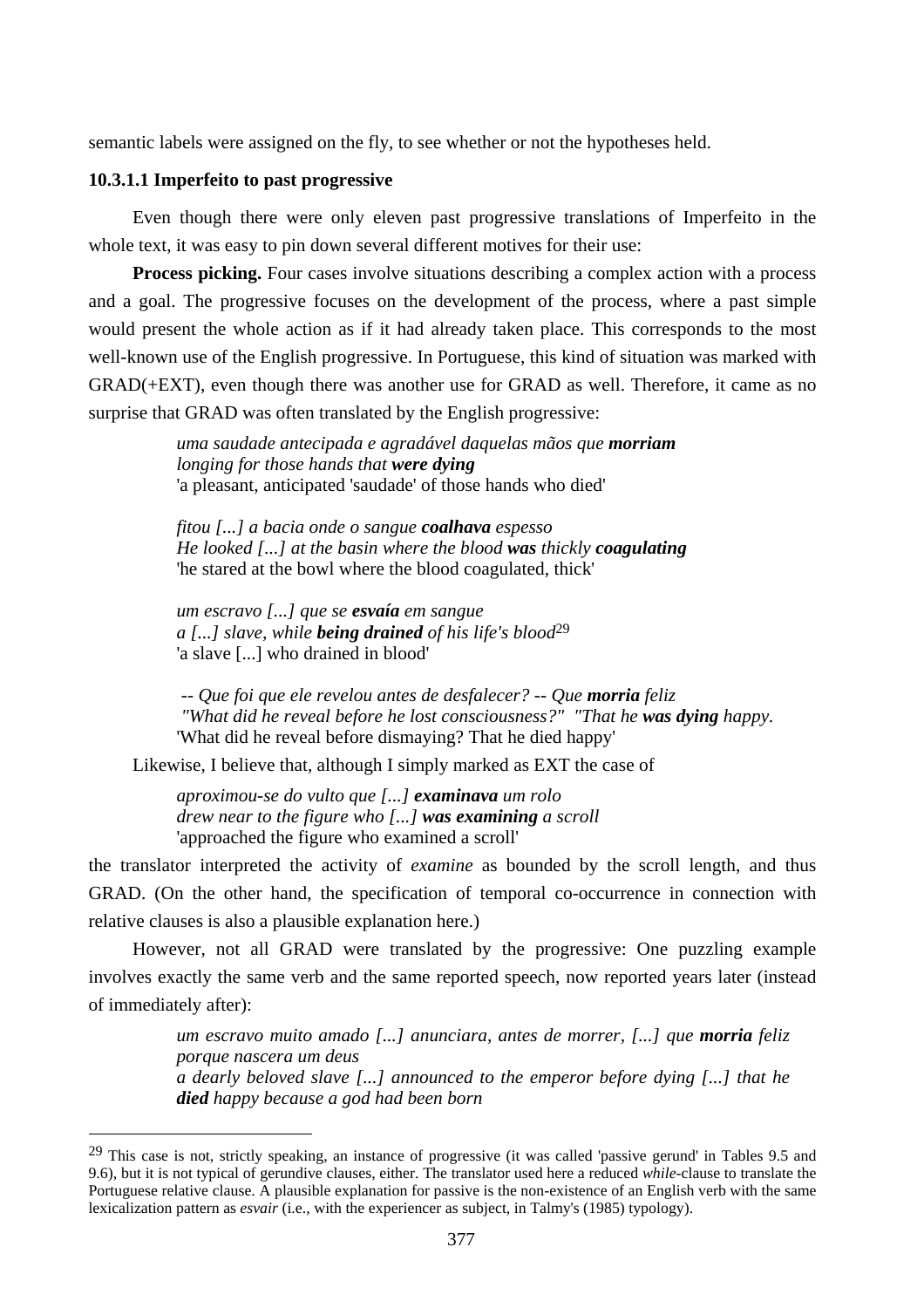semantic labels were assigned on the fly, to see whether or not the hypotheses held.

#### 10.3.1.1 Imperfeito to past progressive

Even though there were only eleven past progressive translations of Imperfeito in the whole text, it was easy to pin down several different motives for their use:

**Process picking.** Four cases involve situations describing a complex action with a process and a goal. The progressive focuses on the development of the process, where a past simple would present the whole action as if it had already taken place. This corresponds to the most well-known use of the English progressive. In Portuguese, this kind of situation was marked with GRAD(+EXT), even though there was another use for GRAD as well. Therefore, it came as no surprise that GRAD was often translated by the English progressive:

> *uma saudade antecipada e agradável daquelas mãos que* ***morriam***
> *longing for those hands that* ***were dying***
> 'a pleasant, anticipated 'saudade' of those hands who died'
>
> *fitou [...] a bacia onde o sangue* ***coalhava*** *espesso*
> *He looked [...] at the basin where the blood* ***was*** *thickly* ***coagulating***
> 'he stared at the bowl where the blood coagulated, thick'
>
> *um escravo [...] que se* ***esvaía*** *em sangue*
> *a [...] slave, while* ***being drained*** *of his life's blood*[29]
> 'a slave [...] who drained in blood'
>
> *-- Que foi que ele revelou antes de desfalecer? -- Que* ***morria*** *feliz*
> *"What did he reveal before he lost consciousness?" "That he* ***was dying*** *happy.*
> 'What did he reveal before dismaying? That he died happy'

Likewise, I believe that, although I simply marked as EXT the case of

> *aproximou-se do vulto que [...]* ***examinava*** *um rolo*
> *drew near to the figure who [...]* ***was examining*** *a scroll*
> 'approached the figure who examined a scroll'

the translator interpreted the activity of *examine* as bounded by the scroll length, and thus GRAD. (On the other hand, the specification of temporal co-occurrence in connection with relative clauses is also a plausible explanation here.)

However, not all GRAD were translated by the progressive: One puzzling example involves exactly the same verb and the same reported speech, now reported years later (instead of immediately after):

> *um escravo muito amado [...] anunciara, antes de morrer, [...] que* ***morria*** *feliz porque nascera um deus*
> *a dearly beloved slave [...] announced to the emperor before dying [...] that he* ***died*** *happy because a god had been born*

---

[29] This case is not, strictly speaking, an instance of progressive (it was called 'passive gerund' in Tables 9.5 and 9.6), but it is not typical of gerundive clauses, either. The translator used here a reduced *while*-clause to translate the Portuguese relative clause. A plausible explanation for passive is the non-existence of an English verb with the same lexicalization pattern as *esvair* (i.e., with the experiencer as subject, in Talmy's (1985) typology).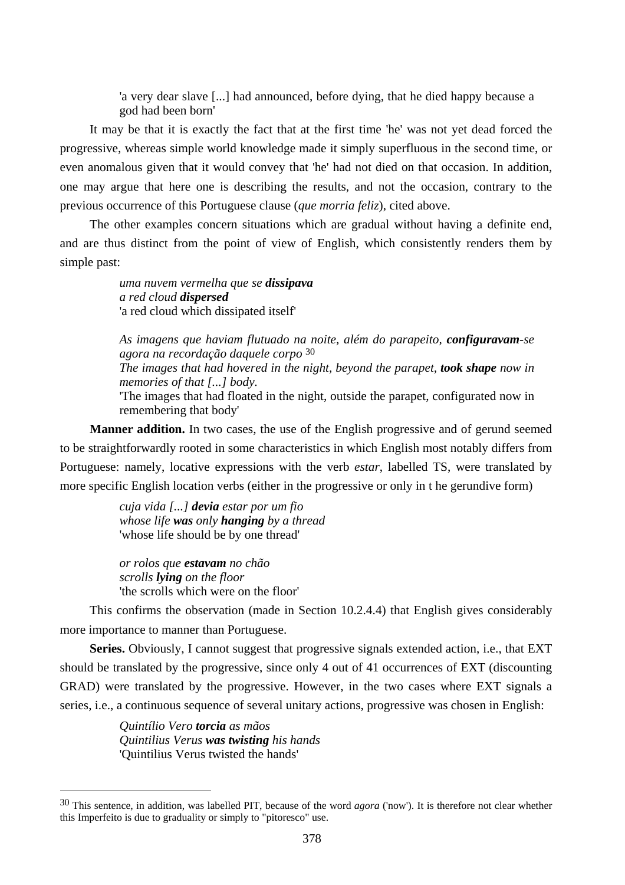> 'a very dear slave [...] had announced, before dying, that he died happy because a god had been born'

It may be that it is exactly the fact that at the first time 'he' was not yet dead forced the progressive, whereas simple world knowledge made it simply superfluous in the second time, or even anomalous given that it would convey that 'he' had not died on that occasion. In addition, one may argue that here one is describing the results, and not the occasion, contrary to the previous occurrence of this Portuguese clause (*que morria feliz*), cited above.

The other examples concern situations which are gradual without having a definite end, and are thus distinct from the point of view of English, which consistently renders them by simple past:

> *uma nuvem vermelha que se **dissipava***
> *a red cloud **dispersed***
> 'a red cloud which dissipated itself'
>
> *As imagens que haviam flutuado na noite, além do parapeito, **configuravam**-se agora na recordação daquele corpo* [30]
> *The images that had hovered in the night, beyond the parapet, **took shape** now in memories of that [...] body.*
> 'The images that had floated in the night, outside the parapet, configurated now in remembering that body'

**Manner addition.** In two cases, the use of the English progressive and of gerund seemed to be straightforwardly rooted in some characteristics in which English most notably differs from Portuguese: namely, locative expressions with the verb *estar*, labelled TS, were translated by more specific English location verbs (either in the progressive or only in t he gerundive form)

> *cuja vida [...] **devia** estar por um fio*
> *whose life **was** only **hanging** by a thread*
> 'whose life should be by one thread'
>
> *or rolos que **estavam** no chão*
> *scrolls **lying** on the floor*
> 'the scrolls which were on the floor'

This confirms the observation (made in Section 10.2.4.4) that English gives considerably more importance to manner than Portuguese.

**Series.** Obviously, I cannot suggest that progressive signals extended action, i.e., that EXT should be translated by the progressive, since only 4 out of 41 occurrences of EXT (discounting GRAD) were translated by the progressive. However, in the two cases where EXT signals a series, i.e., a continuous sequence of several unitary actions, progressive was chosen in English:

> *Quintílio Vero **torcia** as mãos*
> *Quintilius Verus **was twisting** his hands*
> 'Quintilius Verus twisted the hands'

---

[30] This sentence, in addition, was labelled PIT, because of the word *agora* ('now'). It is therefore not clear whether this Imperfeito is due to graduality or simply to "pitoresco" use.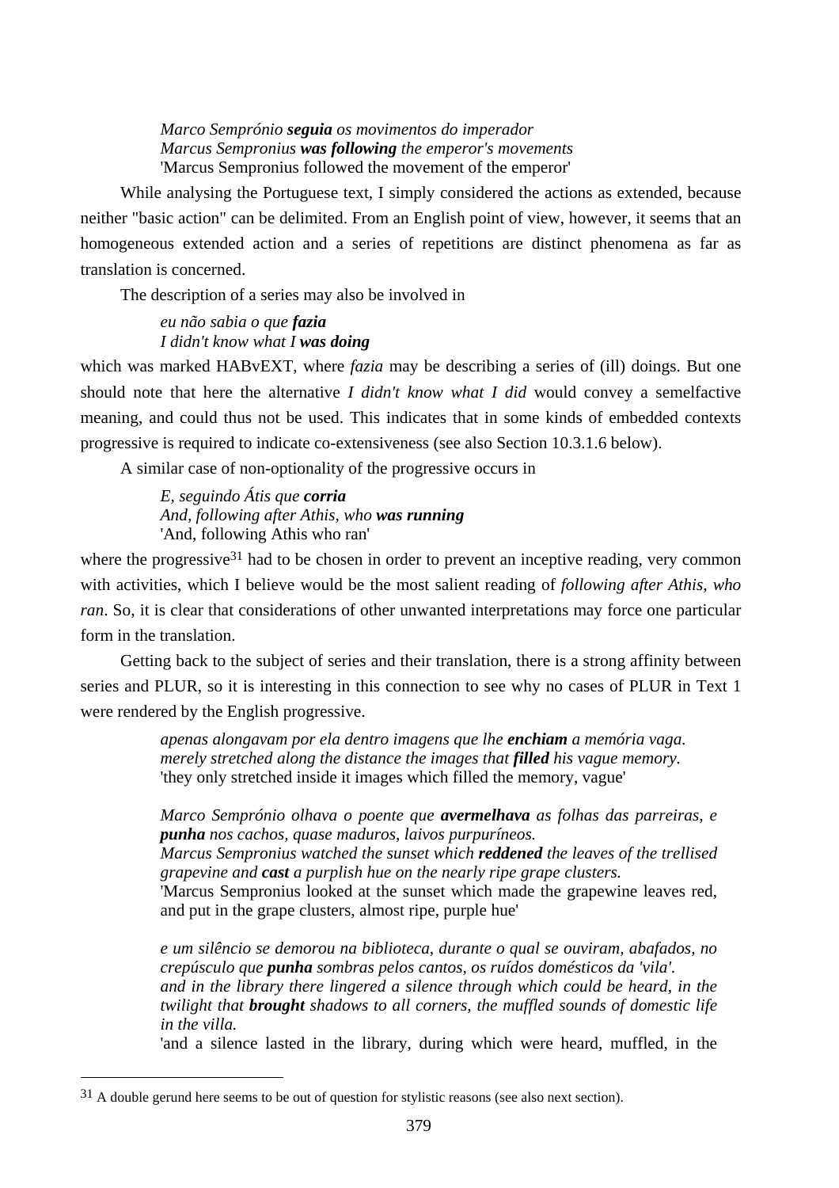> *Marco Semprónio **seguia** os movimentos do imperador*
> *Marcus Sempronius **was following** the emperor's movements*
> 'Marcus Sempronius followed the movement of the emperor'

While analysing the Portuguese text, I simply considered the actions as extended, because neither "basic action" can be delimited. From an English point of view, however, it seems that an homogeneous extended action and a series of repetitions are distinct phenomena as far as translation is concerned.

The description of a series may also be involved in

> *eu não sabia o que **fazia***
> *I didn't know what I **was doing***

which was marked HABvEXT, where *fazia* may be describing a series of (ill) doings. But one should note that here the alternative *I didn't know what I did* would convey a semelfactive meaning, and could thus not be used. This indicates that in some kinds of embedded contexts progressive is required to indicate co-extensiveness (see also Section 10.3.1.6 below).

A similar case of non-optionality of the progressive occurs in

> *E, seguindo Átis que **corria***
> *And, following after Athis, who **was running***
> 'And, following Athis who ran'

where the progressive[31] had to be chosen in order to prevent an inceptive reading, very common with activities, which I believe would be the most salient reading of *following after Athis, who ran*. So, it is clear that considerations of other unwanted interpretations may force one particular form in the translation.

Getting back to the subject of series and their translation, there is a strong affinity between series and PLUR, so it is interesting in this connection to see why no cases of PLUR in Text 1 were rendered by the English progressive.

> *apenas alongavam por ela dentro imagens que lhe **enchiam** a memória vaga.*
> *merely stretched along the distance the images that **filled** his vague memory.*
> 'they only stretched inside it images which filled the memory, vague'

> *Marco Semprónio olhava o poente que **avermelhava** as folhas das parreiras, e **punha** nos cachos, quase maduros, laivos purpuríneos.*
> *Marcus Sempronius watched the sunset which **reddened** the leaves of the trellised grapevine and **cast** a purplish hue on the nearly ripe grape clusters.*
> 'Marcus Sempronius looked at the sunset which made the grapewine leaves red, and put in the grape clusters, almost ripe, purple hue'

> *e um silêncio se demorou na biblioteca, durante o qual se ouviram, abafados, no crepúsculo que **punha** sombras pelos cantos, os ruídos domésticos da 'vila'.*
> *and in the library there lingered a silence through which could be heard, in the twilight that **brought** shadows to all corners, the muffled sounds of domestic life in the villa.*
> 'and a silence lasted in the library, during which were heard, muffled, in the

[31] A double gerund here seems to be out of question for stylistic reasons (see also next section).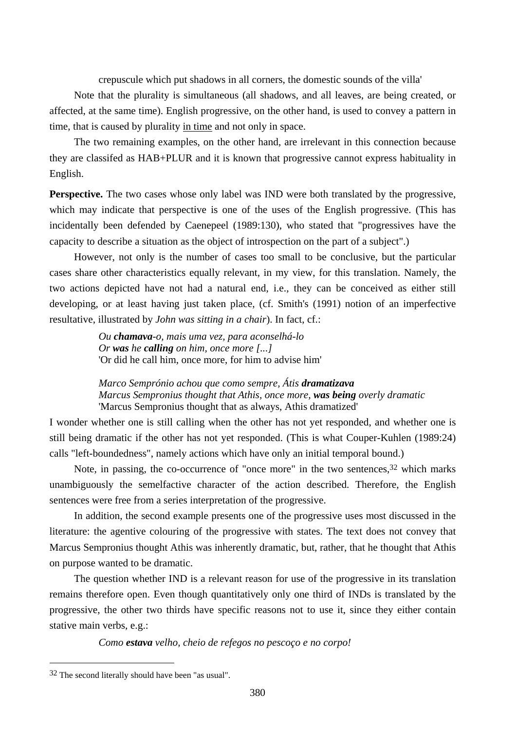crepuscule which put shadows in all corners, the domestic sounds of the villa'

Note that the plurality is simultaneous (all shadows, and all leaves, are being created, or affected, at the same time). English progressive, on the other hand, is used to convey a pattern in time, that is caused by plurality <u>in time</u> and not only in space.

The two remaining examples, on the other hand, are irrelevant in this connection because they are classifed as HAB+PLUR and it is known that progressive cannot express habituality in English.

**Perspective.** The two cases whose only label was IND were both translated by the progressive, which may indicate that perspective is one of the uses of the English progressive. (This has incidentally been defended by Caenepeel (1989:130), who stated that "progressives have the capacity to describe a situation as the object of introspection on the part of a subject".)

However, not only is the number of cases too small to be conclusive, but the particular cases share other characteristics equally relevant, in my view, for this translation. Namely, the two actions depicted have not had a natural end, i.e., they can be conceived as either still developing, or at least having just taken place, (cf. Smith's (1991) notion of an imperfective resultative, illustrated by *John was sitting in a chair*). In fact, cf.:

> *Ou **chamava**-o, mais uma vez, para aconselhá-lo*
> *Or **was** he **calling** on him, once more [...]*
> 'Or did he call him, once more, for him to advise him'
>
> *Marco Semprónio achou que como sempre, Átis **dramatizava***
> *Marcus Sempronius thought that Athis, once more, **was being** overly dramatic*
> 'Marcus Sempronius thought that as always, Athis dramatized'

I wonder whether one is still calling when the other has not yet responded, and whether one is still being dramatic if the other has not yet responded. (This is what Couper-Kuhlen (1989:24) calls "left-boundedness", namely actions which have only an initial temporal bound.)

Note, in passing, the co-occurrence of "once more" in the two sentences,[32] which marks unambiguously the semelfactive character of the action described. Therefore, the English sentences were free from a series interpretation of the progressive.

In addition, the second example presents one of the progressive uses most discussed in the literature: the agentive colouring of the progressive with states. The text does not convey that Marcus Sempronius thought Athis was inherently dramatic, but, rather, that he thought that Athis on purpose wanted to be dramatic.

The question whether IND is a relevant reason for use of the progressive in its translation remains therefore open. Even though quantitatively only one third of INDs is translated by the progressive, the other two thirds have specific reasons not to use it, since they either contain stative main verbs, e.g.:

> *Como **estava** velho, cheio de refegos no pescoço e no corpo!*

---

[32] The second literally should have been "as usual".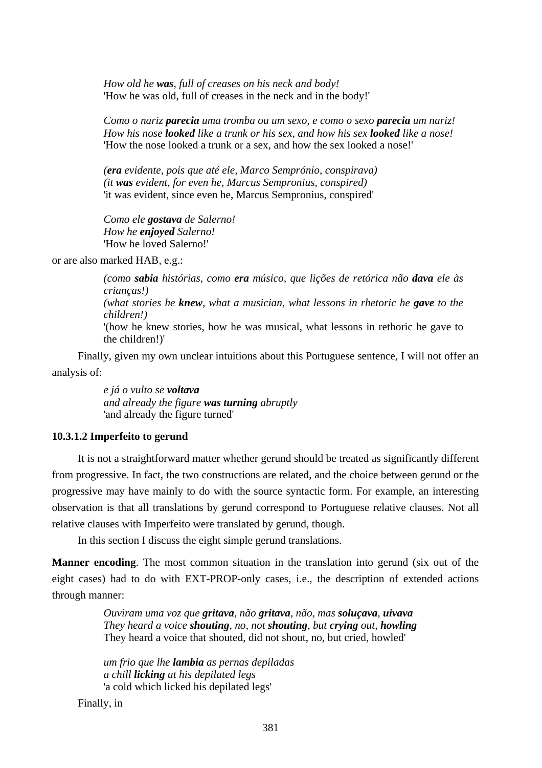> *How old he **was**, full of creases on his neck and body!*
> 'How he was old, full of creases in the neck and in the body!'
>
> *Como o nariz **parecia** uma tromba ou um sexo, e como o sexo **parecia** um nariz!*
> *How his nose **looked** like a trunk or his sex, and how his sex **looked** like a nose!*
> 'How the nose looked a trunk or a sex, and how the sex looked a nose!'
>
> *(**era** evidente, pois que até ele, Marco Semprónio, conspirava)*
> *(it **was** evident, for even he, Marcus Sempronius, conspired)*
> 'it was evident, since even he, Marcus Sempronius, conspired'
>
> *Como ele **gostava** de Salerno!*
> *How he **enjoyed** Salerno!*
> 'How he loved Salerno!'

or are also marked HAB, e.g.:

> *(como **sabia** histórias, como **era** músico, que lições de retórica não **dava** ele às crianças!)*
> *(what stories he **knew**, what a musician, what lessons in rhetoric he **gave** to the children!)*
> '(how he knew stories, how he was musical, what lessons in rethoric he gave to the children!)'

Finally, given my own unclear intuitions about this Portuguese sentence, I will not offer an analysis of:

> *e já o vulto se **voltava***
> *and already the figure **was turning** abruptly*
> 'and already the figure turned'

#### 10.3.1.2 Imperfeito to gerund

It is not a straightforward matter whether gerund should be treated as significantly different from progressive. In fact, the two constructions are related, and the choice between gerund or the progressive may have mainly to do with the source syntactic form. For example, an interesting observation is that all translations by gerund correspond to Portuguese relative clauses. Not all relative clauses with Imperfeito were translated by gerund, though.

In this section I discuss the eight simple gerund translations.

**Manner encoding**. The most common situation in the translation into gerund (six out of the eight cases) had to do with EXT-PROP-only cases, i.e., the description of extended actions through manner:

> *Ouviram uma voz que **gritava**, não **gritava**, não, mas **soluçava**, **uivava***
> *They heard a voice **shouting**, no, not **shouting**, but **crying** out, **howling***
> They heard a voice that shouted, did not shout, no, but cried, howled'
>
> *um frio que lhe **lambia** as pernas depiladas*
> *a chill **licking** at his depilated legs*
> 'a cold which licked his depilated legs'

Finally, in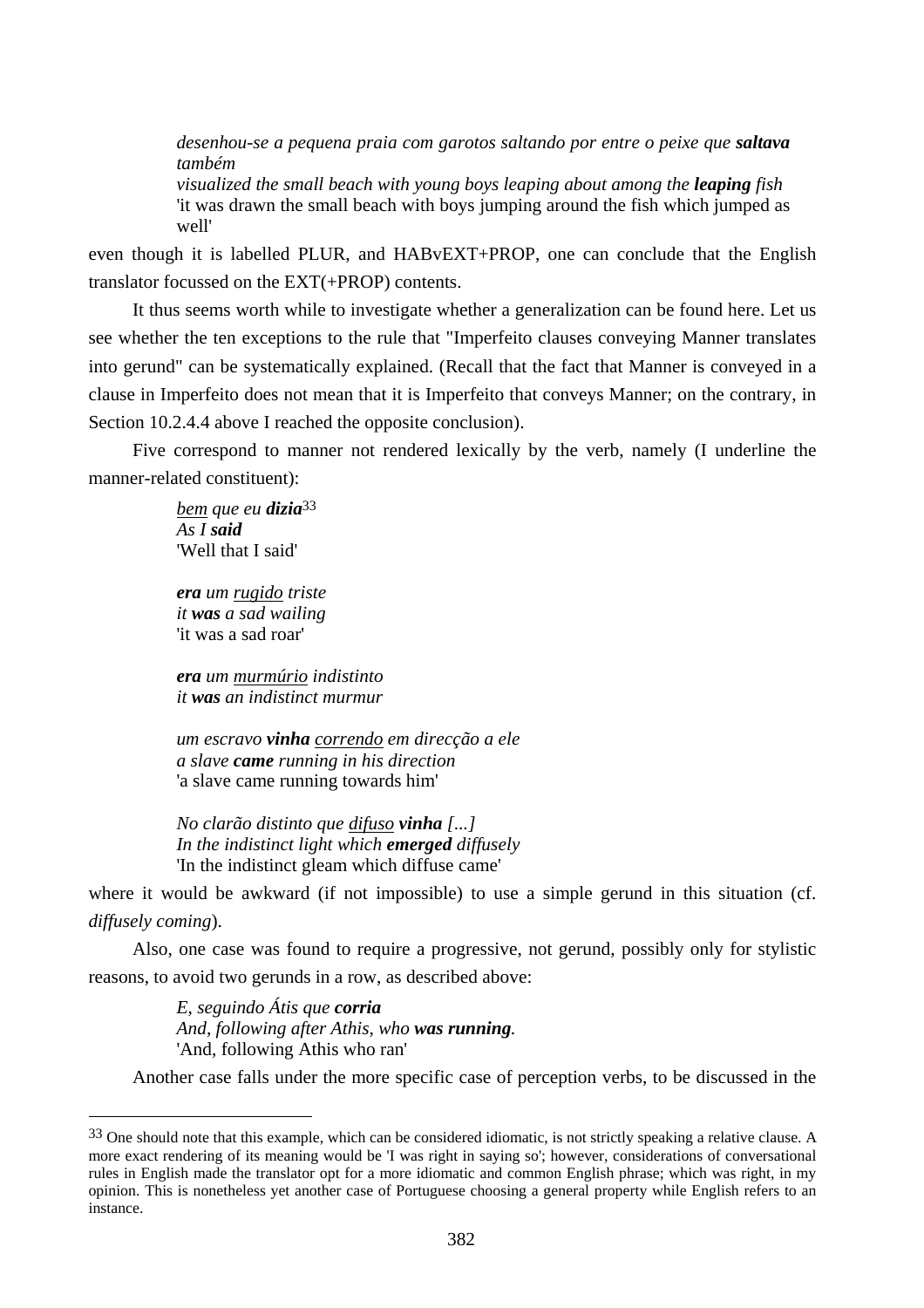> *desenhou-se a pequena praia com garotos saltando por entre o peixe que **saltava** também*
> *visualized the small beach with young boys leaping about among the **leaping** fish*
> 'it was drawn the small beach with boys jumping around the fish which jumped as well'

even though it is labelled PLUR, and HABvEXT+PROP, one can conclude that the English translator focussed on the EXT(+PROP) contents.

It thus seems worth while to investigate whether a generalization can be found here. Let us see whether the ten exceptions to the rule that "Imperfeito clauses conveying Manner translates into gerund" can be systematically explained. (Recall that the fact that Manner is conveyed in a clause in Imperfeito does not mean that it is Imperfeito that conveys Manner; on the contrary, in Section 10.2.4.4 above I reached the opposite conclusion).

Five correspond to manner not rendered lexically by the verb, namely (I underline the manner-related constituent):

> *<u>bem</u> que eu **dizia***[33]
> *As I **said***
> 'Well that I said'
>
> ***era** um <u>rugido</u> triste*
> *it **was** a sad wailing*
> 'it was a sad roar'
>
> ***era** um <u>murmúrio</u> indistinto*
> *it **was** an indistinct murmur*
>
> *um escravo **vinha** <u>correndo</u> em direcção a ele*
> *a slave **came** running in his direction*
> 'a slave came running towards him'
>
> *No clarão distinto que <u>difuso</u> **vinha** [...]*
> *In the indistinct light which **emerged** diffusely*
> 'In the indistinct gleam which diffuse came'

where it would be awkward (if not impossible) to use a simple gerund in this situation (cf. *diffusely coming*).

Also, one case was found to require a progressive, not gerund, possibly only for stylistic reasons, to avoid two gerunds in a row, as described above:

> *E, seguindo Átis que **corria***
> *And, following after Athis, who **was running**.*
> 'And, following Athis who ran'

Another case falls under the more specific case of perception verbs, to be discussed in the

---

[33] One should note that this example, which can be considered idiomatic, is not strictly speaking a relative clause. A more exact rendering of its meaning would be 'I was right in saying so'; however, considerations of conversational rules in English made the translator opt for a more idiomatic and common English phrase; which was right, in my opinion. This is nonetheless yet another case of Portuguese choosing a general property while English refers to an instance.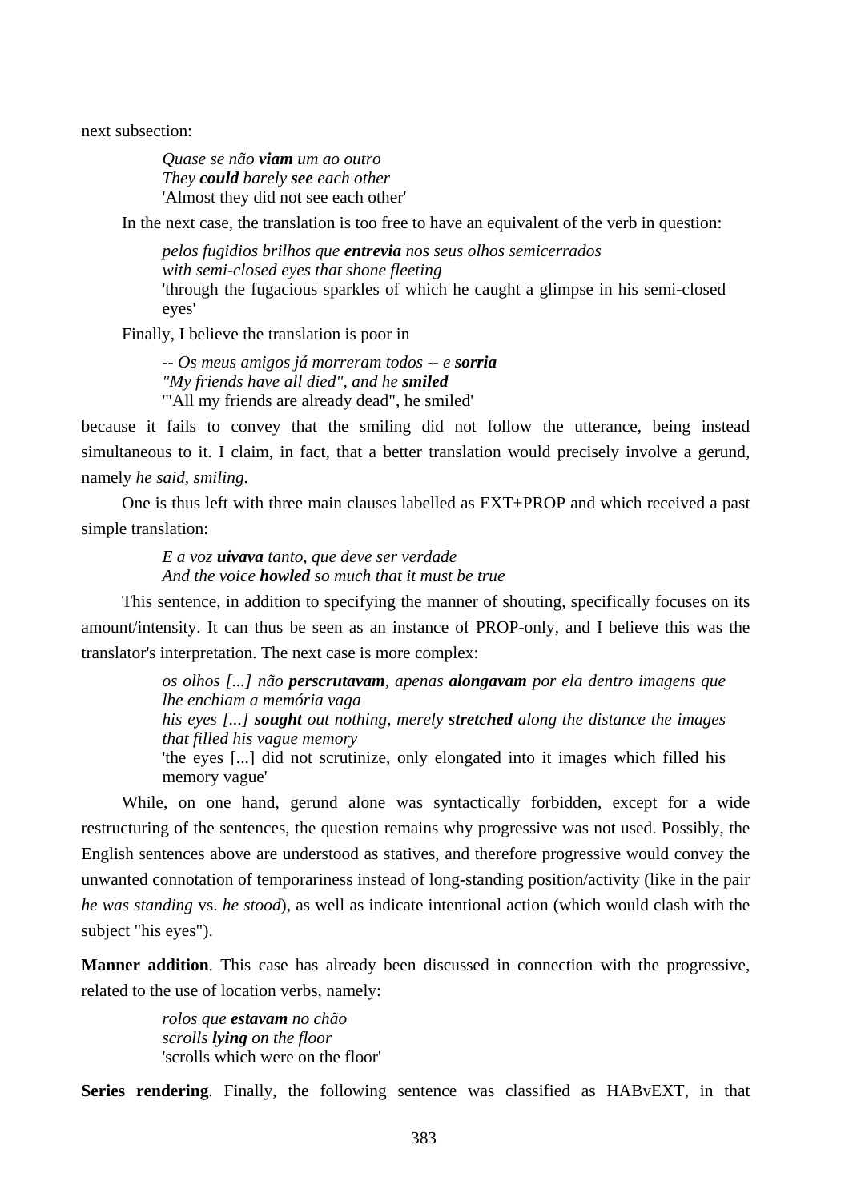next subsection:

> *Quase se não **viam** um ao outro*
> *They **could** barely **see** each other*
> 'Almost they did not see each other'

In the next case, the translation is too free to have an equivalent of the verb in question:

> *pelos fugidios brilhos que **entrevia** nos seus olhos semicerrados*
> *with semi-closed eyes that shone fleeting*
> 'through the fugacious sparkles of which he caught a glimpse in his semi-closed eyes'

Finally, I believe the translation is poor in

> *-- Os meus amigos já morreram todos -- e **sorria***
> *"My friends have all died", and he **smiled***
> '"All my friends are already dead", he smiled'

because it fails to convey that the smiling did not follow the utterance, being instead simultaneous to it. I claim, in fact, that a better translation would precisely involve a gerund, namely *he said, smiling*.

One is thus left with three main clauses labelled as EXT+PROP and which received a past simple translation:

> *E a voz **uivava** tanto, que deve ser verdade*
> *And the voice **howled** so much that it must be true*

This sentence, in addition to specifying the manner of shouting, specifically focuses on its amount/intensity. It can thus be seen as an instance of PROP-only, and I believe this was the translator's interpretation. The next case is more complex:

> *os olhos [...] não **perscrutavam**, apenas **alongavam** por ela dentro imagens que lhe enchiam a memória vaga*
> *his eyes [...] **sought** out nothing, merely **stretched** along the distance the images that filled his vague memory*
> 'the eyes [...] did not scrutinize, only elongated into it images which filled his memory vague'

While, on one hand, gerund alone was syntactically forbidden, except for a wide restructuring of the sentences, the question remains why progressive was not used. Possibly, the English sentences above are understood as statives, and therefore progressive would convey the unwanted connotation of temporariness instead of long-standing position/activity (like in the pair *he was standing* vs. *he stood*), as well as indicate intentional action (which would clash with the subject "his eyes").

**Manner addition**. This case has already been discussed in connection with the progressive, related to the use of location verbs, namely:

> *rolos que **estavam** no chão*
> *scrolls **lying** on the floor*
> 'scrolls which were on the floor'

**Series rendering**. Finally, the following sentence was classified as HABvEXT, in that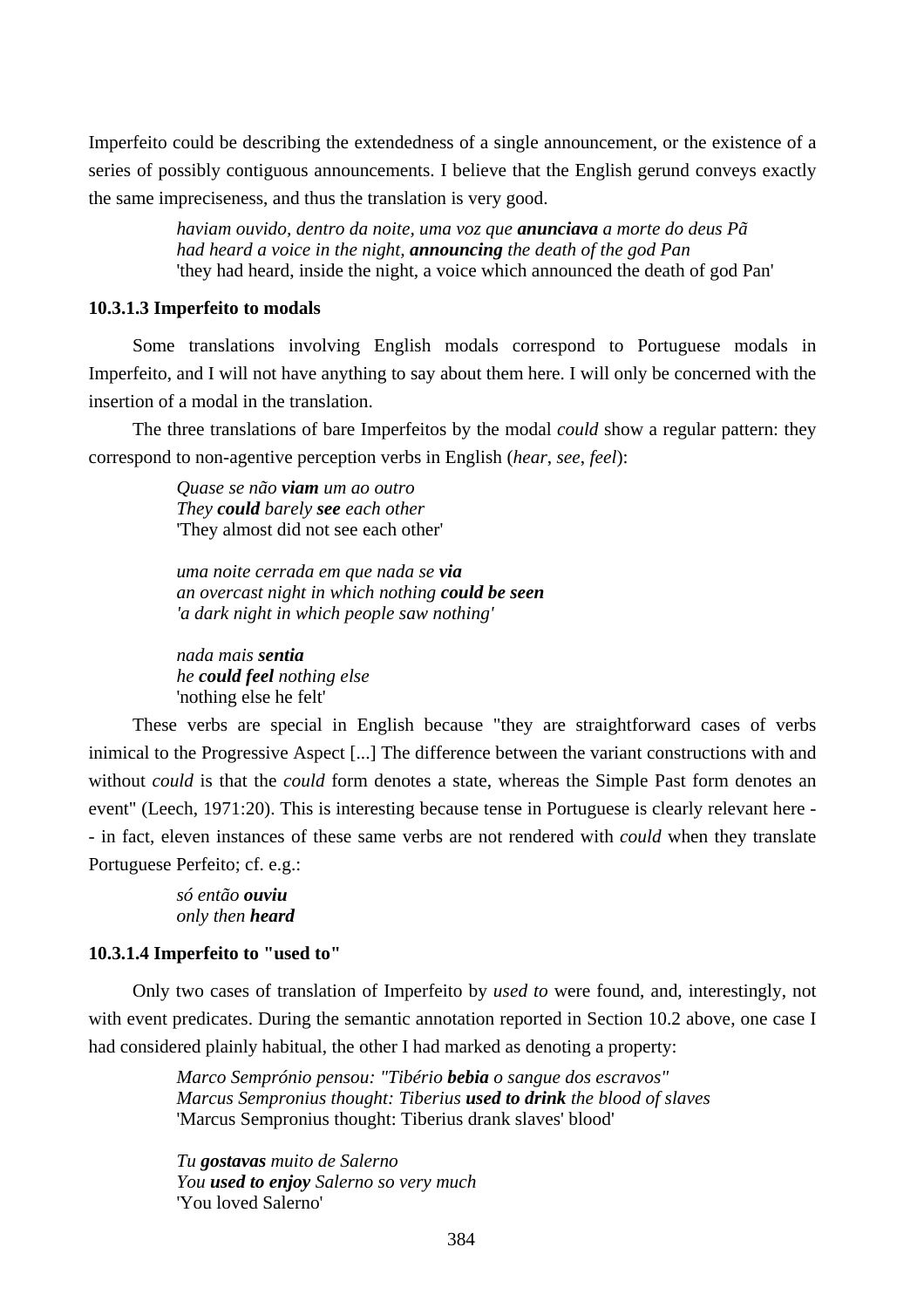Imperfeito could be describing the extendedness of a single announcement, or the existence of a series of possibly contiguous announcements. I believe that the English gerund conveys exactly the same impreciseness, and thus the translation is very good.

> *haviam ouvido, dentro da noite, uma voz que* ***anunciava*** *a morte do deus Pã*
> *had heard a voice in the night,* ***announcing*** *the death of the god Pan*
> 'they had heard, inside the night, a voice which announced the death of god Pan'

#### 10.3.1.3 Imperfeito to modals

Some translations involving English modals correspond to Portuguese modals in Imperfeito, and I will not have anything to say about them here. I will only be concerned with the insertion of a modal in the translation.

The three translations of bare Imperfeitos by the modal *could* show a regular pattern: they correspond to non-agentive perception verbs in English (*hear*, *see*, *feel*):

> *Quase se não* ***viam*** *um ao outro*
> *They* ***could*** *barely* ***see*** *each other*
> 'They almost did not see each other'
>
> *uma noite cerrada em que nada se* ***via***
> *an overcast night in which nothing* ***could be seen***
> *'a dark night in which people saw nothing'*
>
> *nada mais* ***sentia***
> *he* ***could feel*** *nothing else*
> 'nothing else he felt'

These verbs are special in English because "they are straightforward cases of verbs inimical to the Progressive Aspect [...] The difference between the variant constructions with and without *could* is that the *could* form denotes a state, whereas the Simple Past form denotes an event" (Leech, 1971:20). This is interesting because tense in Portuguese is clearly relevant here -- in fact, eleven instances of these same verbs are not rendered with *could* when they translate Portuguese Perfeito; cf. e.g.:

> *só então* ***ouviu***
> *only then* ***heard***

#### 10.3.1.4 Imperfeito to "used to"

Only two cases of translation of Imperfeito by *used to* were found, and, interestingly, not with event predicates. During the semantic annotation reported in Section 10.2 above, one case I had considered plainly habitual, the other I had marked as denoting a property:

> *Marco Semprónio pensou: "Tibério* ***bebia*** *o sangue dos escravos"*
> *Marcus Sempronius thought: Tiberius* ***used to drink*** *the blood of slaves*
> 'Marcus Sempronius thought: Tiberius drank slaves' blood'
>
> *Tu* ***gostavas*** *muito de Salerno*
> *You* ***used to enjoy*** *Salerno so very much*
> 'You loved Salerno'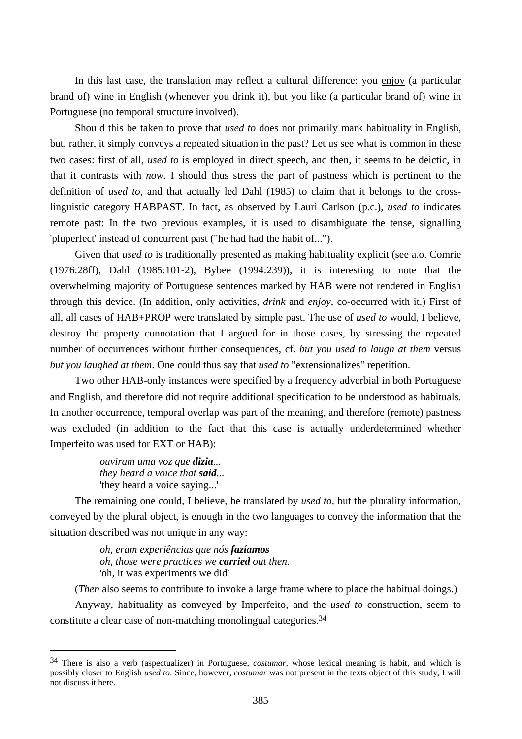In this last case, the translation may reflect a cultural difference: you <u>enjoy</u> (a particular brand of) wine in English (whenever you drink it), but you <u>like</u> (a particular brand of) wine in Portuguese (no temporal structure involved).

Should this be taken to prove that *used to* does not primarily mark habituality in English, but, rather, it simply conveys a repeated situation in the past? Let us see what is common in these two cases: first of all, *used to* is employed in direct speech, and then, it seems to be deictic, in that it contrasts with *now*. I should thus stress the part of pastness which is pertinent to the definition of *used to*, and that actually led Dahl (1985) to claim that it belongs to the cross-linguistic category HABPAST. In fact, as observed by Lauri Carlson (p.c.), *used to* indicates <u>remote</u> past: In the two previous examples, it is used to disambiguate the tense, signalling 'pluperfect' instead of concurrent past ("he had had the habit of...").

Given that *used to* is traditionally presented as making habituality explicit (see a.o. Comrie (1976:28ff), Dahl (1985:101-2), Bybee (1994:239)), it is interesting to note that the overwhelming majority of Portuguese sentences marked by HAB were not rendered in English through this device. (In addition, only activities, *drink* and *enjoy*, co-occurred with it.) First of all, all cases of HAB+PROP were translated by simple past. The use of *used to* would, I believe, destroy the property connotation that I argued for in those cases, by stressing the repeated number of occurrences without further consequences, cf. *but you used to laugh at them* versus *but you laughed at them*. One could thus say that *used to* "extensionalizes" repetition.

Two other HAB-only instances were specified by a frequency adverbial in both Portuguese and English, and therefore did not require additional specification to be understood as habituals. In another occurrence, temporal overlap was part of the meaning, and therefore (remote) pastness was excluded (in addition to the fact that this case is actually underdetermined whether Imperfeito was used for EXT or HAB):

> *ouviram uma voz que **dizia**...*
> *they heard a voice that **said**...*
> 'they heard a voice saying...'

The remaining one could, I believe, be translated by *used to*, but the plurality information, conveyed by the plural object, is enough in the two languages to convey the information that the situation described was not unique in any way:

> *oh, eram experiências que nós **fazíamos***
> *oh, those were practices we **carried** out then.*
> 'oh, it was experiments we did'

(*Then* also seems to contribute to invoke a large frame where to place the habitual doings.)

Anyway, habituality as conveyed by Imperfeito, and the *used to* construction, seem to constitute a clear case of non-matching monolingual categories.[34]

---

[34] There is also a verb (aspectualizer) in Portuguese, *costumar*, whose lexical meaning is habit, and which is possibly closer to English *used to*. Since, however, *costumar* was not present in the texts object of this study, I will not discuss it here.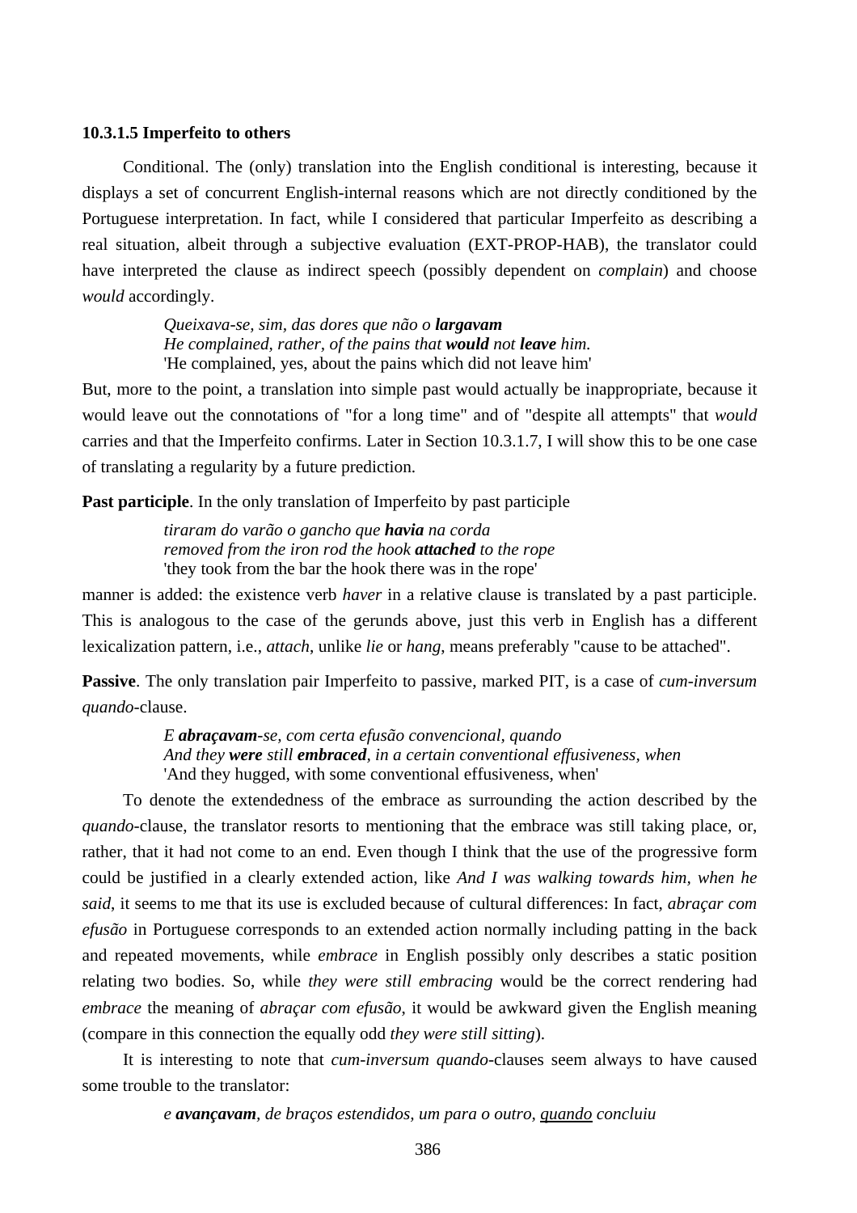#### 10.3.1.5 Imperfeito to others

Conditional. The (only) translation into the English conditional is interesting, because it displays a set of concurrent English-internal reasons which are not directly conditioned by the Portuguese interpretation. In fact, while I considered that particular Imperfeito as describing a real situation, albeit through a subjective evaluation (EXT-PROP-HAB), the translator could have interpreted the clause as indirect speech (possibly dependent on *complain*) and choose *would* accordingly.

> *Queixava-se, sim, das dores que não o* ***largavam***
> *He complained, rather, of the pains that* ***would*** *not* ***leave*** *him.*
> 'He complained, yes, about the pains which did not leave him'

But, more to the point, a translation into simple past would actually be inappropriate, because it would leave out the connotations of "for a long time" and of "despite all attempts" that *would* carries and that the Imperfeito confirms. Later in Section 10.3.1.7, I will show this to be one case of translating a regularity by a future prediction.

**Past participle**. In the only translation of Imperfeito by past participle

> *tiraram do varão o gancho que* ***havia*** *na corda*
> *removed from the iron rod the hook* ***attached*** *to the rope*
> 'they took from the bar the hook there was in the rope'

manner is added: the existence verb *haver* in a relative clause is translated by a past participle. This is analogous to the case of the gerunds above, just this verb in English has a different lexicalization pattern, i.e., *attach*, unlike *lie* or *hang*, means preferably "cause to be attached".

**Passive**. The only translation pair Imperfeito to passive, marked PIT, is a case of *cum-inversum quando*-clause.

> *E* ***abraçavam****-se, com certa efusão convencional, quando*
> *And they* ***were*** *still* ***embraced****, in a certain conventional effusiveness, when*
> 'And they hugged, with some conventional effusiveness, when'

To denote the extendedness of the embrace as surrounding the action described by the *quando*-clause, the translator resorts to mentioning that the embrace was still taking place, or, rather, that it had not come to an end. Even though I think that the use of the progressive form could be justified in a clearly extended action, like *And I was walking towards him, when he said*, it seems to me that its use is excluded because of cultural differences: In fact, *abraçar com efusão* in Portuguese corresponds to an extended action normally including patting in the back and repeated movements, while *embrace* in English possibly only describes a static position relating two bodies. So, while *they were still embracing* would be the correct rendering had *embrace* the meaning of *abraçar com efusão*, it would be awkward given the English meaning (compare in this connection the equally odd *they were still sitting*).

It is interesting to note that *cum-inversum quando*-clauses seem always to have caused some trouble to the translator:

> *e* ***avançavam****, de braços estendidos, um para o outro,* <u>*quando*</u> *concluiu*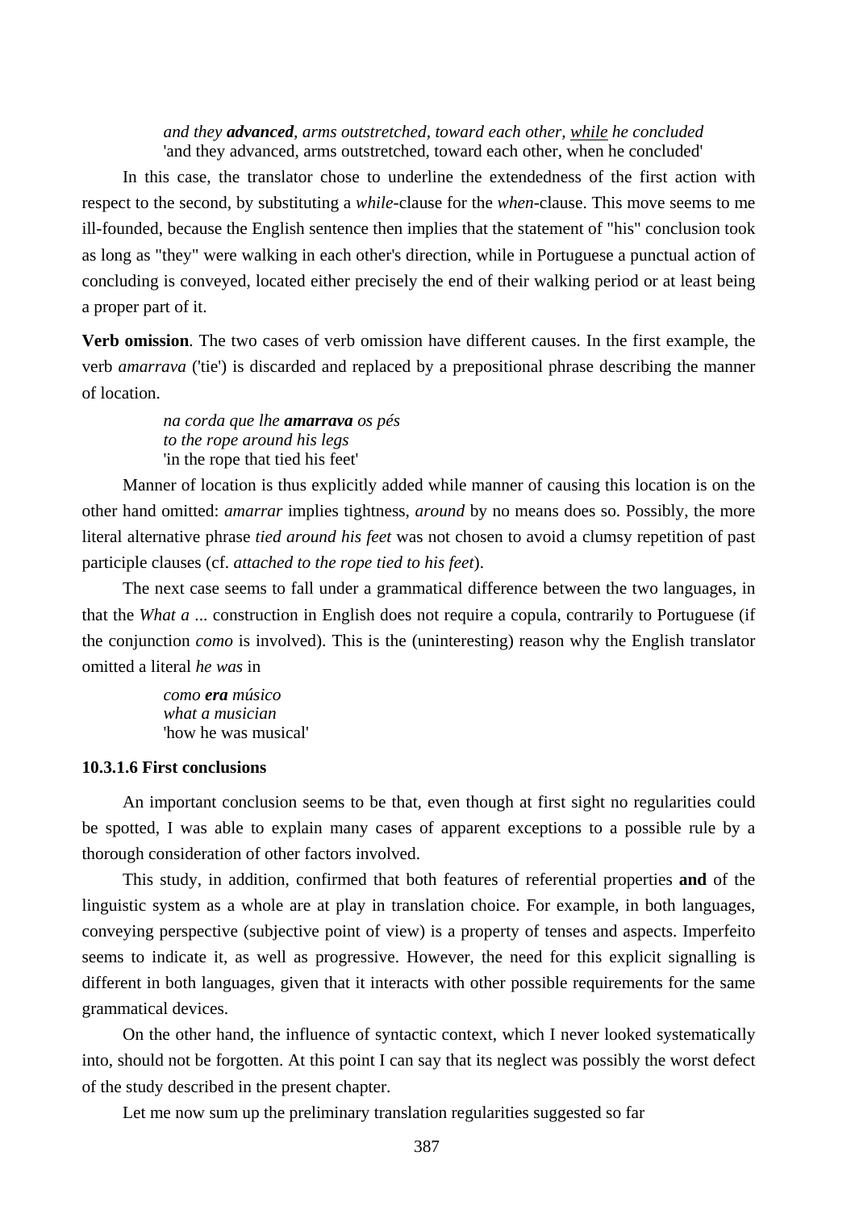*and they **advanced**, arms outstretched, toward each other, <u>while</u> he concluded*
'and they advanced, arms outstretched, toward each other, when he concluded'

In this case, the translator chose to underline the extendedness of the first action with respect to the second, by substituting a *while*-clause for the *when*-clause. This move seems to me ill-founded, because the English sentence then implies that the statement of "his" conclusion took as long as "they" were walking in each other's direction, while in Portuguese a punctual action of concluding is conveyed, located either precisely the end of their walking period or at least being a proper part of it.

**Verb omission**. The two cases of verb omission have different causes. In the first example, the verb *amarrava* ('tie') is discarded and replaced by a prepositional phrase describing the manner of location.

*na corda que lhe **amarrava** os pés*
*to the rope around his legs*
'in the rope that tied his feet'

Manner of location is thus explicitly added while manner of causing this location is on the other hand omitted: *amarrar* implies tightness, *around* by no means does so. Possibly, the more literal alternative phrase *tied around his feet* was not chosen to avoid a clumsy repetition of past participle clauses (cf. *attached to the rope tied to his feet*).

The next case seems to fall under a grammatical difference between the two languages, in that the *What a ...* construction in English does not require a copula, contrarily to Portuguese (if the conjunction *como* is involved). This is the (uninteresting) reason why the English translator omitted a literal *he was* in

*como **era** músico*
*what a musician*
'how he was musical'

### 10.3.1.6 First conclusions

An important conclusion seems to be that, even though at first sight no regularities could be spotted, I was able to explain many cases of apparent exceptions to a possible rule by a thorough consideration of other factors involved.

This study, in addition, confirmed that both features of referential properties **and** of the linguistic system as a whole are at play in translation choice. For example, in both languages, conveying perspective (subjective point of view) is a property of tenses and aspects. Imperfeito seems to indicate it, as well as progressive. However, the need for this explicit signalling is different in both languages, given that it interacts with other possible requirements for the same grammatical devices.

On the other hand, the influence of syntactic context, which I never looked systematically into, should not be forgotten. At this point I can say that its neglect was possibly the worst defect of the study described in the present chapter.

Let me now sum up the preliminary translation regularities suggested so far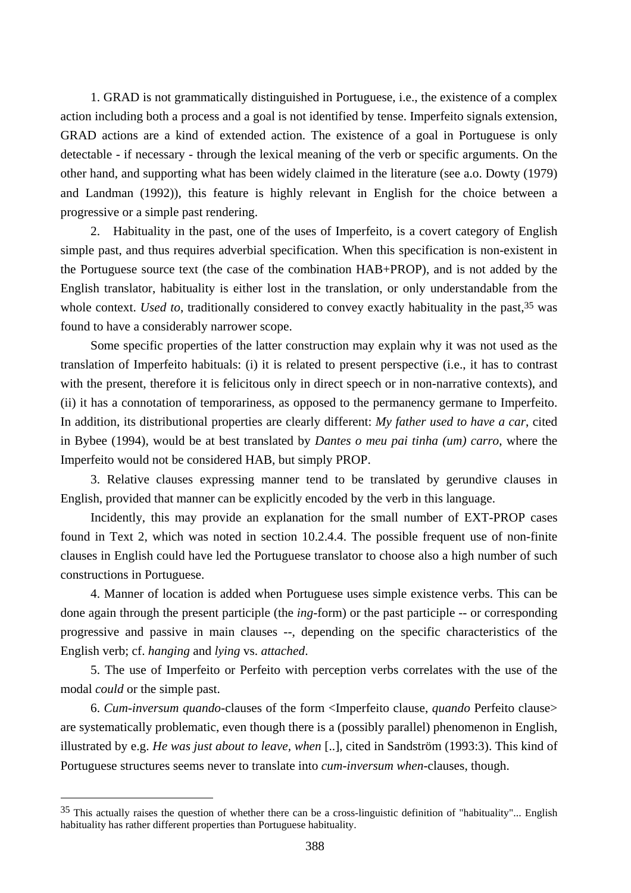1. GRAD is not grammatically distinguished in Portuguese, i.e., the existence of a complex action including both a process and a goal is not identified by tense. Imperfeito signals extension, GRAD actions are a kind of extended action. The existence of a goal in Portuguese is only detectable - if necessary - through the lexical meaning of the verb or specific arguments. On the other hand, and supporting what has been widely claimed in the literature (see a.o. Dowty (1979) and Landman (1992)), this feature is highly relevant in English for the choice between a progressive or a simple past rendering.

2. Habituality in the past, one of the uses of Imperfeito, is a covert category of English simple past, and thus requires adverbial specification. When this specification is non-existent in the Portuguese source text (the case of the combination HAB+PROP), and is not added by the English translator, habituality is either lost in the translation, or only understandable from the whole context. *Used to*, traditionally considered to convey exactly habituality in the past,[35] was found to have a considerably narrower scope.

Some specific properties of the latter construction may explain why it was not used as the translation of Imperfeito habituals: (i) it is related to present perspective (i.e., it has to contrast with the present, therefore it is felicitous only in direct speech or in non-narrative contexts), and (ii) it has a connotation of temporariness, as opposed to the permanency germane to Imperfeito. In addition, its distributional properties are clearly different: *My father used to have a car*, cited in Bybee (1994), would be at best translated by *Dantes o meu pai tinha (um) carro*, where the Imperfeito would not be considered HAB, but simply PROP.

3. Relative clauses expressing manner tend to be translated by gerundive clauses in English, provided that manner can be explicitly encoded by the verb in this language.

Incidently, this may provide an explanation for the small number of EXT-PROP cases found in Text 2, which was noted in section 10.2.4.4. The possible frequent use of non-finite clauses in English could have led the Portuguese translator to choose also a high number of such constructions in Portuguese.

4. Manner of location is added when Portuguese uses simple existence verbs. This can be done again through the present participle (the *ing*-form) or the past participle -- or corresponding progressive and passive in main clauses --, depending on the specific characteristics of the English verb; cf. *hanging* and *lying* vs. *attached*.

5. The use of Imperfeito or Perfeito with perception verbs correlates with the use of the modal *could* or the simple past.

6. *Cum-inversum quando*-clauses of the form <Imperfeito clause, *quando* Perfeito clause> are systematically problematic, even though there is a (possibly parallel) phenomenon in English, illustrated by e.g. *He was just about to leave, when* [..], cited in Sandström (1993:3). This kind of Portuguese structures seems never to translate into *cum-inversum when*-clauses, though.

---

[35] This actually raises the question of whether there can be a cross-linguistic definition of "habituality"... English habituality has rather different properties than Portuguese habituality.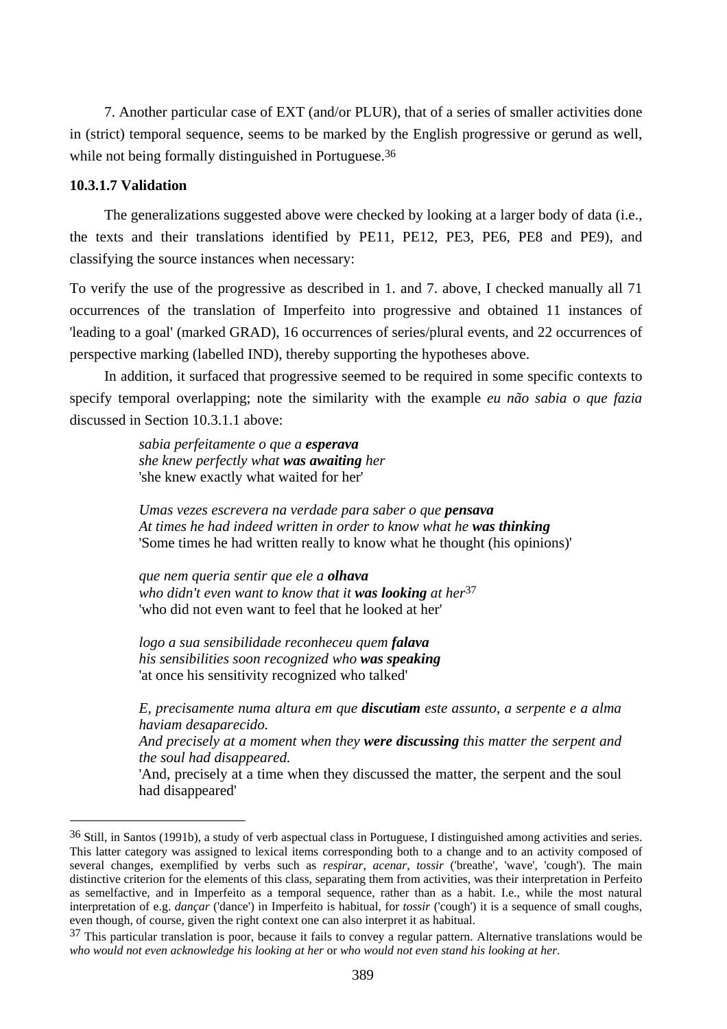7. Another particular case of EXT (and/or PLUR), that of a series of smaller activities done in (strict) temporal sequence, seems to be marked by the English progressive or gerund as well, while not being formally distinguished in Portuguese.[36]

#### 10.3.1.7 Validation

The generalizations suggested above were checked by looking at a larger body of data (i.e., the texts and their translations identified by PE11, PE12, PE3, PE6, PE8 and PE9), and classifying the source instances when necessary:

To verify the use of the progressive as described in 1. and 7. above, I checked manually all 71 occurrences of the translation of Imperfeito into progressive and obtained 11 instances of 'leading to a goal' (marked GRAD), 16 occurrences of series/plural events, and 22 occurrences of perspective marking (labelled IND), thereby supporting the hypotheses above.

In addition, it surfaced that progressive seemed to be required in some specific contexts to specify temporal overlapping; note the similarity with the example *eu não sabia o que fazia* discussed in Section 10.3.1.1 above:

> *sabia perfeitamente o que a **esperava***
> *she knew perfectly what **was awaiting** her*
> 'she knew exactly what waited for her'
>
> *Umas vezes escrevera na verdade para saber o que **pensava***
> *At times he had indeed written in order to know what he **was thinking***
> 'Some times he had written really to know what he thought (his opinions)'
>
> *que nem queria sentir que ele a **olhava***
> *who didn't even want to know that it **was looking** at her*[37]
> 'who did not even want to feel that he looked at her'
>
> *logo a sua sensibilidade reconheceu quem **falava***
> *his sensibilities soon recognized who **was speaking***
> 'at once his sensitivity recognized who talked'
>
> *E, precisamente numa altura em que **discutiam** este assunto, a serpente e a alma haviam desaparecido.*
> *And precisely at a moment when they **were discussing** this matter the serpent and the soul had disappeared.*
> 'And, precisely at a time when they discussed the matter, the serpent and the soul had disappeared'

---

[36] Still, in Santos (1991b), a study of verb aspectual class in Portuguese, I distinguished among activities and series. This latter category was assigned to lexical items corresponding both to a change and to an activity composed of several changes, exemplified by verbs such as *respirar*, *acenar*, *tossir* ('breathe', 'wave', 'cough'). The main distinctive criterion for the elements of this class, separating them from activities, was their interpretation in Perfeito as semelfactive, and in Imperfeito as a temporal sequence, rather than as a habit. I.e., while the most natural interpretation of e.g. *dançar* ('dance') in Imperfeito is habitual, for *tossir* ('cough') it is a sequence of small coughs, even though, of course, given the right context one can also interpret it as habitual.

[37] This particular translation is poor, because it fails to convey a regular pattern. Alternative translations would be *who would not even acknowledge his looking at her* or *who would not even stand his looking at her*.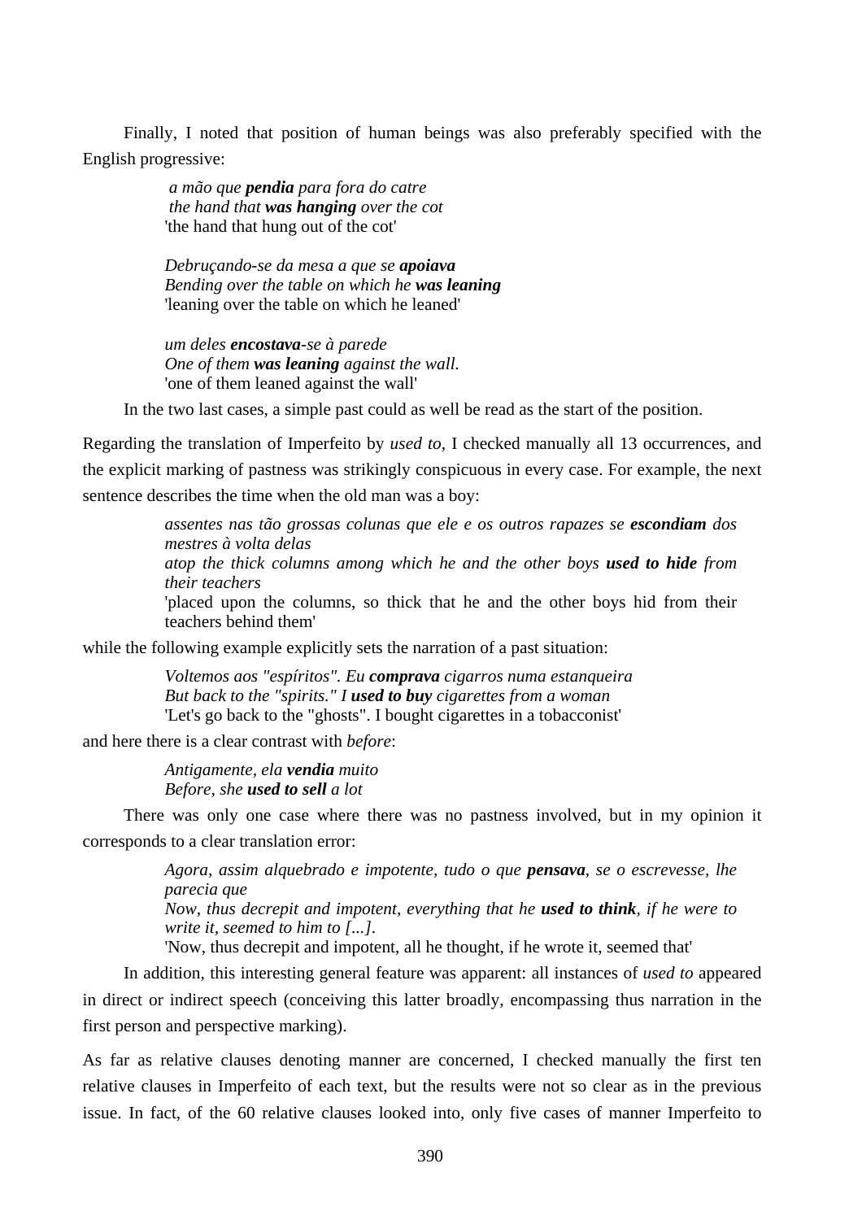Finally, I noted that position of human beings was also preferably specified with the English progressive:

> *a mão que **pendia** para fora do catre*
> *the hand that **was hanging** over the cot*
> 'the hand that hung out of the cot'
>
> *Debruçando-se da mesa a que se **apoiava***
> *Bending over the table on which he **was leaning***
> 'leaning over the table on which he leaned'
>
> *um deles **encostava**-se à parede*
> *One of them **was leaning** against the wall.*
> 'one of them leaned against the wall'

In the two last cases, a simple past could as well be read as the start of the position.

Regarding the translation of Imperfeito by *used to*, I checked manually all 13 occurrences, and the explicit marking of pastness was strikingly conspicuous in every case. For example, the next sentence describes the time when the old man was a boy:

> *assentes nas tão grossas colunas que ele e os outros rapazes se **escondiam** dos mestres à volta delas*
> *atop the thick columns among which he and the other boys **used to hide** from their teachers*
> 'placed upon the columns, so thick that he and the other boys hid from their teachers behind them'

while the following example explicitly sets the narration of a past situation:

> *Voltemos aos "espíritos". Eu **comprava** cigarros numa estanqueira*
> *But back to the "spirits." I **used to buy** cigarettes from a woman*
> 'Let's go back to the "ghosts". I bought cigarettes in a tobacconist'

and here there is a clear contrast with *before*:

> *Antigamente, ela **vendia** muito*
> *Before, she **used to sell** a lot*

There was only one case where there was no pastness involved, but in my opinion it corresponds to a clear translation error:

> *Agora, assim alquebrado e impotente, tudo o que **pensava**, se o escrevesse, lhe parecia que*
> *Now, thus decrepit and impotent, everything that he **used to think**, if he were to write it, seemed to him to [...].*
> 'Now, thus decrepit and impotent, all he thought, if he wrote it, seemed that'

In addition, this interesting general feature was apparent: all instances of *used to* appeared in direct or indirect speech (conceiving this latter broadly, encompassing thus narration in the first person and perspective marking).

As far as relative clauses denoting manner are concerned, I checked manually the first ten relative clauses in Imperfeito of each text, but the results were not so clear as in the previous issue. In fact, of the 60 relative clauses looked into, only five cases of manner Imperfeito to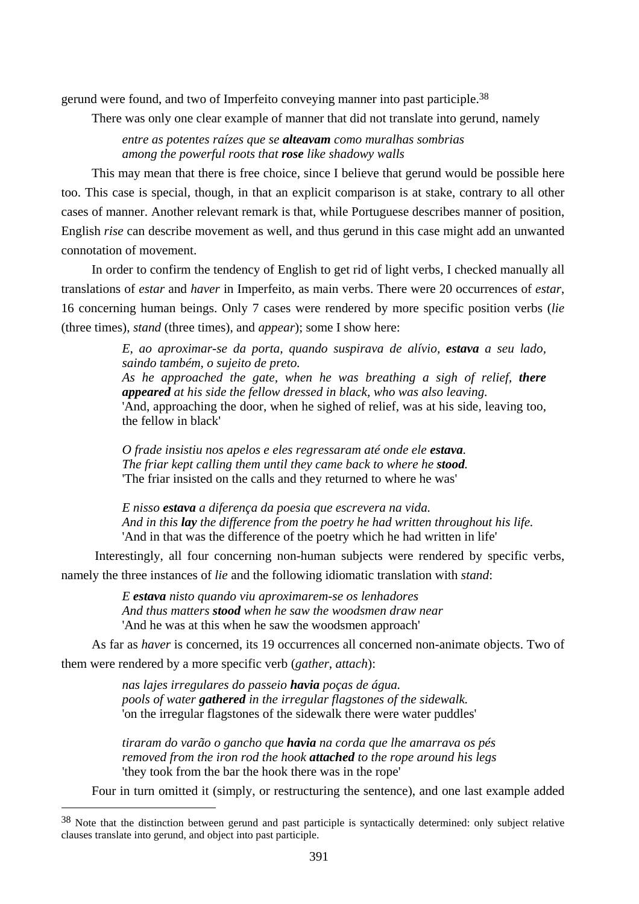gerund were found, and two of Imperfeito conveying manner into past participle.[38]

There was only one clear example of manner that did not translate into gerund, namely

> *entre as potentes raízes que se* ***alteavam*** *como muralhas sombrias*
> *among the powerful roots that* ***rose*** *like shadowy walls*

This may mean that there is free choice, since I believe that gerund would be possible here too. This case is special, though, in that an explicit comparison is at stake, contrary to all other cases of manner. Another relevant remark is that, while Portuguese describes manner of position, English *rise* can describe movement as well, and thus gerund in this case might add an unwanted connotation of movement.

In order to confirm the tendency of English to get rid of light verbs, I checked manually all translations of *estar* and *haver* in Imperfeito, as main verbs. There were 20 occurrences of *estar*, 16 concerning human beings. Only 7 cases were rendered by more specific position verbs (*lie* (three times), *stand* (three times), and *appear*); some I show here:

> *E, ao aproximar-se da porta, quando suspirava de alívio,* ***estava*** *a seu lado, saindo também, o sujeito de preto.*
> *As he approached the gate, when he was breathing a sigh of relief,* ***there appeared*** *at his side the fellow dressed in black, who was also leaving.*
> 'And, approaching the door, when he sighed of relief, was at his side, leaving too, the fellow in black'

> *O frade insistiu nos apelos e eles regressaram até onde ele* ***estava****.*
> *The friar kept calling them until they came back to where he* ***stood****.*
> 'The friar insisted on the calls and they returned to where he was'

> *E nisso* ***estava*** *a diferença da poesia que escrevera na vida.*
> *And in this* ***lay*** *the difference from the poetry he had written throughout his life.*
> 'And in that was the difference of the poetry which he had written in life'

Interestingly, all four concerning non-human subjects were rendered by specific verbs, namely the three instances of *lie* and the following idiomatic translation with *stand*:

> *E* ***estava*** *nisto quando viu aproximarem-se os lenhadores*
> *And thus matters* ***stood*** *when he saw the woodsmen draw near*
> 'And he was at this when he saw the woodsmen approach'

As far as *haver* is concerned, its 19 occurrences all concerned non-animate objects. Two of them were rendered by a more specific verb (*gather*, *attach*):

> *nas lajes irregulares do passeio* ***havia*** *poças de água.*
> *pools of water* ***gathered*** *in the irregular flagstones of the sidewalk.*
> 'on the irregular flagstones of the sidewalk there were water puddles'

> *tiraram do varão o gancho que* ***havia*** *na corda que lhe amarrava os pés*
> *removed from the iron rod the hook* ***attached*** *to the rope around his legs*
> 'they took from the bar the hook there was in the rope'

Four in turn omitted it (simply, or restructuring the sentence), and one last example added

[38] Note that the distinction between gerund and past participle is syntactically determined: only subject relative clauses translate into gerund, and object into past participle.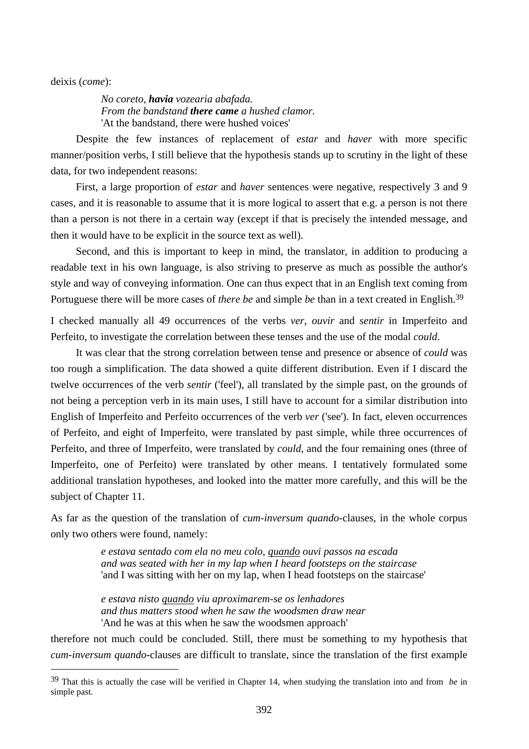deixis (*come*):

> *No coreto, **havia** vozearia abafada.*
> *From the bandstand **there came** a hushed clamor.*
> 'At the bandstand, there were hushed voices'

Despite the few instances of replacement of *estar* and *haver* with more specific manner/position verbs, I still believe that the hypothesis stands up to scrutiny in the light of these data, for two independent reasons:

First, a large proportion of *estar* and *haver* sentences were negative, respectively 3 and 9 cases, and it is reasonable to assume that it is more logical to assert that e.g. a person is not there than a person is not there in a certain way (except if that is precisely the intended message, and then it would have to be explicit in the source text as well).

Second, and this is important to keep in mind, the translator, in addition to producing a readable text in his own language, is also striving to preserve as much as possible the author's style and way of conveying information. One can thus expect that in an English text coming from Portuguese there will be more cases of *there be* and simple *be* than in a text created in English.[39]

I checked manually all 49 occurrences of the verbs *ver*, *ouvir* and *sentir* in Imperfeito and Perfeito, to investigate the correlation between these tenses and the use of the modal *could*.

It was clear that the strong correlation between tense and presence or absence of *could* was too rough a simplification. The data showed a quite different distribution. Even if I discard the twelve occurrences of the verb *sentir* ('feel'), all translated by the simple past, on the grounds of not being a perception verb in its main uses, I still have to account for a similar distribution into English of Imperfeito and Perfeito occurrences of the verb *ver* ('see'). In fact, eleven occurrences of Perfeito, and eight of Imperfeito, were translated by past simple, while three occurrences of Perfeito, and three of Imperfeito, were translated by *could*, and the four remaining ones (three of Imperfeito, one of Perfeito) were translated by other means. I tentatively formulated some additional translation hypotheses, and looked into the matter more carefully, and this will be the subject of Chapter 11.

As far as the question of the translation of *cum-inversum quando*-clauses, in the whole corpus only two others were found, namely:

> *e estava sentado com ela no meu colo, <u>quando</u> ouvi passos na escada*
> *and was seated with her in my lap when I heard footsteps on the staircase*
> 'and I was sitting with her on my lap, when I head footsteps on the staircase'
>
> *e estava nisto <u>quando</u> viu aproximarem-se os lenhadores*
> *and thus matters stood when he saw the woodsmen draw near*
> 'And he was at this when he saw the woodsmen approach'

therefore not much could be concluded. Still, there must be something to my hypothesis that *cum-inversum quando*-clauses are difficult to translate, since the translation of the first example

[39] That this is actually the case will be verified in Chapter 14, when studying the translation into and from *be* in simple past.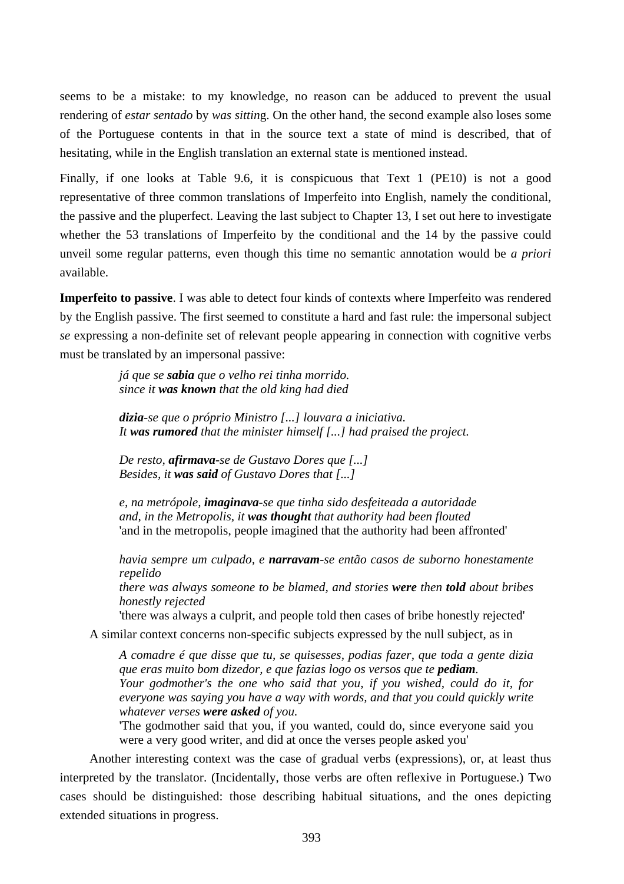seems to be a mistake: to my knowledge, no reason can be adduced to prevent the usual rendering of *estar sentado* by *was sitting*. On the other hand, the second example also loses some of the Portuguese contents in that in the source text a state of mind is described, that of hesitating, while in the English translation an external state is mentioned instead.

Finally, if one looks at Table 9.6, it is conspicuous that Text 1 (PE10) is not a good representative of three common translations of Imperfeito into English, namely the conditional, the passive and the pluperfect. Leaving the last subject to Chapter 13, I set out here to investigate whether the 53 translations of Imperfeito by the conditional and the 14 by the passive could unveil some regular patterns, even though this time no semantic annotation would be *a priori* available.

**Imperfeito to passive**. I was able to detect four kinds of contexts where Imperfeito was rendered by the English passive. The first seemed to constitute a hard and fast rule: the impersonal subject *se* expressing a non-definite set of relevant people appearing in connection with cognitive verbs must be translated by an impersonal passive:

> *já que se **sabia** que o velho rei tinha morrido.*
> *since it **was known** that the old king had died*
>
> ***dizia**-se que o próprio Ministro [...] louvara a iniciativa.*
> *It **was rumored** that the minister himself [...] had praised the project.*
>
> *De resto, **afirmava**-se de Gustavo Dores que [...]*
> *Besides, it **was said** of Gustavo Dores that [...]*
>
> *e, na metrópole, **imaginava**-se que tinha sido desfeiteada a autoridade*
> *and, in the Metropolis, it **was thought** that authority had been flouted*
> 'and in the metropolis, people imagined that the authority had been affronted'
>
> *havia sempre um culpado, e **narravam**-se então casos de suborno honestamente repelido*
> *there was always someone to be blamed, and stories **were** then **told** about bribes honestly rejected*
> 'there was always a culprit, and people told then cases of bribe honestly rejected'

A similar context concerns non-specific subjects expressed by the null subject, as in

> *A comadre é que disse que tu, se quisesses, podias fazer, que toda a gente dizia que eras muito bom dizedor, e que fazias logo os versos que te **pediam**.*
> *Your godmother's the one who said that you, if you wished, could do it, for everyone was saying you have a way with words, and that you could quickly write whatever verses **were asked** of you.*
> 'The godmother said that you, if you wanted, could do, since everyone said you were a very good writer, and did at once the verses people asked you'

Another interesting context was the case of gradual verbs (expressions), or, at least thus interpreted by the translator. (Incidentally, those verbs are often reflexive in Portuguese.) Two cases should be distinguished: those describing habitual situations, and the ones depicting extended situations in progress.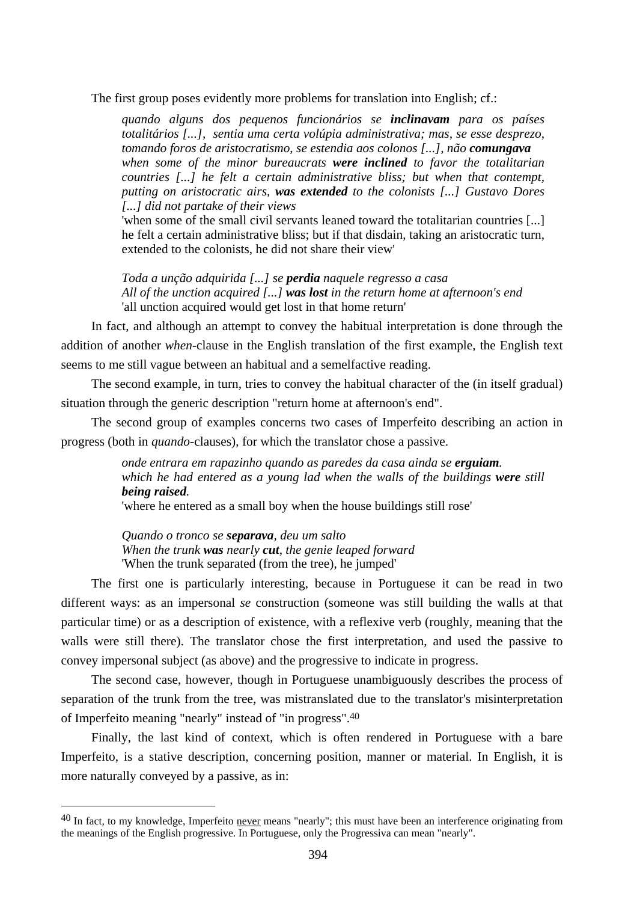The first group poses evidently more problems for translation into English; cf.:

> *quando alguns dos pequenos funcionários se* ***inclinavam*** *para os países totalitários [...], sentia uma certa volúpia administrativa; mas, se esse desprezo, tomando foros de aristocratismo, se estendia aos colonos [...], não* ***comungava***
> *when some of the minor bureaucrats* ***were inclined*** *to favor the totalitarian countries [...] he felt a certain administrative bliss; but when that contempt, putting on aristocratic airs,* ***was extended*** *to the colonists [...] Gustavo Dores [...] did not partake of their views*
> 'when some of the small civil servants leaned toward the totalitarian countries [...] he felt a certain administrative bliss; but if that disdain, taking an aristocratic turn, extended to the colonists, he did not share their view'
>
> *Toda a unção adquirida [...] se* ***perdia*** *naquele regresso a casa*
> *All of the unction acquired [...]* ***was lost*** *in the return home at afternoon's end*
> 'all unction acquired would get lost in that home return'

In fact, and although an attempt to convey the habitual interpretation is done through the addition of another *when*-clause in the English translation of the first example, the English text seems to me still vague between an habitual and a semelfactive reading.

The second example, in turn, tries to convey the habitual character of the (in itself gradual) situation through the generic description "return home at afternoon's end".

The second group of examples concerns two cases of Imperfeito describing an action in progress (both in *quando*-clauses), for which the translator chose a passive.

> *onde entrara em rapazinho quando as paredes da casa ainda se* ***erguiam****.*
> *which he had entered as a young lad when the walls of the buildings* ***were*** *still* ***being raised****.*
> 'where he entered as a small boy when the house buildings still rose'
>
> *Quando o tronco se* ***separava****, deu um salto*
> *When the trunk* ***was*** *nearly* ***cut****, the genie leaped forward*
> 'When the trunk separated (from the tree), he jumped'

The first one is particularly interesting, because in Portuguese it can be read in two different ways: as an impersonal *se* construction (someone was still building the walls at that particular time) or as a description of existence, with a reflexive verb (roughly, meaning that the walls were still there). The translator chose the first interpretation, and used the passive to convey impersonal subject (as above) and the progressive to indicate in progress.

The second case, however, though in Portuguese unambiguously describes the process of separation of the trunk from the tree, was mistranslated due to the translator's misinterpretation of Imperfeito meaning "nearly" instead of "in progress".[40]

Finally, the last kind of context, which is often rendered in Portuguese with a bare Imperfeito, is a stative description, concerning position, manner or material. In English, it is more naturally conveyed by a passive, as in:

---

[40] In fact, to my knowledge, Imperfeito never means "nearly"; this must have been an interference originating from the meanings of the English progressive. In Portuguese, only the Progressiva can mean "nearly".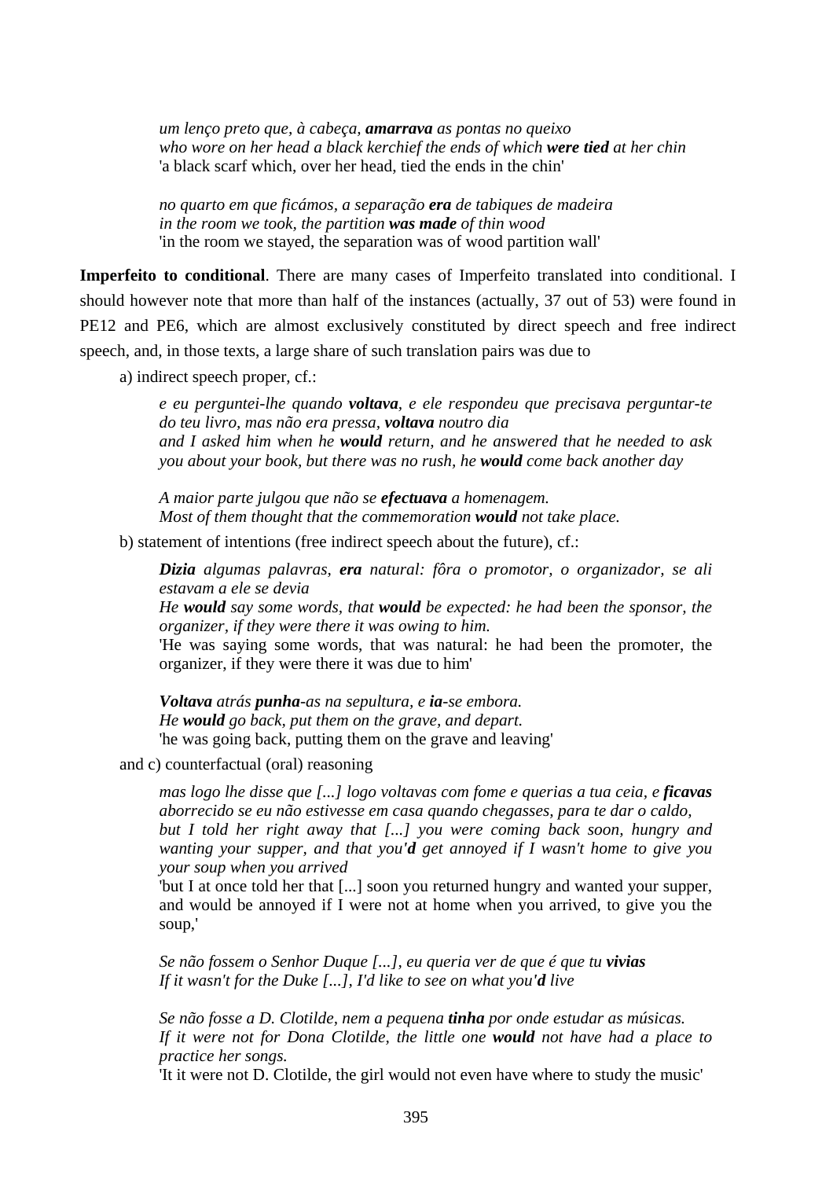> *um lenço preto que, à cabeça, **amarrava** as pontas no queixo*
> *who wore on her head a black kerchief the ends of which **were tied** at her chin*
> 'a black scarf which, over her head, tied the ends in the chin'

> *no quarto em que ficámos, a separação **era** de tabiques de madeira*
> *in the room we took, the partition **was made** of thin wood*
> 'in the room we stayed, the separation was of wood partition wall'

**Imperfeito to conditional**. There are many cases of Imperfeito translated into conditional. I should however note that more than half of the instances (actually, 37 out of 53) were found in PE12 and PE6, which are almost exclusively constituted by direct speech and free indirect speech, and, in those texts, a large share of such translation pairs was due to

a) indirect speech proper, cf.:

> *e eu perguntei-lhe quando **voltava**, e ele respondeu que precisava perguntar-te do teu livro, mas não era pressa, **voltava** noutro dia*
> *and I asked him when he **would** return, and he answered that he needed to ask you about your book, but there was no rush, he **would** come back another day*

> *A maior parte julgou que não se **efectuava** a homenagem.*
> *Most of them thought that the commemoration **would** not take place.*

b) statement of intentions (free indirect speech about the future), cf.:

> ***Dizia** algumas palavras, **era** natural: fôra o promotor, o organizador, se ali estavam a ele se devia*
> *He **would** say some words, that **would** be expected: he had been the sponsor, the organizer, if they were there it was owing to him.*
> 'He was saying some words, that was natural: he had been the promoter, the organizer, if they were there it was due to him'

> ***Voltava** atrás **punha**-as na sepultura, e **ia**-se embora.*
> *He **would** go back, put them on the grave, and depart.*
> 'he was going back, putting them on the grave and leaving'

and c) counterfactual (oral) reasoning

> *mas logo lhe disse que [...] logo voltavas com fome e querias a tua ceia, e **ficavas** aborrecido se eu não estivesse em casa quando chegasses, para te dar o caldo,*
> *but I told her right away that [...] you were coming back soon, hungry and wanting your supper, and that you'**d** get annoyed if I wasn't home to give you your soup when you arrived*
> 'but I at once told her that [...] soon you returned hungry and wanted your supper, and would be annoyed if I were not at home when you arrived, to give you the soup,'

> *Se não fossem o Senhor Duque [...], eu queria ver de que é que tu **vivias***
> *If it wasn't for the Duke [...], I'd like to see on what you'**d** live*

> *Se não fosse a D. Clotilde, nem a pequena **tinha** por onde estudar as músicas.*
> *If it were not for Dona Clotilde, the little one **would** not have had a place to practice her songs.*
> 'It it were not D. Clotilde, the girl would not even have where to study the music'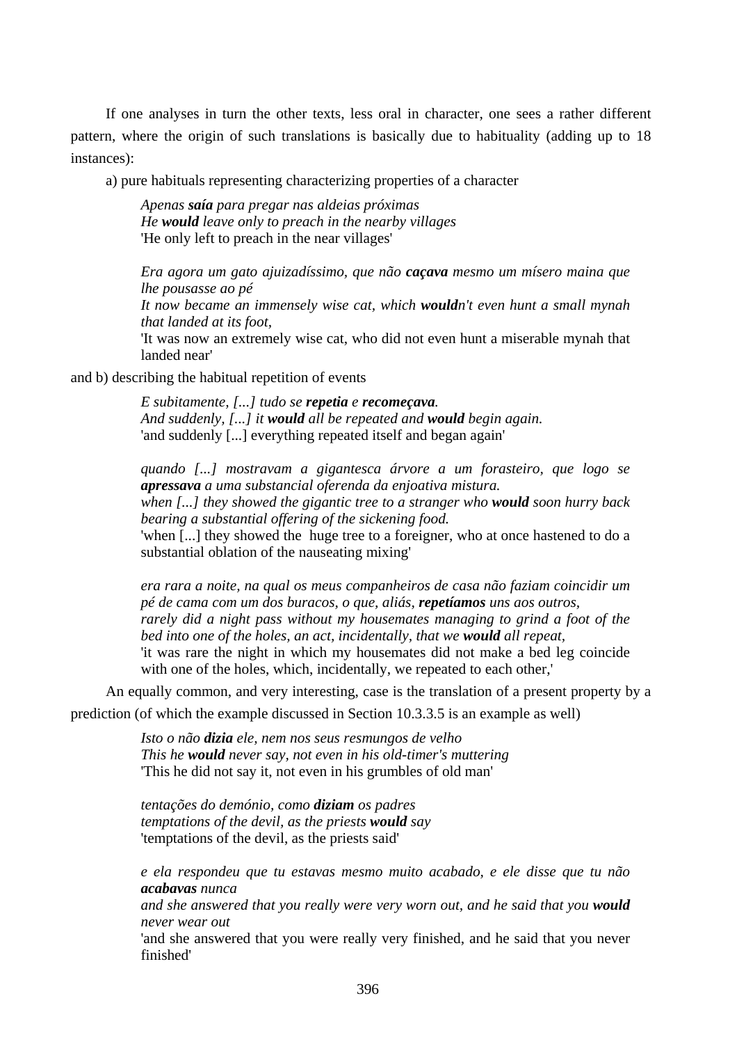If one analyses in turn the other texts, less oral in character, one sees a rather different pattern, where the origin of such translations is basically due to habituality (adding up to 18 instances):

a) pure habituals representing characterizing properties of a character

> *Apenas **saía** para pregar nas aldeias próximas*
> *He **would** leave only to preach in the nearby villages*
> 'He only left to preach in the near villages'
>
> *Era agora um gato ajuizadíssimo, que não **caçava** mesmo um mísero maina que lhe pousasse ao pé*
> *It now became an immensely wise cat, which **would**n't even hunt a small mynah that landed at its foot,*
> 'It was now an extremely wise cat, who did not even hunt a miserable mynah that landed near'

and b) describing the habitual repetition of events

> *E subitamente, [...] tudo se **repetia** e **recomeçava**.*
> *And suddenly, [...] it **would** all be repeated and **would** begin again.*
> 'and suddenly [...] everything repeated itself and began again'
>
> *quando [...] mostravam a gigantesca árvore a um forasteiro, que logo se **apressava** a uma substancial oferenda da enjoativa mistura.*
> *when [...] they showed the gigantic tree to a stranger who **would** soon hurry back bearing a substantial offering of the sickening food.*
> 'when [...] they showed the huge tree to a foreigner, who at once hastened to do a substantial oblation of the nauseating mixing'
>
> *era rara a noite, na qual os meus companheiros de casa não faziam coincidir um pé de cama com um dos buracos, o que, aliás, **repetíamos** uns aos outros,*
> *rarely did a night pass without my housemates managing to grind a foot of the bed into one of the holes, an act, incidentally, that we **would** all repeat,*
> 'it was rare the night in which my housemates did not make a bed leg coincide with one of the holes, which, incidentally, we repeated to each other,'

An equally common, and very interesting, case is the translation of a present property by a prediction (of which the example discussed in Section 10.3.3.5 is an example as well)

> *Isto o não **dizia** ele, nem nos seus resmungos de velho*
> *This he **would** never say, not even in his old-timer's muttering*
> 'This he did not say it, not even in his grumbles of old man'
>
> *tentações do demónio, como **diziam** os padres*
> *temptations of the devil, as the priests **would** say*
> 'temptations of the devil, as the priests said'
>
> *e ela respondeu que tu estavas mesmo muito acabado, e ele disse que tu não **acabavas** nunca*
> *and she answered that you really were very worn out, and he said that you **would** never wear out*
> 'and she answered that you were really very finished, and he said that you never finished'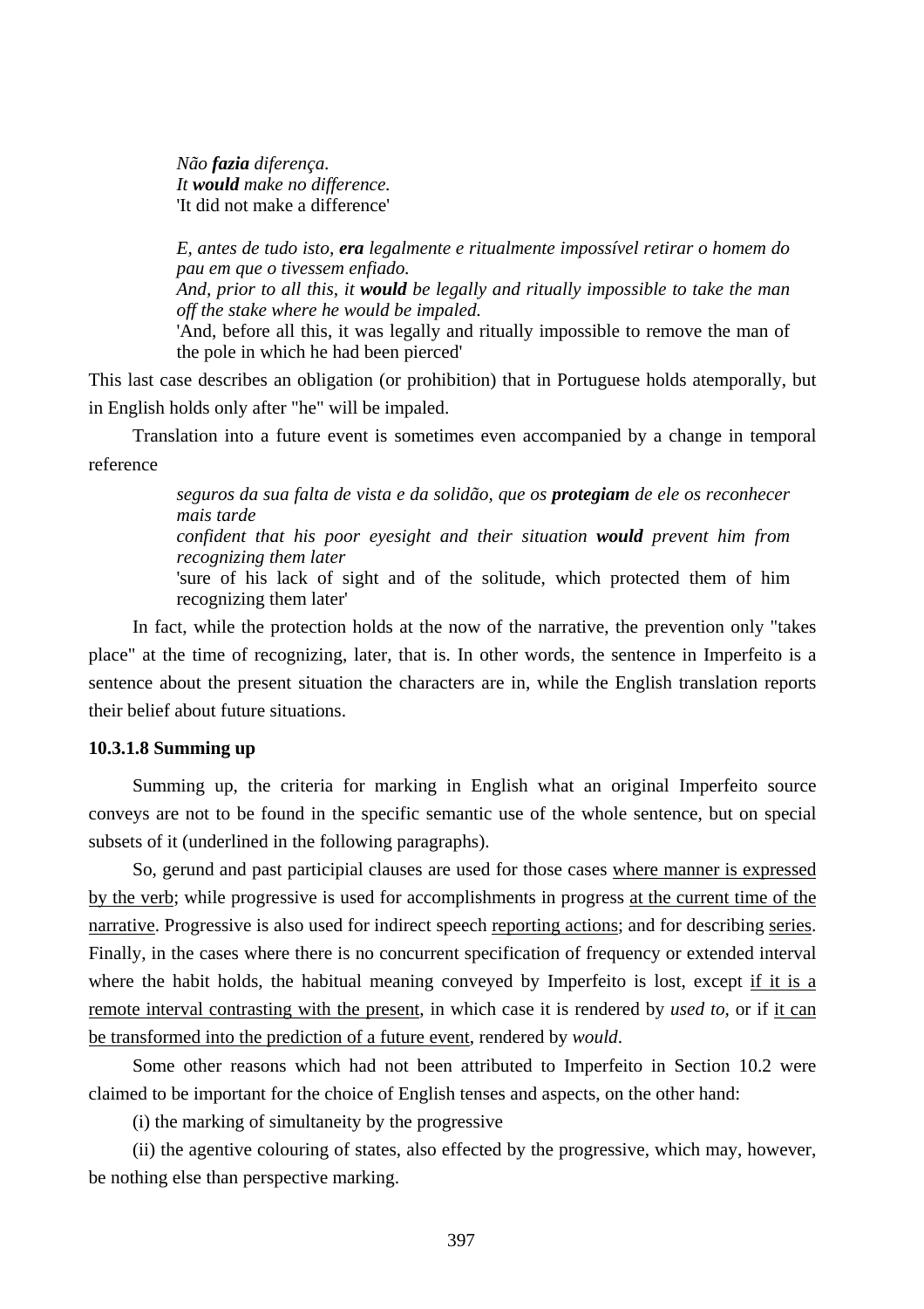> *Não **fazia** diferença.*
> *It **would** make no difference.*
> 'It did not make a difference'
>
> *E, antes de tudo isto, **era** legalmente e ritualmente impossível retirar o homem do pau em que o tivessem enfiado.*
> *And, prior to all this, it **would** be legally and ritually impossible to take the man off the stake where he would be impaled.*
> 'And, before all this, it was legally and ritually impossible to remove the man of the pole in which he had been pierced'

This last case describes an obligation (or prohibition) that in Portuguese holds atemporally, but in English holds only after "he" will be impaled.

Translation into a future event is sometimes even accompanied by a change in temporal reference

> *seguros da sua falta de vista e da solidão, que os **protegiam** de ele os reconhecer mais tarde*
> *confident that his poor eyesight and their situation **would** prevent him from recognizing them later*
> 'sure of his lack of sight and of the solitude, which protected them of him recognizing them later'

In fact, while the protection holds at the now of the narrative, the prevention only "takes place" at the time of recognizing, later, that is. In other words, the sentence in Imperfeito is a sentence about the present situation the characters are in, while the English translation reports their belief about future situations.

#### 10.3.1.8 Summing up

Summing up, the criteria for marking in English what an original Imperfeito source conveys are not to be found in the specific semantic use of the whole sentence, but on special subsets of it (underlined in the following paragraphs).

So, gerund and past participial clauses are used for those cases <u>where manner is expressed by the verb</u>; while progressive is used for accomplishments in progress <u>at the current time of the narrative</u>. Progressive is also used for indirect speech <u>reporting actions</u>; and for describing <u>series</u>. Finally, in the cases where there is no concurrent specification of frequency or extended interval where the habit holds, the habitual meaning conveyed by Imperfeito is lost, except <u>if it is a remote interval contrasting with the present</u>, in which case it is rendered by *used to*, or if <u>it can be transformed into the prediction of a future event</u>, rendered by *would*.

Some other reasons which had not been attributed to Imperfeito in Section 10.2 were claimed to be important for the choice of English tenses and aspects, on the other hand:

(i) the marking of simultaneity by the progressive

(ii) the agentive colouring of states, also effected by the progressive, which may, however, be nothing else than perspective marking.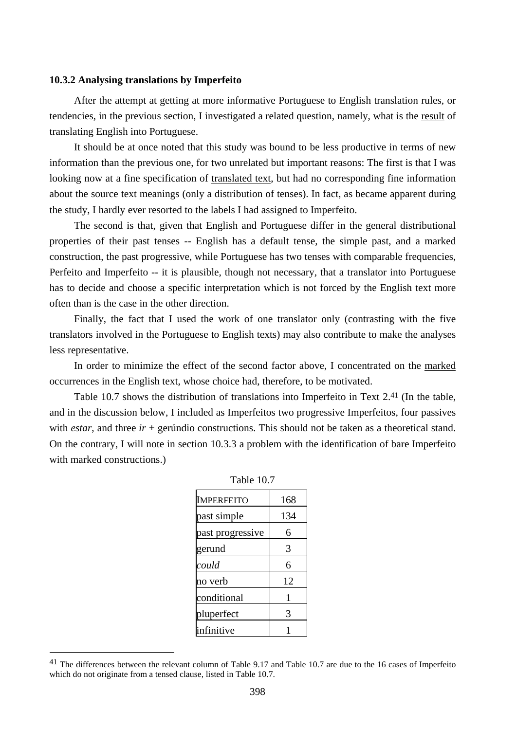### 10.3.2 Analysing translations by Imperfeito

After the attempt at getting at more informative Portuguese to English translation rules, or tendencies, in the previous section, I investigated a related question, namely, what is the <u>result</u> of translating English into Portuguese.

It should be at once noted that this study was bound to be less productive in terms of new information than the previous one, for two unrelated but important reasons: The first is that I was looking now at a fine specification of <u>translated text</u>, but had no corresponding fine information about the source text meanings (only a distribution of tenses). In fact, as became apparent during the study, I hardly ever resorted to the labels I had assigned to Imperfeito.

The second is that, given that English and Portuguese differ in the general distributional properties of their past tenses -- English has a default tense, the simple past, and a marked construction, the past progressive, while Portuguese has two tenses with comparable frequencies, Perfeito and Imperfeito -- it is plausible, though not necessary, that a translator into Portuguese has to decide and choose a specific interpretation which is not forced by the English text more often than is the case in the other direction.

Finally, the fact that I used the work of one translator only (contrasting with the five translators involved in the Portuguese to English texts) may also contribute to make the analyses less representative.

In order to minimize the effect of the second factor above, I concentrated on the <u>marked</u> occurrences in the English text, whose choice had, therefore, to be motivated.

Table 10.7 shows the distribution of translations into Imperfeito in Text 2.[41] (In the table, and in the discussion below, I included as Imperfeitos two progressive Imperfeitos, four passives with *estar*, and three *ir* + gerúndio constructions. This should not be taken as a theoretical stand. On the contrary, I will note in section 10.3.3 a problem with the identification of bare Imperfeito with marked constructions.)

Table 10.7

| IMPERFEITO | 168 |
|---|---|
| past simple | 134 |
| past progressive | 6 |
| gerund | 3 |
| *could* | 6 |
| no verb | 12 |
| conditional | 1 |
| pluperfect | 3 |
| infinitive | 1 |

[41] The differences between the relevant column of Table 9.17 and Table 10.7 are due to the 16 cases of Imperfeito which do not originate from a tensed clause, listed in Table 10.7.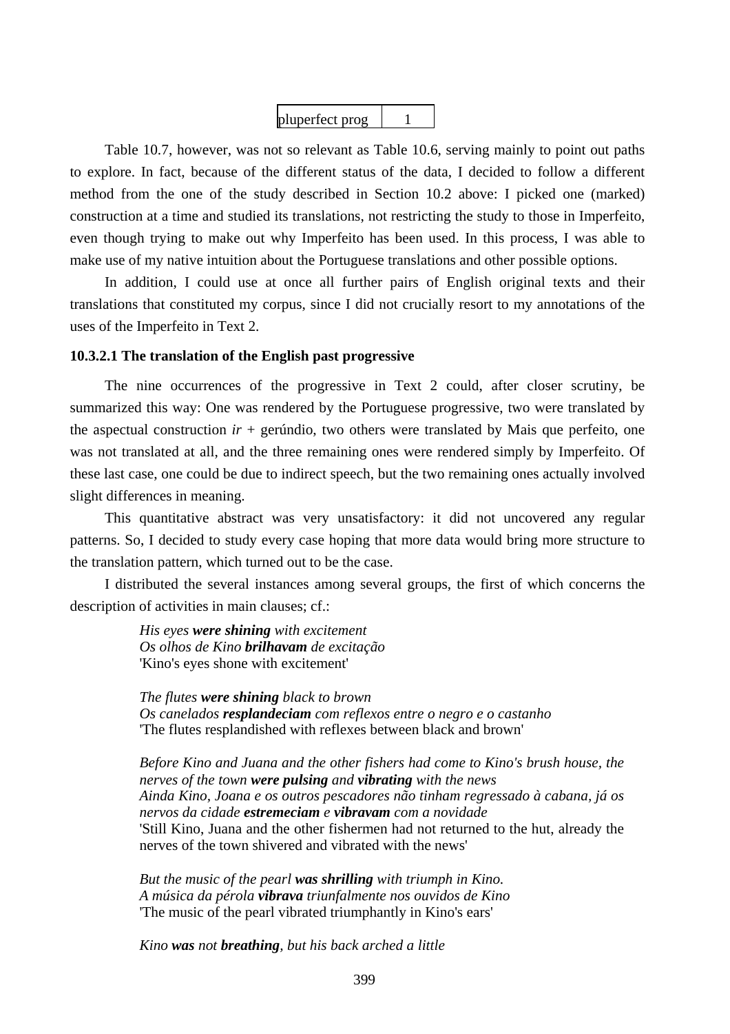| pluperfect prog | 1 |
|---|---|

Table 10.7, however, was not so relevant as Table 10.6, serving mainly to point out paths to explore. In fact, because of the different status of the data, I decided to follow a different method from the one of the study described in Section 10.2 above: I picked one (marked) construction at a time and studied its translations, not restricting the study to those in Imperfeito, even though trying to make out why Imperfeito has been used. In this process, I was able to make use of my native intuition about the Portuguese translations and other possible options.

In addition, I could use at once all further pairs of English original texts and their translations that constituted my corpus, since I did not crucially resort to my annotations of the uses of the Imperfeito in Text 2.

### 10.3.2.1 The translation of the English past progressive

The nine occurrences of the progressive in Text 2 could, after closer scrutiny, be summarized this way: One was rendered by the Portuguese progressive, two were translated by the aspectual construction *ir* + gerúndio, two others were translated by Mais que perfeito, one was not translated at all, and the three remaining ones were rendered simply by Imperfeito. Of these last case, one could be due to indirect speech, but the two remaining ones actually involved slight differences in meaning.

This quantitative abstract was very unsatisfactory: it did not uncovered any regular patterns. So, I decided to study every case hoping that more data would bring more structure to the translation pattern, which turned out to be the case.

I distributed the several instances among several groups, the first of which concerns the description of activities in main clauses; cf.:

> *His eyes **were shining** with excitement*
> *Os olhos de Kino **brilhavam** de excitação*
> 'Kino's eyes shone with excitement'
>
> *The flutes **were shining** black to brown*
> *Os canelados **resplandeciam** com reflexos entre o negro e o castanho*
> 'The flutes resplandished with reflexes between black and brown'
>
> *Before Kino and Juana and the other fishers had come to Kino's brush house, the nerves of the town **were pulsing** and **vibrating** with the news*
> *Ainda Kino, Joana e os outros pescadores não tinham regressado à cabana, já os nervos da cidade **estremeciam** e **vibravam** com a novidade*
> 'Still Kino, Juana and the other fishermen had not returned to the hut, already the nerves of the town shivered and vibrated with the news'
>
> *But the music of the pearl **was shrilling** with triumph in Kino.*
> *A música da pérola **vibrava** triunfalmente nos ouvidos de Kino*
> 'The music of the pearl vibrated triumphantly in Kino's ears'
>
> *Kino **was** not **breathing**, but his back arched a little*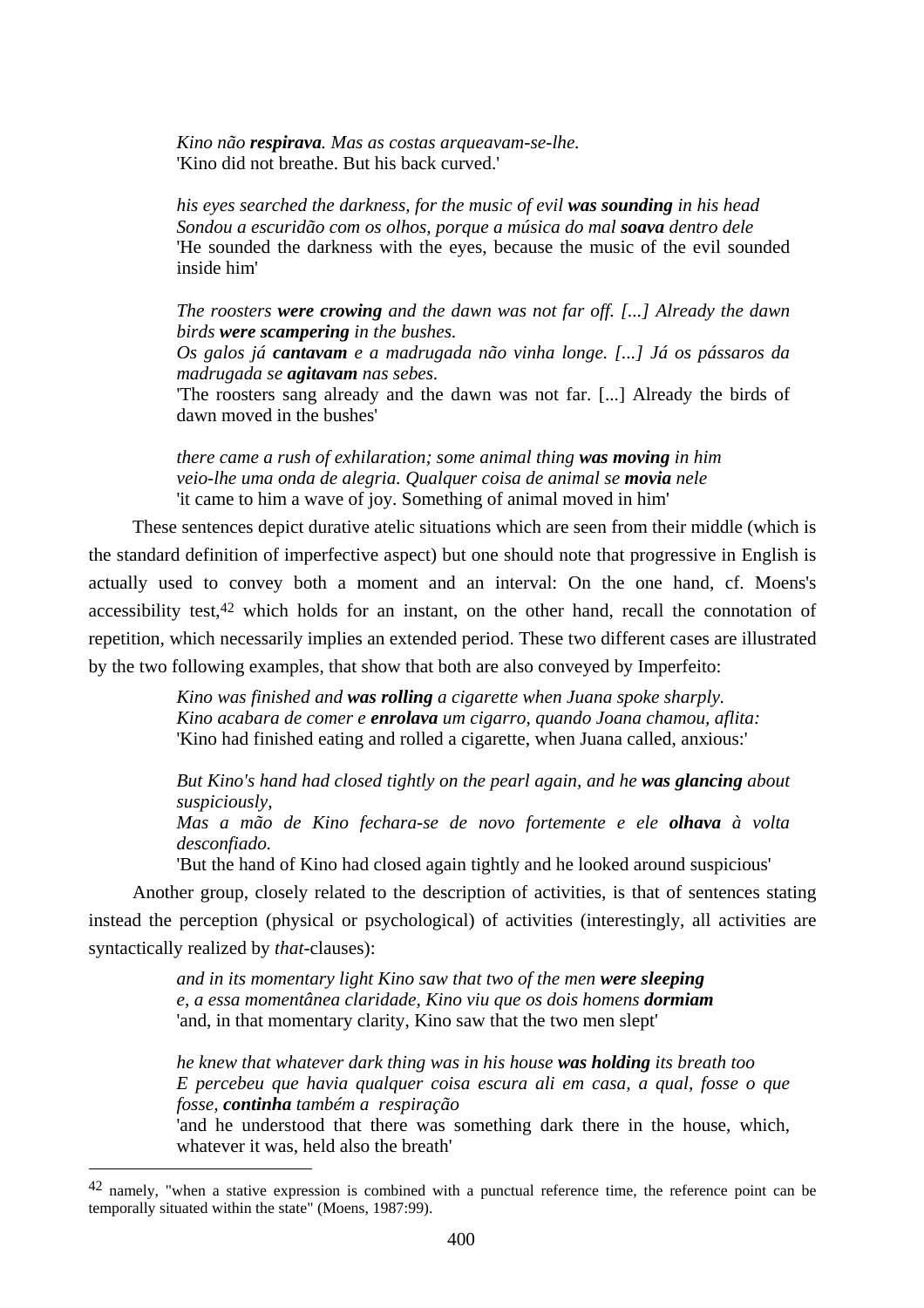> *Kino não **respirava**. Mas as costas arqueavam-se-lhe.*
> 'Kino did not breathe. But his back curved.'
>
> *his eyes searched the darkness, for the music of evil **was sounding** in his head*
> *Sondou a escuridão com os olhos, porque a música do mal **soava** dentro dele*
> 'He sounded the darkness with the eyes, because the music of the evil sounded inside him'
>
> *The roosters **were crowing** and the dawn was not far off. [...] Already the dawn birds **were scampering** in the bushes.*
> *Os galos já **cantavam** e a madrugada não vinha longe. [...] Já os pássaros da madrugada se **agitavam** nas sebes.*
> 'The roosters sang already and the dawn was not far. [...] Already the birds of dawn moved in the bushes'
>
> *there came a rush of exhilaration; some animal thing **was moving** in him*
> *veio-lhe uma onda de alegria. Qualquer coisa de animal se **movia** nele*
> 'it came to him a wave of joy. Something of animal moved in him'

These sentences depict durative atelic situations which are seen from their middle (which is the standard definition of imperfective aspect) but one should note that progressive in English is actually used to convey both a moment and an interval: On the one hand, cf. Moens's accessibility test,[42] which holds for an instant, on the other hand, recall the connotation of repetition, which necessarily implies an extended period. These two different cases are illustrated by the two following examples, that show that both are also conveyed by Imperfeito:

> *Kino was finished and **was rolling** a cigarette when Juana spoke sharply.*
> *Kino acabara de comer e **enrolava** um cigarro, quando Joana chamou, aflita:*
> 'Kino had finished eating and rolled a cigarette, when Juana called, anxious:'
>
> *But Kino's hand had closed tightly on the pearl again, and he **was glancing** about suspiciously,*
> *Mas a mão de Kino fechara-se de novo fortemente e ele **olhava** à volta desconfiado.*
> 'But the hand of Kino had closed again tightly and he looked around suspicious'

Another group, closely related to the description of activities, is that of sentences stating instead the perception (physical or psychological) of activities (interestingly, all activities are syntactically realized by *that*-clauses):

> *and in its momentary light Kino saw that two of the men **were sleeping***
> *e, a essa momentânea claridade, Kino viu que os dois homens **dormiam***
> 'and, in that momentary clarity, Kino saw that the two men slept'
>
> *he knew that whatever dark thing was in his house **was holding** its breath too*
> *E percebeu que havia qualquer coisa escura ali em casa, a qual, fosse o que fosse, **continha** também a respiração*
> 'and he understood that there was something dark there in the house, which, whatever it was, held also the breath'

---

[42] namely, "when a stative expression is combined with a punctual reference time, the reference point can be temporally situated within the state" (Moens, 1987:99).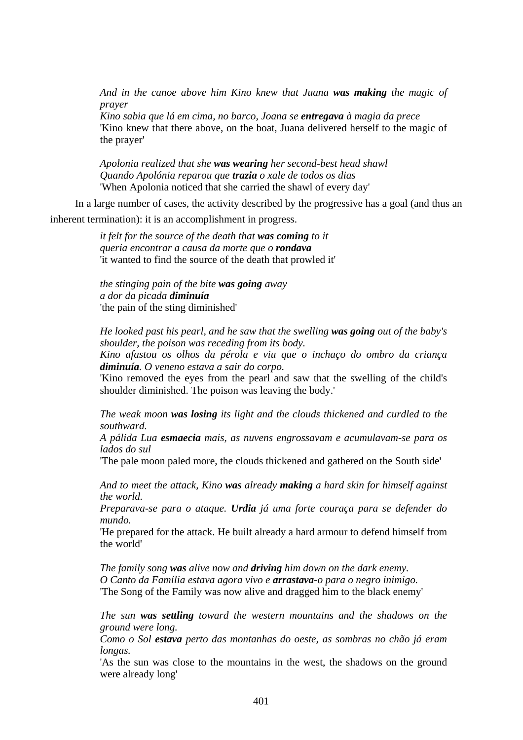*And in the canoe above him Kino knew that Juana* ***was making*** *the magic of prayer*
*Kino sabia que lá em cima, no barco, Joana se* ***entregava*** *à magia da prece*
'Kino knew that there above, on the boat, Juana delivered herself to the magic of the prayer'

*Apolonia realized that she* ***was wearing*** *her second-best head shawl*
*Quando Apolónia reparou que* ***trazia*** *o xale de todos os dias*
'When Apolonia noticed that she carried the shawl of every day'

In a large number of cases, the activity described by the progressive has a goal (and thus an inherent termination): it is an accomplishment in progress.

*it felt for the source of the death that* ***was coming*** *to it*
*queria encontrar a causa da morte que o* ***rondava***
'it wanted to find the source of the death that prowled it'

*the stinging pain of the bite* ***was going*** *away*
*a dor da picada* ***diminuía***
'the pain of the sting diminished'

*He looked past his pearl, and he saw that the swelling* ***was going*** *out of the baby's shoulder, the poison was receding from its body.*
*Kino afastou os olhos da pérola e viu que o inchaço do ombro da criança* ***diminuía****. O veneno estava a sair do corpo.*
'Kino removed the eyes from the pearl and saw that the swelling of the child's shoulder diminished. The poison was leaving the body.'

*The weak moon* ***was losing*** *its light and the clouds thickened and curdled to the southward.*
*A pálida Lua* ***esmaecia*** *mais, as nuvens engrossavam e acumulavam-se para os lados do sul*
'The pale moon paled more, the clouds thickened and gathered on the South side'

*And to meet the attack, Kino* ***was*** *already* ***making*** *a hard skin for himself against the world.*
*Preparava-se para o ataque.* ***Urdia*** *já uma forte couraça para se defender do mundo.*
'He prepared for the attack. He built already a hard armour to defend himself from the world'

*The family song* ***was*** *alive now and* ***driving*** *him down on the dark enemy.*
*O Canto da Família estava agora vivo e* ***arrastava****-o para o negro inimigo.*
'The Song of the Family was now alive and dragged him to the black enemy'

*The sun* ***was settling*** *toward the western mountains and the shadows on the ground were long.*
*Como o Sol* ***estava*** *perto das montanhas do oeste, as sombras no chão já eram longas.*
'As the sun was close to the mountains in the west, the shadows on the ground were already long'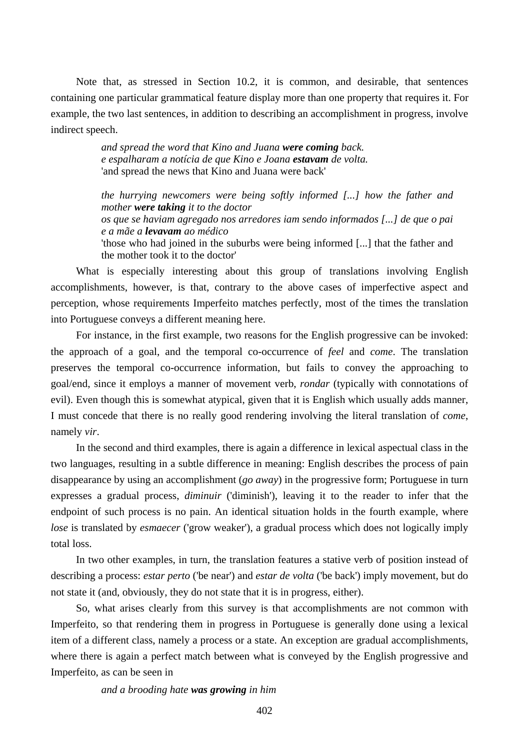Note that, as stressed in Section 10.2, it is common, and desirable, that sentences containing one particular grammatical feature display more than one property that requires it. For example, the two last sentences, in addition to describing an accomplishment in progress, involve indirect speech.

> *and spread the word that Kino and Juana* ***were coming*** *back.*
> *e espalharam a notícia de que Kino e Joana* ***estavam*** *de volta.*
> 'and spread the news that Kino and Juana were back'
>
> *the hurrying newcomers were being softly informed [...] how the father and mother* ***were taking*** *it to the doctor*
> *os que se haviam agregado nos arredores iam sendo informados [...] de que o pai e a mãe a* ***levavam*** *ao médico*
> 'those who had joined in the suburbs were being informed [...] that the father and the mother took it to the doctor'

What is especially interesting about this group of translations involving English accomplishments, however, is that, contrary to the above cases of imperfective aspect and perception, whose requirements Imperfeito matches perfectly, most of the times the translation into Portuguese conveys a different meaning here.

For instance, in the first example, two reasons for the English progressive can be invoked: the approach of a goal, and the temporal co-occurrence of *feel* and *come*. The translation preserves the temporal co-occurrence information, but fails to convey the approaching to goal/end, since it employs a manner of movement verb, *rondar* (typically with connotations of evil). Even though this is somewhat atypical, given that it is English which usually adds manner, I must concede that there is no really good rendering involving the literal translation of *come*, namely *vir*.

In the second and third examples, there is again a difference in lexical aspectual class in the two languages, resulting in a subtle difference in meaning: English describes the process of pain disappearance by using an accomplishment (*go away*) in the progressive form; Portuguese in turn expresses a gradual process, *diminuir* ('diminish'), leaving it to the reader to infer that the endpoint of such process is no pain. An identical situation holds in the fourth example, where *lose* is translated by *esmaecer* ('grow weaker'), a gradual process which does not logically imply total loss.

In two other examples, in turn, the translation features a stative verb of position instead of describing a process: *estar perto* ('be near') and *estar de volta* ('be back') imply movement, but do not state it (and, obviously, they do not state that it is in progress, either).

So, what arises clearly from this survey is that accomplishments are not common with Imperfeito, so that rendering them in progress in Portuguese is generally done using a lexical item of a different class, namely a process or a state. An exception are gradual accomplishments, where there is again a perfect match between what is conveyed by the English progressive and Imperfeito, as can be seen in

> *and a brooding hate* ***was growing*** *in him*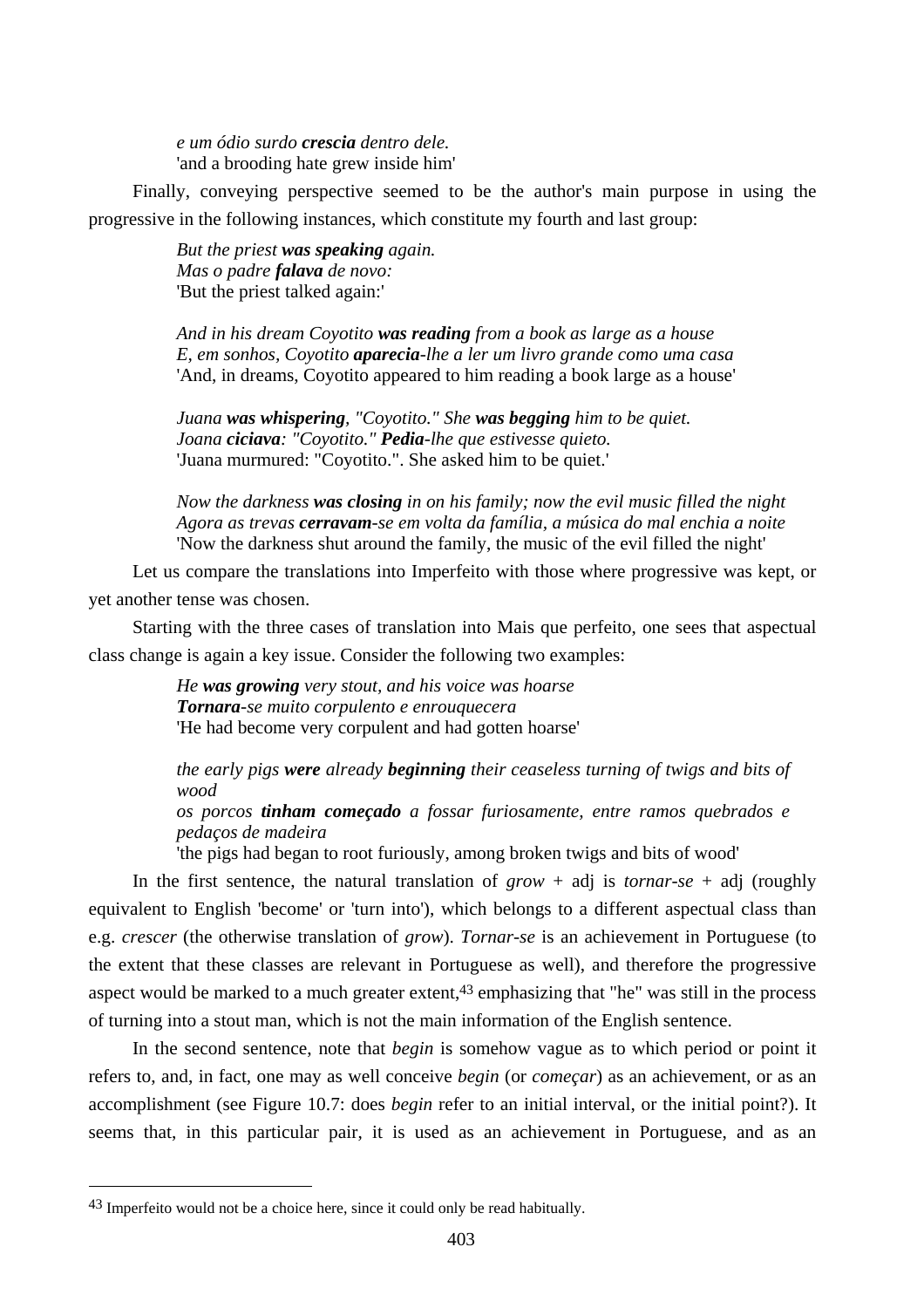> *e um ódio surdo **crescia** dentro dele.*
> 'and a brooding hate grew inside him'

Finally, conveying perspective seemed to be the author's main purpose in using the progressive in the following instances, which constitute my fourth and last group:

> *But the priest **was speaking** again.*
> *Mas o padre **falava** de novo:*
> 'But the priest talked again:'
>
> *And in his dream Coyotito **was reading** from a book as large as a house*
> *E, em sonhos, Coyotito **aparecia**-lhe a ler um livro grande como uma casa*
> 'And, in dreams, Coyotito appeared to him reading a book large as a house'
>
> *Juana **was whispering**, "Coyotito." She **was begging** him to be quiet.*
> *Joana **ciciava**: "Coyotito." **Pedia**-lhe que estivesse quieto.*
> 'Juana murmured: "Coyotito.". She asked him to be quiet.'
>
> *Now the darkness **was closing** in on his family; now the evil music filled the night*
> *Agora as trevas **cerravam**-se em volta da família, a música do mal enchia a noite*
> 'Now the darkness shut around the family, the music of the evil filled the night'

Let us compare the translations into Imperfeito with those where progressive was kept, or yet another tense was chosen.

Starting with the three cases of translation into Mais que perfeito, one sees that aspectual class change is again a key issue. Consider the following two examples:

> *He **was growing** very stout, and his voice was hoarse*
> ***Tornara**-se muito corpulento e enrouquecera*
> 'He had become very corpulent and had gotten hoarse'
>
> *the early pigs **were** already **beginning** their ceaseless turning of twigs and bits of wood*
> *os porcos **tinham começado** a fossar furiosamente, entre ramos quebrados e pedaços de madeira*
> 'the pigs had began to root furiously, among broken twigs and bits of wood'

In the first sentence, the natural translation of *grow* + adj is *tornar-se* + adj (roughly equivalent to English 'become' or 'turn into'), which belongs to a different aspectual class than e.g. *crescer* (the otherwise translation of *grow*). *Tornar-se* is an achievement in Portuguese (to the extent that these classes are relevant in Portuguese as well), and therefore the progressive aspect would be marked to a much greater extent,[43] emphasizing that "he" was still in the process of turning into a stout man, which is not the main information of the English sentence.

In the second sentence, note that *begin* is somehow vague as to which period or point it refers to, and, in fact, one may as well conceive *begin* (or *começar*) as an achievement, or as an accomplishment (see Figure 10.7: does *begin* refer to an initial interval, or the initial point?). It seems that, in this particular pair, it is used as an achievement in Portuguese, and as an

---

[43] Imperfeito would not be a choice here, since it could only be read habitually.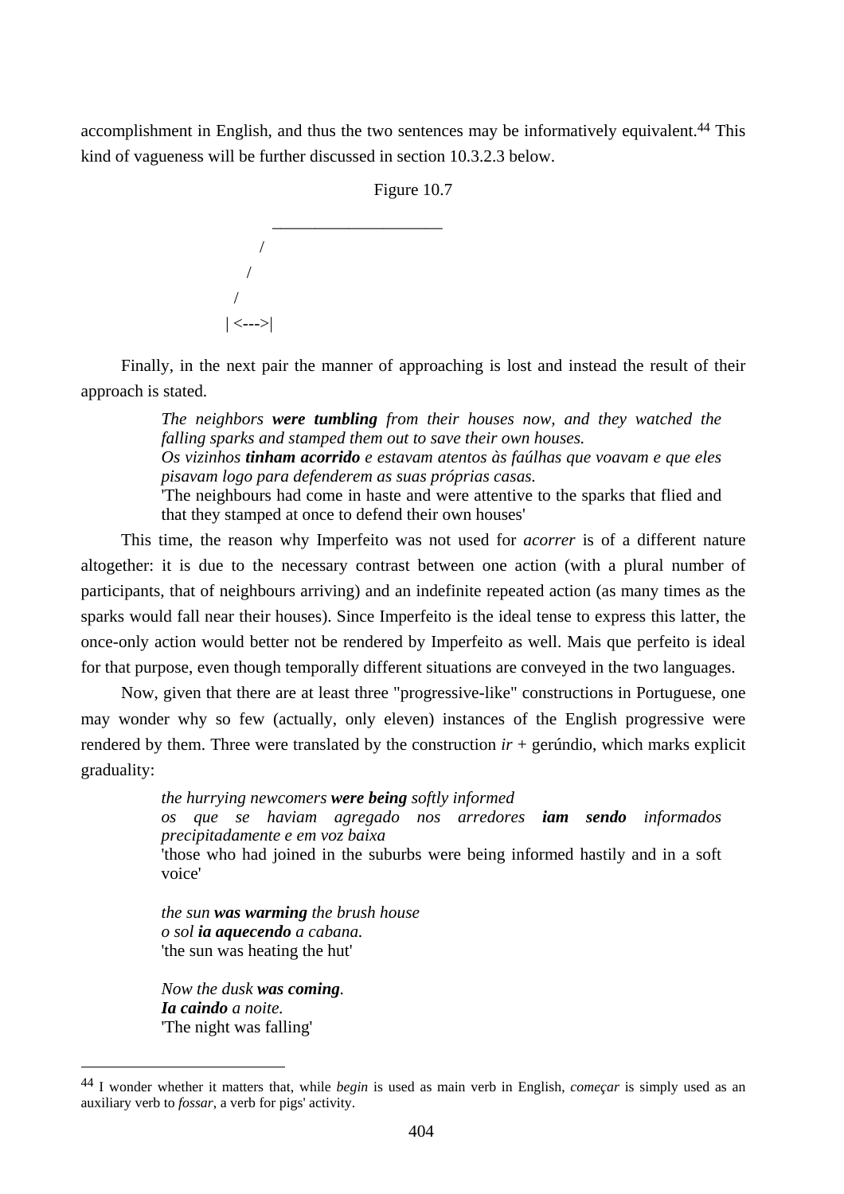accomplishment in English, and thus the two sentences may be informatively equivalent.[44] This kind of vagueness will be further discussed in section 10.3.2.3 below.

Figure 10.7

```
              ____________________
            /
          /
        /
       | <--->|
```

Finally, in the next pair the manner of approaching is lost and instead the result of their approach is stated.

> *The neighbors* ***were tumbling*** *from their houses now, and they watched the falling sparks and stamped them out to save their own houses.*
> *Os vizinhos* ***tinham acorrido*** *e estavam atentos às faúlhas que voavam e que eles pisavam logo para defenderem as suas próprias casas.*
> 'The neighbours had come in haste and were attentive to the sparks that flied and that they stamped at once to defend their own houses'

This time, the reason why Imperfeito was not used for *acorrer* is of a different nature altogether: it is due to the necessary contrast between one action (with a plural number of participants, that of neighbours arriving) and an indefinite repeated action (as many times as the sparks would fall near their houses). Since Imperfeito is the ideal tense to express this latter, the once-only action would better not be rendered by Imperfeito as well. Mais que perfeito is ideal for that purpose, even though temporally different situations are conveyed in the two languages.

Now, given that there are at least three "progressive-like" constructions in Portuguese, one may wonder why so few (actually, only eleven) instances of the English progressive were rendered by them. Three were translated by the construction *ir* + gerúndio, which marks explicit graduality:

> *the hurrying newcomers* ***were being*** *softly informed*
> *os que se haviam agregado nos arredores* ***iam sendo*** *informados precipitadamente e em voz baixa*
> 'those who had joined in the suburbs were being informed hastily and in a soft voice'

> *the sun* ***was warming*** *the brush house*
> *o sol* ***ia aquecendo*** *a cabana.*
> 'the sun was heating the hut'

> *Now the dusk* ***was coming****.*
> ***Ia caindo*** *a noite.*
> 'The night was falling'

---

[44] I wonder whether it matters that, while *begin* is used as main verb in English, *começar* is simply used as an auxiliary verb to *fossar*, a verb for pigs' activity.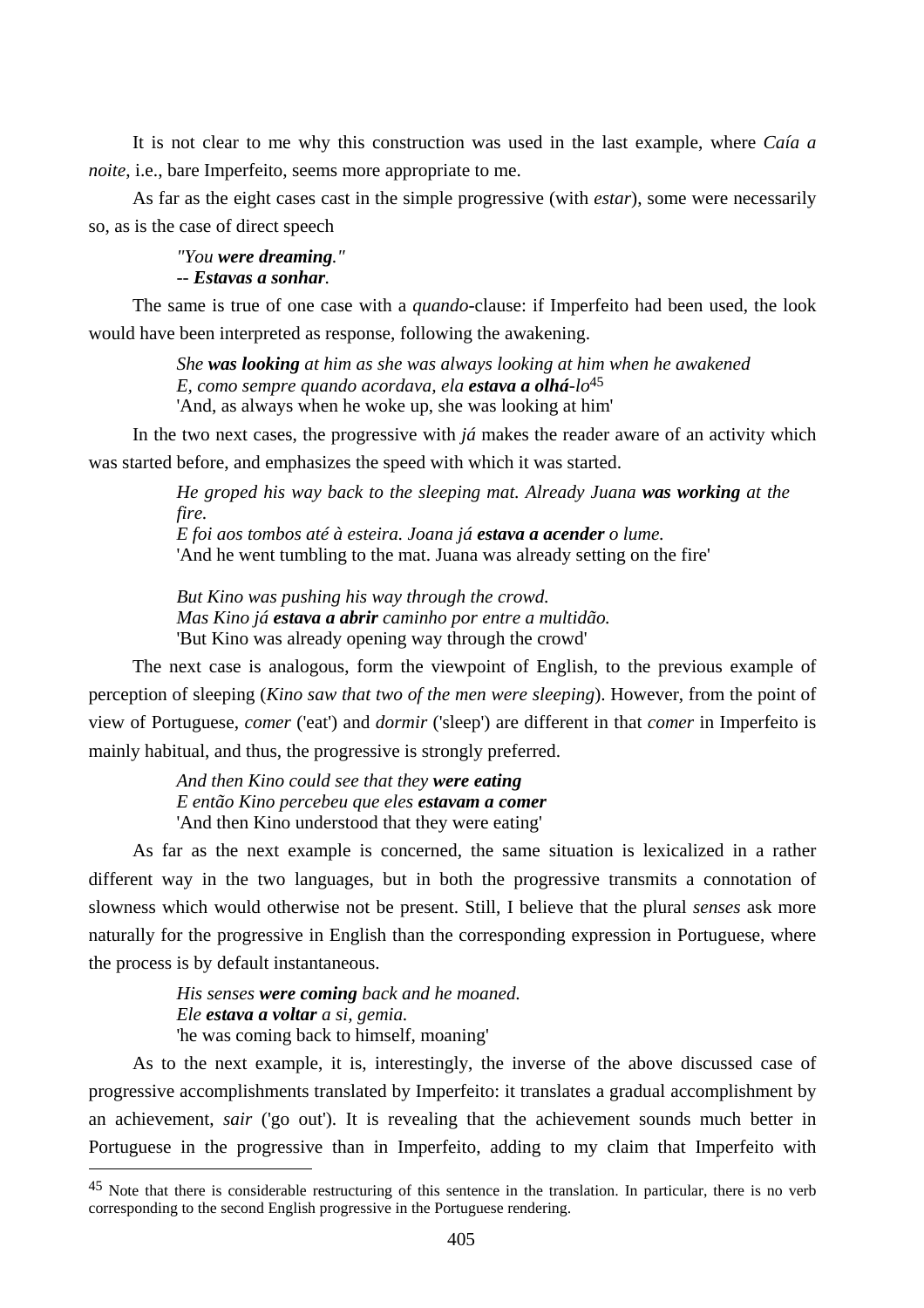It is not clear to me why this construction was used in the last example, where *Caía a noite*, i.e., bare Imperfeito, seems more appropriate to me.

As far as the eight cases cast in the simple progressive (with *estar*), some were necessarily so, as is the case of direct speech

> *"You **were dreaming**."*
> *-- **Estavas a sonhar**.*

The same is true of one case with a *quando*-clause: if Imperfeito had been used, the look would have been interpreted as response, following the awakening.

> *She **was looking** at him as she was always looking at him when he awakened*
> *E, como sempre quando acordava, ela **estava a olhá**-lo*[45]
> 'And, as always when he woke up, she was looking at him'

In the two next cases, the progressive with *já* makes the reader aware of an activity which was started before, and emphasizes the speed with which it was started.

> *He groped his way back to the sleeping mat. Already Juana **was working** at the fire.*
> *E foi aos tombos até à esteira. Joana já **estava a acender** o lume.*
> 'And he went tumbling to the mat. Juana was already setting on the fire'
>
> *But Kino was pushing his way through the crowd.*
> *Mas Kino já **estava a abrir** caminho por entre a multidão.*
> 'But Kino was already opening way through the crowd'

The next case is analogous, form the viewpoint of English, to the previous example of perception of sleeping (*Kino saw that two of the men were sleeping*). However, from the point of view of Portuguese, *comer* ('eat') and *dormir* ('sleep') are different in that *comer* in Imperfeito is mainly habitual, and thus, the progressive is strongly preferred.

> *And then Kino could see that they **were eating***
> *E então Kino percebeu que eles **estavam a comer***
> 'And then Kino understood that they were eating'

As far as the next example is concerned, the same situation is lexicalized in a rather different way in the two languages, but in both the progressive transmits a connotation of slowness which would otherwise not be present. Still, I believe that the plural *senses* ask more naturally for the progressive in English than the corresponding expression in Portuguese, where the process is by default instantaneous.

> *His senses **were coming** back and he moaned.*
> *Ele **estava a voltar** a si, gemia.*
> 'he was coming back to himself, moaning'

As to the next example, it is, interestingly, the inverse of the above discussed case of progressive accomplishments translated by Imperfeito: it translates a gradual accomplishment by an achievement, *sair* ('go out'). It is revealing that the achievement sounds much better in Portuguese in the progressive than in Imperfeito, adding to my claim that Imperfeito with

---

[45] Note that there is considerable restructuring of this sentence in the translation. In particular, there is no verb corresponding to the second English progressive in the Portuguese rendering.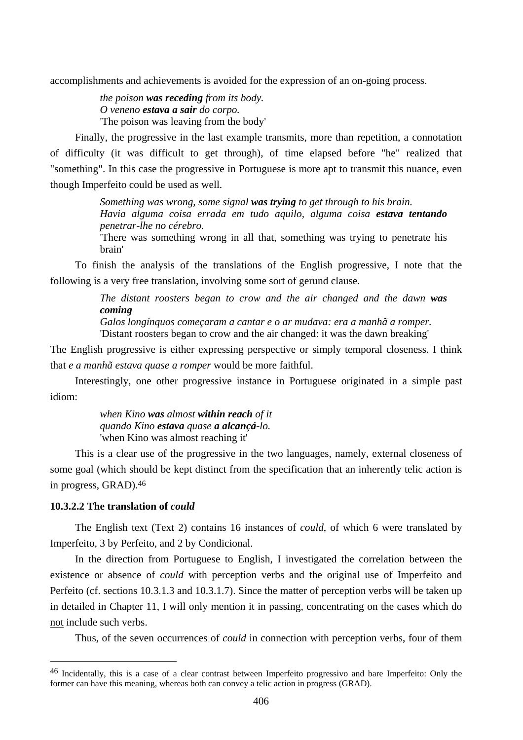accomplishments and achievements is avoided for the expression of an on-going process.

> *the poison **was receding** from its body.*
> *O veneno **estava a sair** do corpo.*
> 'The poison was leaving from the body'

Finally, the progressive in the last example transmits, more than repetition, a connotation of difficulty (it was difficult to get through), of time elapsed before "he" realized that "something". In this case the progressive in Portuguese is more apt to transmit this nuance, even though Imperfeito could be used as well.

> *Something was wrong, some signal **was trying** to get through to his brain.*
> *Havia alguma coisa errada em tudo aquilo, alguma coisa **estava tentando** penetrar-lhe no cérebro.*
> 'There was something wrong in all that, something was trying to penetrate his brain'

To finish the analysis of the translations of the English progressive, I note that the following is a very free translation, involving some sort of gerund clause.

> *The distant roosters began to crow and the air changed and the dawn **was coming***
> *Galos longínquos começaram a cantar e o ar mudava: era a manhã a romper.*
> 'Distant roosters began to crow and the air changed: it was the dawn breaking'

The English progressive is either expressing perspective or simply temporal closeness. I think that *e a manhã estava quase a romper* would be more faithful.

Interestingly, one other progressive instance in Portuguese originated in a simple past idiom:

> *when Kino **was** almost **within reach** of it*
> *quando Kino **estava** quase **a alcançá**-lo.*
> 'when Kino was almost reaching it'

This is a clear use of the progressive in the two languages, namely, external closeness of some goal (which should be kept distinct from the specification that an inherently telic action is in progress, GRAD).[46]

#### 10.3.2.2 The translation of *could*

The English text (Text 2) contains 16 instances of *could*, of which 6 were translated by Imperfeito, 3 by Perfeito, and 2 by Condicional.

In the direction from Portuguese to English, I investigated the correlation between the existence or absence of *could* with perception verbs and the original use of Imperfeito and Perfeito (cf. sections 10.3.1.3 and 10.3.1.7). Since the matter of perception verbs will be taken up in detailed in Chapter 11, I will only mention it in passing, concentrating on the cases which do <u>not</u> include such verbs.

Thus, of the seven occurrences of *could* in connection with perception verbs, four of them

---

[46] Incidentally, this is a case of a clear contrast between Imperfeito progressivo and bare Imperfeito: Only the former can have this meaning, whereas both can convey a telic action in progress (GRAD).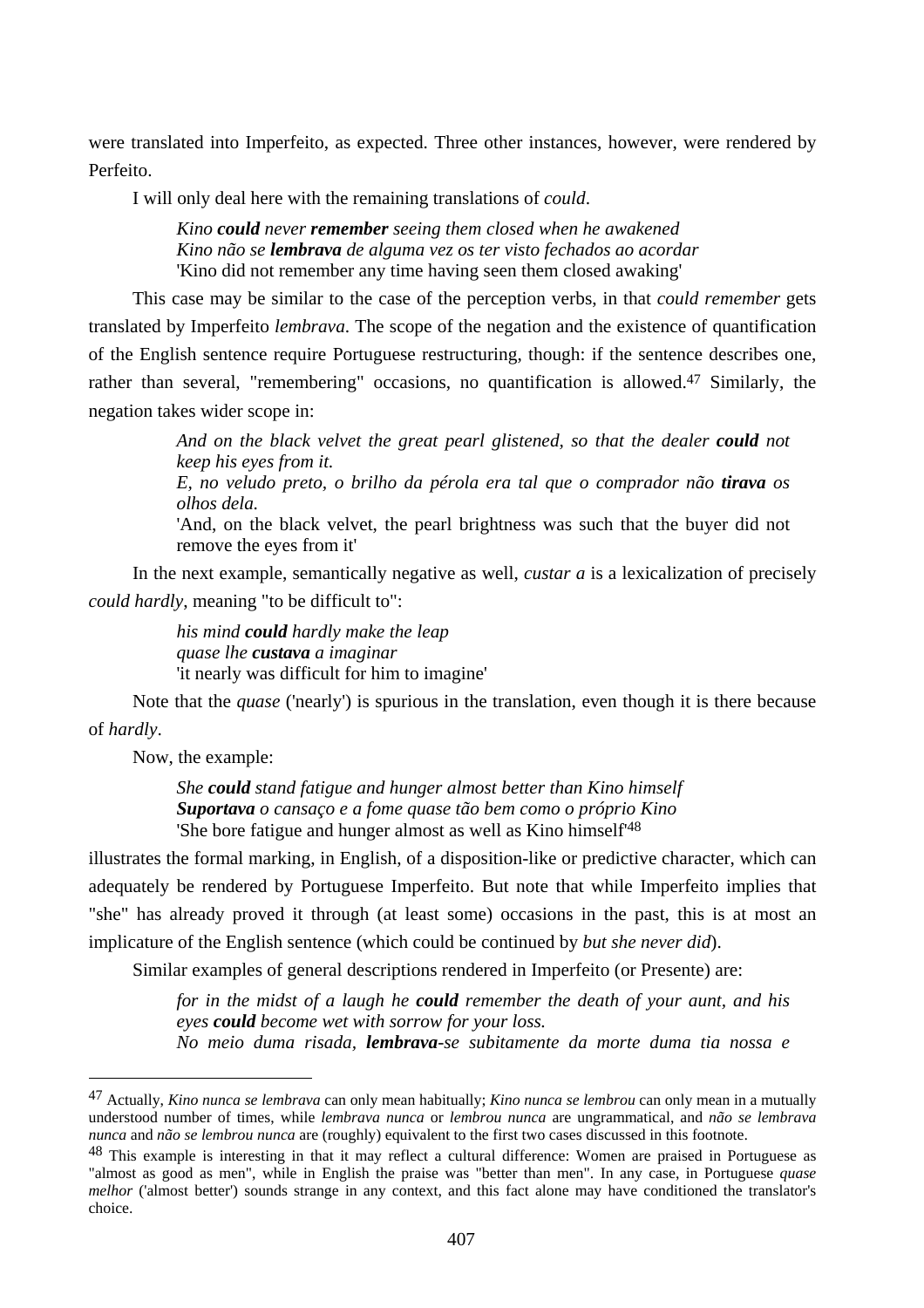were translated into Imperfeito, as expected. Three other instances, however, were rendered by Perfeito.

I will only deal here with the remaining translations of *could*.

> *Kino **could** never **remember** seeing them closed when he awakened*
> *Kino não se **lembrava** de alguma vez os ter visto fechados ao acordar*
> 'Kino did not remember any time having seen them closed awaking'

This case may be similar to the case of the perception verbs, in that *could remember* gets translated by Imperfeito *lembrava*. The scope of the negation and the existence of quantification of the English sentence require Portuguese restructuring, though: if the sentence describes one, rather than several, "remembering" occasions, no quantification is allowed.[47] Similarly, the negation takes wider scope in:

> *And on the black velvet the great pearl glistened, so that the dealer **could** not keep his eyes from it.*
> *E, no veludo preto, o brilho da pérola era tal que o comprador não **tirava** os olhos dela.*
> 'And, on the black velvet, the pearl brightness was such that the buyer did not remove the eyes from it'

In the next example, semantically negative as well, *custar a* is a lexicalization of precisely *could hardly*, meaning "to be difficult to":

> *his mind **could** hardly make the leap*
> *quase lhe **custava** a imaginar*
> 'it nearly was difficult for him to imagine'

Note that the *quase* ('nearly') is spurious in the translation, even though it is there because of *hardly*.

Now, the example:

> *She **could** stand fatigue and hunger almost better than Kino himself*
> ***Suportava** o cansaço e a fome quase tão bem como o próprio Kino*
> 'She bore fatigue and hunger almost as well as Kino himself'[48]

illustrates the formal marking, in English, of a disposition-like or predictive character, which can adequately be rendered by Portuguese Imperfeito. But note that while Imperfeito implies that "she" has already proved it through (at least some) occasions in the past, this is at most an implicature of the English sentence (which could be continued by *but she never did*).

Similar examples of general descriptions rendered in Imperfeito (or Presente) are:

> *for in the midst of a laugh he **could** remember the death of your aunt, and his eyes **could** become wet with sorrow for your loss.*
> *No meio duma risada, **lembrava**-se subitamente da morte duma tia nossa e*

---

[47] Actually, *Kino nunca se lembrava* can only mean habitually; *Kino nunca se lembrou* can only mean in a mutually understood number of times, while *lembrava nunca* or *lembrou nunca* are ungrammatical, and *não se lembrava nunca* and *não se lembrou nunca* are (roughly) equivalent to the first two cases discussed in this footnote.

[48] This example is interesting in that it may reflect a cultural difference: Women are praised in Portuguese as "almost as good as men", while in English the praise was "better than men". In any case, in Portuguese *quase melhor* ('almost better') sounds strange in any context, and this fact alone may have conditioned the translator's choice.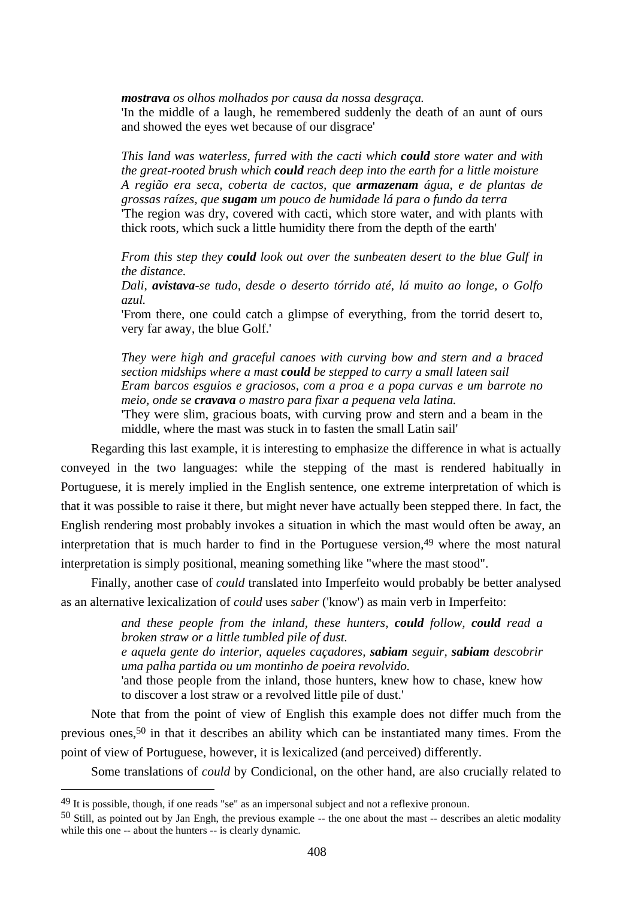> ***mostrava** os olhos molhados por causa da nossa desgraça.*
> 'In the middle of a laugh, he remembered suddenly the death of an aunt of ours and showed the eyes wet because of our disgrace'

> *This land was waterless, furred with the cacti which **could** store water and with the great-rooted brush which **could** reach deep into the earth for a little moisture*
> *A região era seca, coberta de cactos, que **armazenam** água, e de plantas de grossas raízes, que **sugam** um pouco de humidade lá para o fundo da terra*
> 'The region was dry, covered with cacti, which store water, and with plants with thick roots, which suck a little humidity there from the depth of the earth'

> *From this step they **could** look out over the sunbeaten desert to the blue Gulf in the distance.*
> *Dali, **avistava**-se tudo, desde o deserto tórrido até, lá muito ao longe, o Golfo azul.*
> 'From there, one could catch a glimpse of everything, from the torrid desert to, very far away, the blue Golf.'

> *They were high and graceful canoes with curving bow and stern and a braced section midships where a mast **could** be stepped to carry a small lateen sail*
> *Eram barcos esguios e graciosos, com a proa e a popa curvas e um barrote no meio, onde se **cravava** o mastro para fixar a pequena vela latina.*
> 'They were slim, gracious boats, with curving prow and stern and a beam in the middle, where the mast was stuck in to fasten the small Latin sail'

Regarding this last example, it is interesting to emphasize the difference in what is actually conveyed in the two languages: while the stepping of the mast is rendered habitually in Portuguese, it is merely implied in the English sentence, one extreme interpretation of which is that it was possible to raise it there, but might never have actually been stepped there. In fact, the English rendering most probably invokes a situation in which the mast would often be away, an interpretation that is much harder to find in the Portuguese version,[49] where the most natural interpretation is simply positional, meaning something like "where the mast stood".

Finally, another case of *could* translated into Imperfeito would probably be better analysed as an alternative lexicalization of *could* uses *saber* ('know') as main verb in Imperfeito:

> *and these people from the inland, these hunters, **could** follow, **could** read a broken straw or a little tumbled pile of dust.*
> *e aquela gente do interior, aqueles caçadores, **sabiam** seguir, **sabiam** descobrir uma palha partida ou um montinho de poeira revolvido.*
> 'and those people from the inland, those hunters, knew how to chase, knew how to discover a lost straw or a revolved little pile of dust.'

Note that from the point of view of English this example does not differ much from the previous ones,[50] in that it describes an ability which can be instantiated many times. From the point of view of Portuguese, however, it is lexicalized (and perceived) differently.

Some translations of *could* by Condicional, on the other hand, are also crucially related to

---

[49] It is possible, though, if one reads "se" as an impersonal subject and not a reflexive pronoun.

[50] Still, as pointed out by Jan Engh, the previous example -- the one about the mast -- describes an aletic modality while this one -- about the hunters -- is clearly dynamic.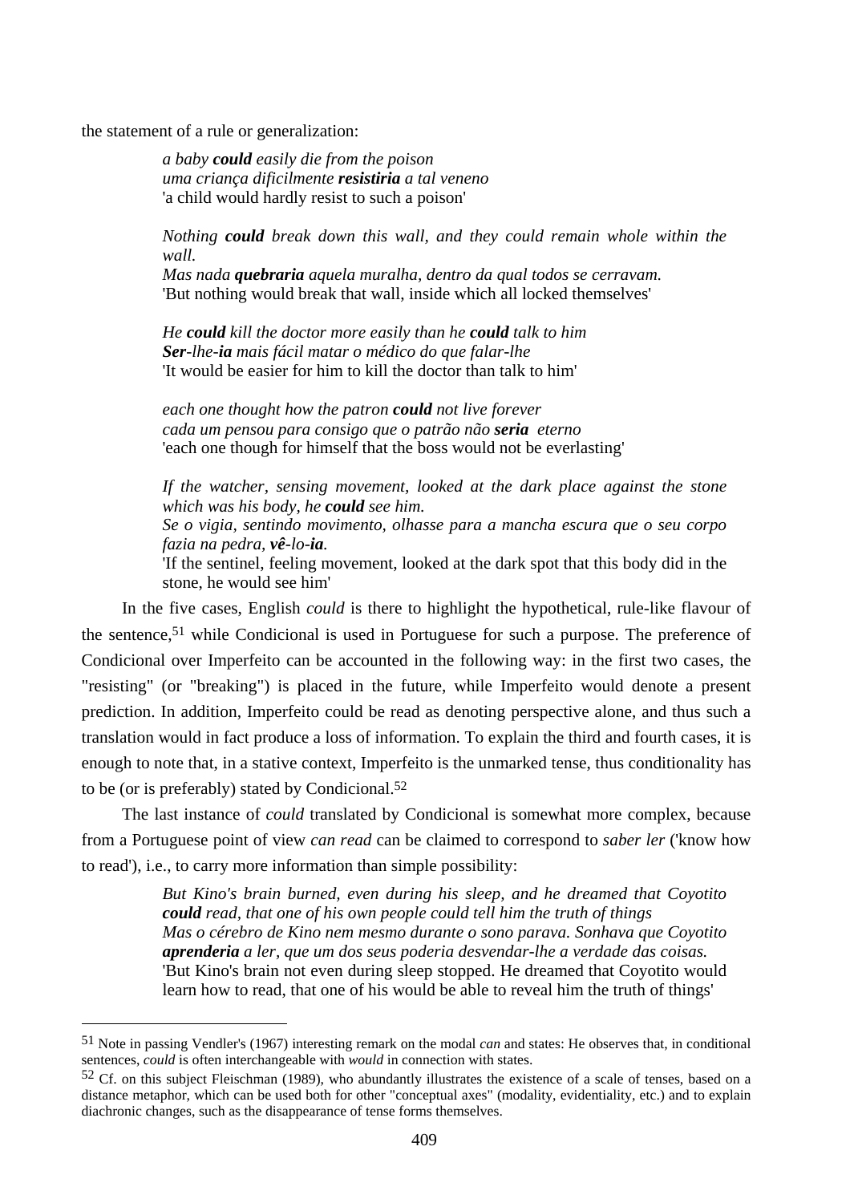the statement of a rule or generalization:

> *a baby **could** easily die from the poison*
> *uma criança dificilmente **resistiria** a tal veneno*
> 'a child would hardly resist to such a poison'
>
> *Nothing **could** break down this wall, and they could remain whole within the wall.*
> *Mas nada **quebraria** aquela muralha, dentro da qual todos se cerravam.*
> 'But nothing would break that wall, inside which all locked themselves'
>
> *He **could** kill the doctor more easily than he **could** talk to him*
> ***Ser**-lhe-**ia** mais fácil matar o médico do que falar-lhe*
> 'It would be easier for him to kill the doctor than talk to him'
>
> *each one thought how the patron **could** not live forever*
> *cada um pensou para consigo que o patrão não **seria** eterno*
> 'each one though for himself that the boss would not be everlasting'
>
> *If the watcher, sensing movement, looked at the dark place against the stone which was his body, he **could** see him.*
> *Se o vigia, sentindo movimento, olhasse para a mancha escura que o seu corpo fazia na pedra, **vê**-lo-**ia**.*
> 'If the sentinel, feeling movement, looked at the dark spot that this body did in the stone, he would see him'

In the five cases, English *could* is there to highlight the hypothetical, rule-like flavour of the sentence,[51] while Condicional is used in Portuguese for such a purpose. The preference of Condicional over Imperfeito can be accounted in the following way: in the first two cases, the "resisting" (or "breaking") is placed in the future, while Imperfeito would denote a present prediction. In addition, Imperfeito could be read as denoting perspective alone, and thus such a translation would in fact produce a loss of information. To explain the third and fourth cases, it is enough to note that, in a stative context, Imperfeito is the unmarked tense, thus conditionality has to be (or is preferably) stated by Condicional.[52]

The last instance of *could* translated by Condicional is somewhat more complex, because from a Portuguese point of view *can read* can be claimed to correspond to *saber ler* ('know how to read'), i.e., to carry more information than simple possibility:

> *But Kino's brain burned, even during his sleep, and he dreamed that Coyotito **could** read, that one of his own people could tell him the truth of things*
> *Mas o cérebro de Kino nem mesmo durante o sono parava. Sonhava que Coyotito **aprenderia** a ler, que um dos seus poderia desvendar-lhe a verdade das coisas.*
> 'But Kino's brain not even during sleep stopped. He dreamed that Coyotito would learn how to read, that one of his would be able to reveal him the truth of things'

---

[51] Note in passing Vendler's (1967) interesting remark on the modal *can* and states: He observes that, in conditional sentences, *could* is often interchangeable with *would* in connection with states.

[52] Cf. on this subject Fleischman (1989), who abundantly illustrates the existence of a scale of tenses, based on a distance metaphor, which can be used both for other "conceptual axes" (modality, evidentiality, etc.) and to explain diachronic changes, such as the disappearance of tense forms themselves.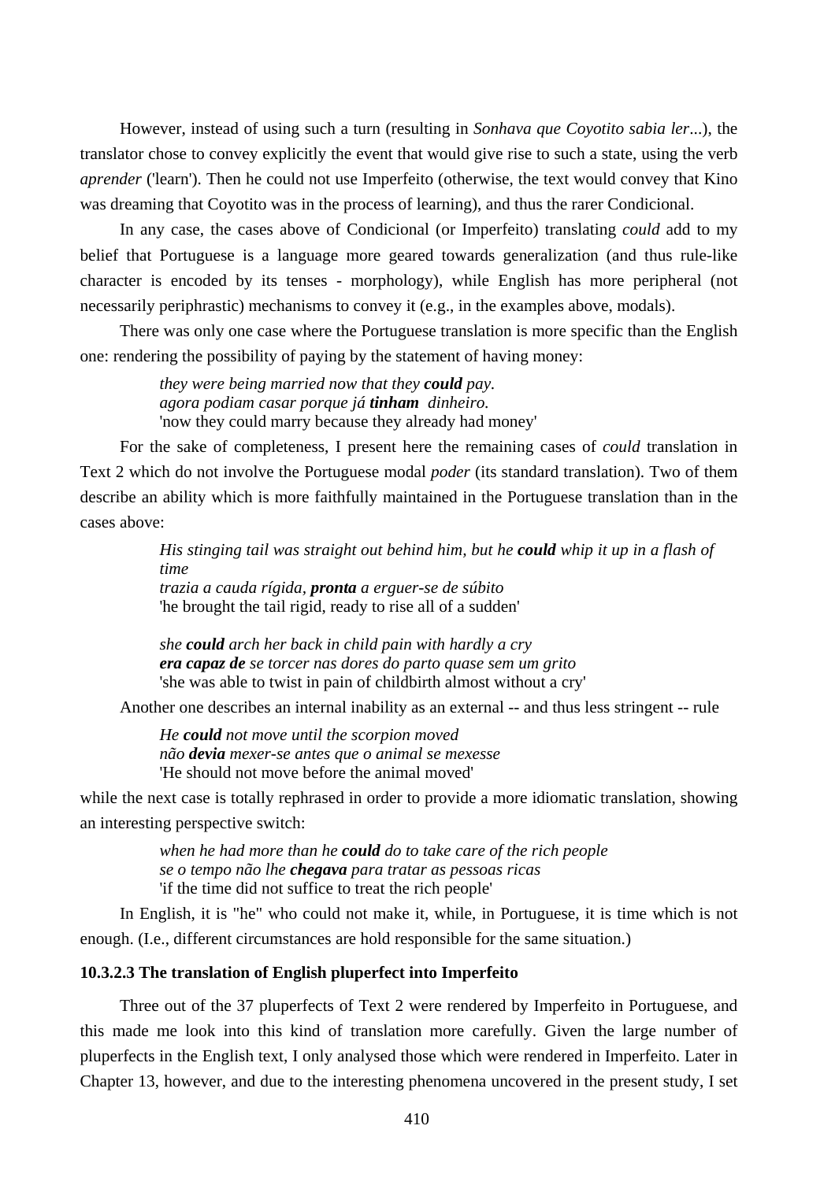However, instead of using such a turn (resulting in *Sonhava que Coyotito sabia ler*...), the translator chose to convey explicitly the event that would give rise to such a state, using the verb *aprender* ('learn'). Then he could not use Imperfeito (otherwise, the text would convey that Kino was dreaming that Coyotito was in the process of learning), and thus the rarer Condicional.

In any case, the cases above of Condicional (or Imperfeito) translating *could* add to my belief that Portuguese is a language more geared towards generalization (and thus rule-like character is encoded by its tenses - morphology), while English has more peripheral (not necessarily periphrastic) mechanisms to convey it (e.g., in the examples above, modals).

There was only one case where the Portuguese translation is more specific than the English one: rendering the possibility of paying by the statement of having money:

> *they were being married now that they **could** pay.*
> *agora podiam casar porque já **tinham** dinheiro.*
> 'now they could marry because they already had money'

For the sake of completeness, I present here the remaining cases of *could* translation in Text 2 which do not involve the Portuguese modal *poder* (its standard translation). Two of them describe an ability which is more faithfully maintained in the Portuguese translation than in the cases above:

> *His stinging tail was straight out behind him, but he **could** whip it up in a flash of time*
> *trazia a cauda rígida, **pronta** a erguer-se de súbito*
> 'he brought the tail rigid, ready to rise all of a sudden'

> *she **could** arch her back in child pain with hardly a cry*
> ***era capaz de** se torcer nas dores do parto quase sem um grito*
> 'she was able to twist in pain of childbirth almost without a cry'

Another one describes an internal inability as an external -- and thus less stringent -- rule

> *He **could** not move until the scorpion moved*
> *não **devia** mexer-se antes que o animal se mexesse*
> 'He should not move before the animal moved'

while the next case is totally rephrased in order to provide a more idiomatic translation, showing an interesting perspective switch:

> *when he had more than he **could** do to take care of the rich people*
> *se o tempo não lhe **chegava** para tratar as pessoas ricas*
> 'if the time did not suffice to treat the rich people'

In English, it is "he" who could not make it, while, in Portuguese, it is time which is not enough. (I.e., different circumstances are hold responsible for the same situation.)

#### 10.3.2.3 The translation of English pluperfect into Imperfeito

Three out of the 37 pluperfects of Text 2 were rendered by Imperfeito in Portuguese, and this made me look into this kind of translation more carefully. Given the large number of pluperfects in the English text, I only analysed those which were rendered in Imperfeito. Later in Chapter 13, however, and due to the interesting phenomena uncovered in the present study, I set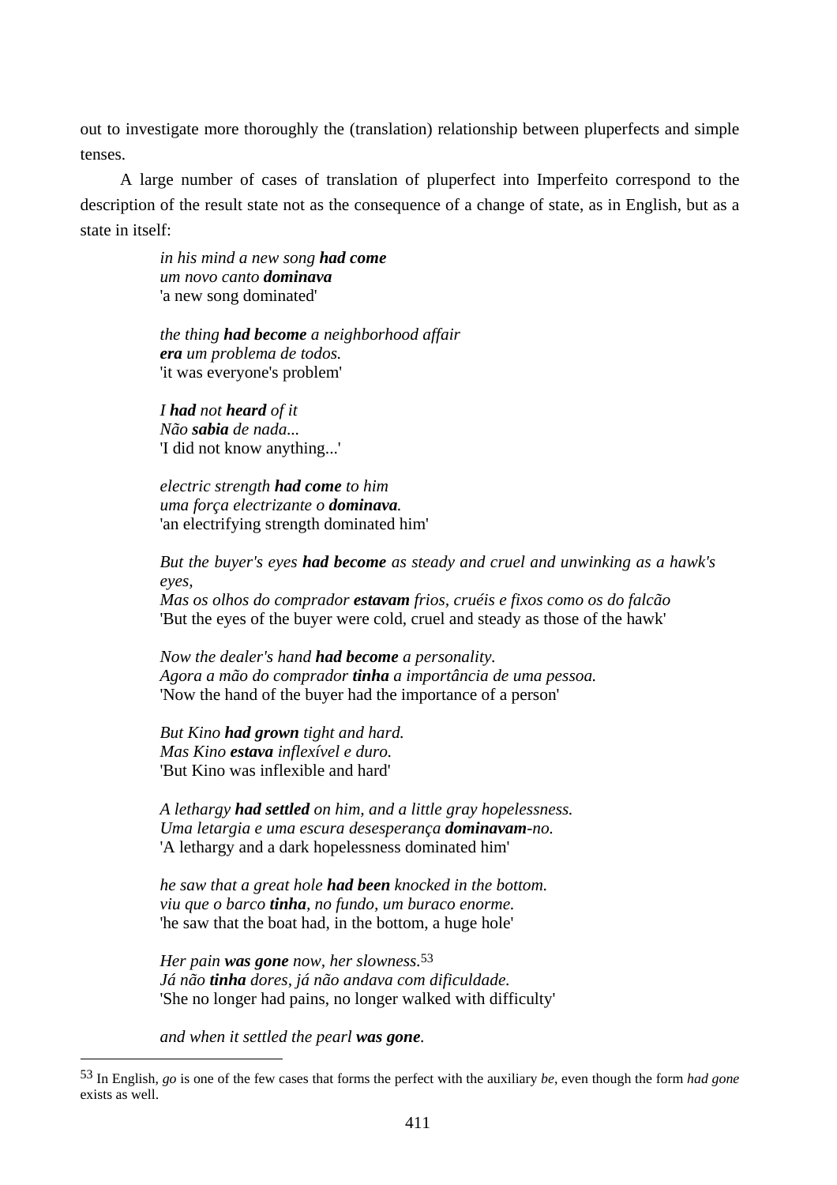out to investigate more thoroughly the (translation) relationship between pluperfects and simple tenses.

A large number of cases of translation of pluperfect into Imperfeito correspond to the description of the result state not as the consequence of a change of state, as in English, but as a state in itself:

> *in his mind a new song* ***had come***
> *um novo canto* ***dominava***
> 'a new song dominated'
>
> *the thing* ***had become*** *a neighborhood affair*
> ***era*** *um problema de todos.*
> 'it was everyone's problem'
>
> *I* ***had*** *not* ***heard*** *of it*
> *Não* ***sabia*** *de nada...*
> 'I did not know anything...'
>
> *electric strength* ***had come*** *to him*
> *uma força electrizante o* ***dominava****.*
> 'an electrifying strength dominated him'
>
> *But the buyer's eyes* ***had become*** *as steady and cruel and unwinking as a hawk's eyes,*
> *Mas os olhos do comprador* ***estavam*** *frios, cruéis e fixos como os do falcão*
> 'But the eyes of the buyer were cold, cruel and steady as those of the hawk'
>
> *Now the dealer's hand* ***had become*** *a personality.*
> *Agora a mão do comprador* ***tinha*** *a importância de uma pessoa.*
> 'Now the hand of the buyer had the importance of a person'
>
> *But Kino* ***had grown*** *tight and hard.*
> *Mas Kino* ***estava*** *inflexível e duro.*
> 'But Kino was inflexible and hard'
>
> *A lethargy* ***had settled*** *on him, and a little gray hopelessness.*
> *Uma letargia e uma escura desesperança* ***dominavam****-no.*
> 'A lethargy and a dark hopelessness dominated him'
>
> *he saw that a great hole* ***had been*** *knocked in the bottom.*
> *viu que o barco* ***tinha****, no fundo, um buraco enorme.*
> 'he saw that the boat had, in the bottom, a huge hole'
>
> *Her pain* ***was gone*** *now, her slowness.*[53]
> *Já não* ***tinha*** *dores, já não andava com dificuldade.*
> 'She no longer had pains, no longer walked with difficulty'
>
> *and when it settled the pearl* ***was gone****.*

---

[53] In English, *go* is one of the few cases that forms the perfect with the auxiliary *be*, even though the form *had gone* exists as well.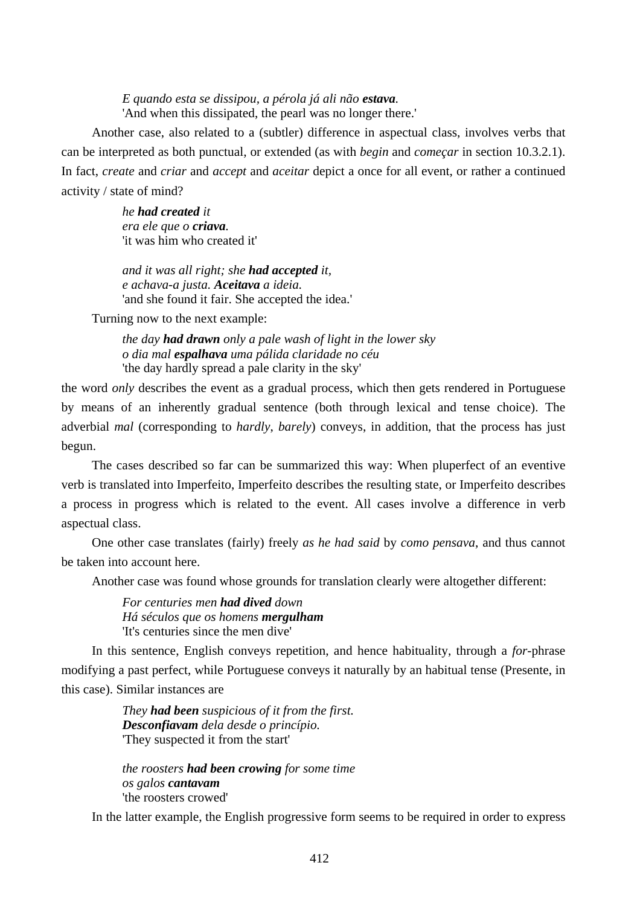> *E quando esta se dissipou, a pérola já ali não* ***estava****.*
> 'And when this dissipated, the pearl was no longer there.'

Another case, also related to a (subtler) difference in aspectual class, involves verbs that can be interpreted as both punctual, or extended (as with *begin* and *começar* in section 10.3.2.1). In fact, *create* and *criar* and *accept* and *aceitar* depict a once for all event, or rather a continued activity / state of mind?

> *he* ***had created*** *it*
> *era ele que o* ***criava****.*
> 'it was him who created it'

> *and it was all right; she* ***had accepted*** *it,*
> *e achava-a justa.* ***Aceitava*** *a ideia.*
> 'and she found it fair. She accepted the idea.'

Turning now to the next example:

> *the day* ***had drawn*** *only a pale wash of light in the lower sky*
> *o dia mal* ***espalhava*** *uma pálida claridade no céu*
> 'the day hardly spread a pale clarity in the sky'

the word *only* describes the event as a gradual process, which then gets rendered in Portuguese by means of an inherently gradual sentence (both through lexical and tense choice). The adverbial *mal* (corresponding to *hardly*, *barely*) conveys, in addition, that the process has just begun.

The cases described so far can be summarized this way: When pluperfect of an eventive verb is translated into Imperfeito, Imperfeito describes the resulting state, or Imperfeito describes a process in progress which is related to the event. All cases involve a difference in verb aspectual class.

One other case translates (fairly) freely *as he had said* by *como pensava*, and thus cannot be taken into account here.

Another case was found whose grounds for translation clearly were altogether different:

> *For centuries men* ***had dived*** *down*
> *Há séculos que os homens* ***mergulham***
> 'It's centuries since the men dive'

In this sentence, English conveys repetition, and hence habituality, through a *for*-phrase modifying a past perfect, while Portuguese conveys it naturally by an habitual tense (Presente, in this case). Similar instances are

> *They* ***had been*** *suspicious of it from the first.*
> ***Desconfiavam*** *dela desde o princípio.*
> 'They suspected it from the start'

> *the roosters* ***had been crowing*** *for some time*
> *os galos* ***cantavam***
> 'the roosters crowed'

In the latter example, the English progressive form seems to be required in order to express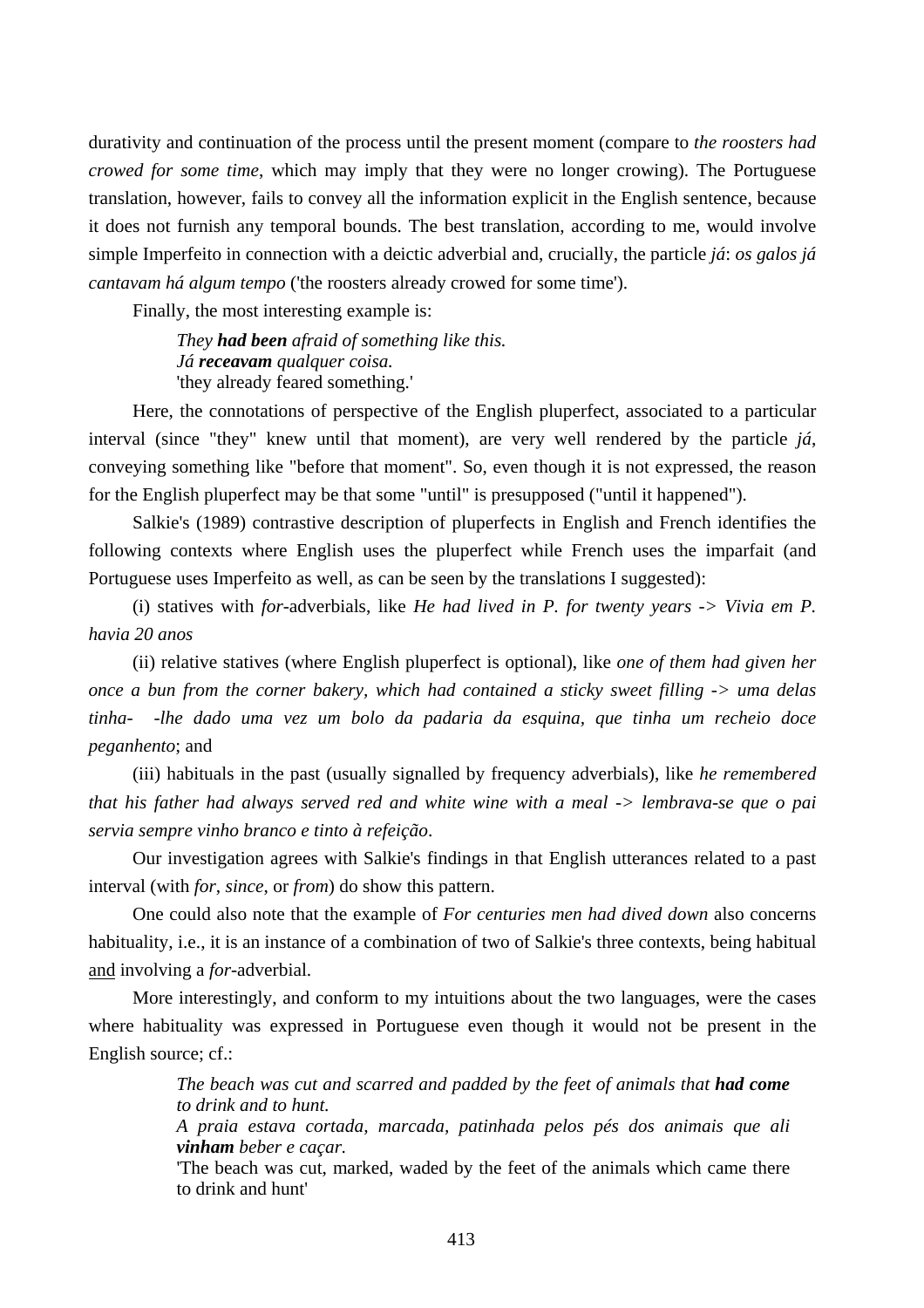durativity and continuation of the process until the present moment (compare to *the roosters had crowed for some time*, which may imply that they were no longer crowing). The Portuguese translation, however, fails to convey all the information explicit in the English sentence, because it does not furnish any temporal bounds. The best translation, according to me, would involve simple Imperfeito in connection with a deictic adverbial and, crucially, the particle *já*: *os galos já cantavam há algum tempo* ('the roosters already crowed for some time').

Finally, the most interesting example is:

> *They **had been** afraid of something like this.*
> *Já **receavam** qualquer coisa.*
> 'they already feared something.'

Here, the connotations of perspective of the English pluperfect, associated to a particular interval (since "they" knew until that moment), are very well rendered by the particle *já*, conveying something like "before that moment". So, even though it is not expressed, the reason for the English pluperfect may be that some "until" is presupposed ("until it happened").

Salkie's (1989) contrastive description of pluperfects in English and French identifies the following contexts where English uses the pluperfect while French uses the imparfait (and Portuguese uses Imperfeito as well, as can be seen by the translations I suggested):

(i) statives with *for*-adverbials, like *He had lived in P. for twenty years -> Vivia em P. havia 20 anos*

(ii) relative statives (where English pluperfect is optional), like *one of them had given her once a bun from the corner bakery, which had contained a sticky sweet filling -> uma delas tinha- -lhe dado uma vez um bolo da padaria da esquina, que tinha um recheio doce peganhento*; and

(iii) habituals in the past (usually signalled by frequency adverbials), like *he remembered that his father had always served red and white wine with a meal -> lembrava-se que o pai servia sempre vinho branco e tinto à refeição*.

Our investigation agrees with Salkie's findings in that English utterances related to a past interval (with *for*, *since*, or *from*) do show this pattern.

One could also note that the example of *For centuries men had dived down* also concerns habituality, i.e., it is an instance of a combination of two of Salkie's three contexts, being habitual <u>and</u> involving a *for*-adverbial.

More interestingly, and conform to my intuitions about the two languages, were the cases where habituality was expressed in Portuguese even though it would not be present in the English source; cf.:

> *The beach was cut and scarred and padded by the feet of animals that **had come** to drink and to hunt.*
> *A praia estava cortada, marcada, patinhada pelos pés dos animais que ali **vinham** beber e caçar.*
> 'The beach was cut, marked, waded by the feet of the animals which came there to drink and hunt'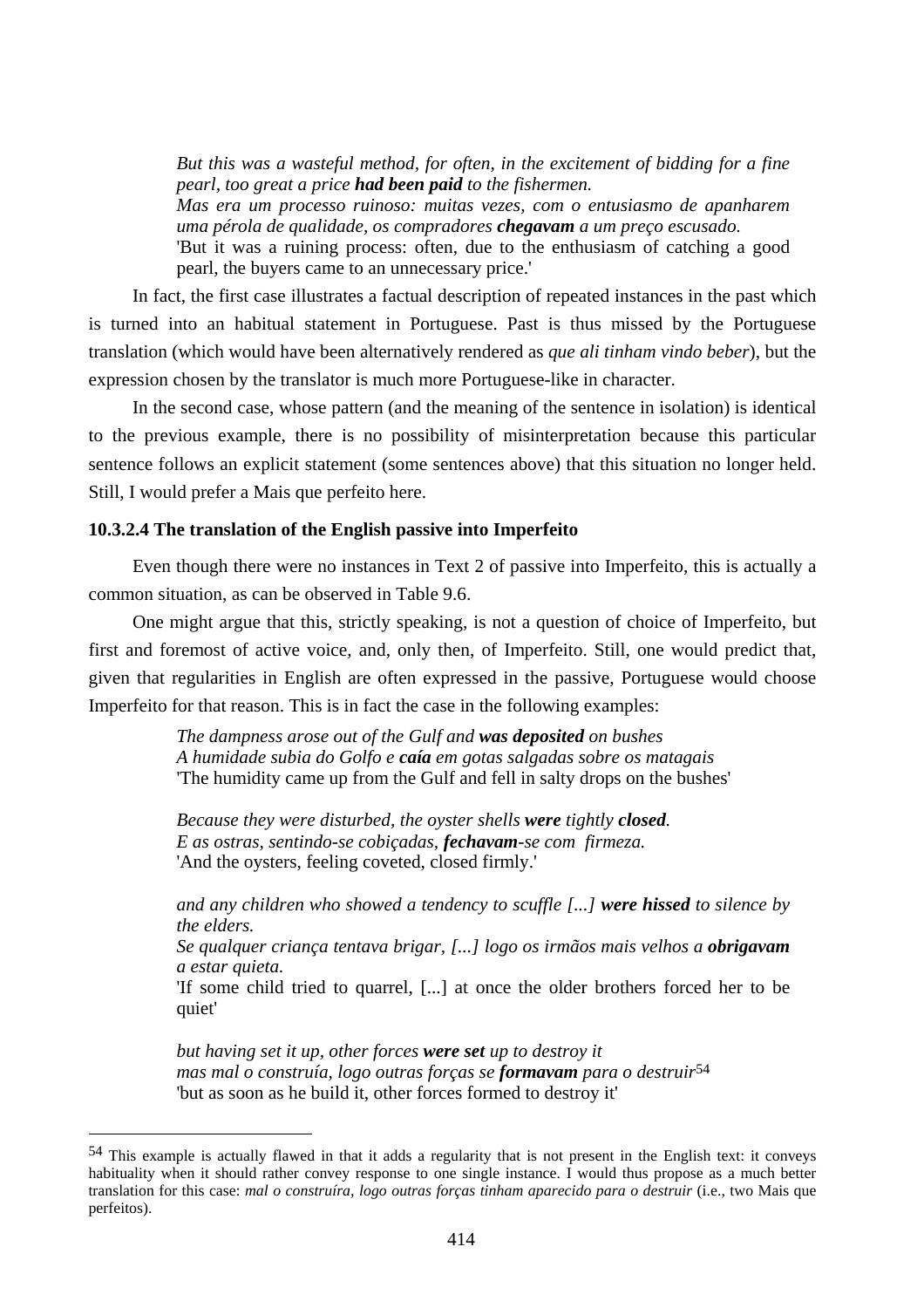> *But this was a wasteful method, for often, in the excitement of bidding for a fine pearl, too great a price **had been paid** to the fishermen.*
> *Mas era um processo ruinoso: muitas vezes, com o entusiasmo de apanharem uma pérola de qualidade, os compradores **chegavam** a um preço escusado.*
> 'But it was a ruining process: often, due to the enthusiasm of catching a good pearl, the buyers came to an unnecessary price.'

In fact, the first case illustrates a factual description of repeated instances in the past which is turned into an habitual statement in Portuguese. Past is thus missed by the Portuguese translation (which would have been alternatively rendered as *que ali tinham vindo beber*), but the expression chosen by the translator is much more Portuguese-like in character.

In the second case, whose pattern (and the meaning of the sentence in isolation) is identical to the previous example, there is no possibility of misinterpretation because this particular sentence follows an explicit statement (some sentences above) that this situation no longer held. Still, I would prefer a Mais que perfeito here.

#### 10.3.2.4 The translation of the English passive into Imperfeito

Even though there were no instances in Text 2 of passive into Imperfeito, this is actually a common situation, as can be observed in Table 9.6.

One might argue that this, strictly speaking, is not a question of choice of Imperfeito, but first and foremost of active voice, and, only then, of Imperfeito. Still, one would predict that, given that regularities in English are often expressed in the passive, Portuguese would choose Imperfeito for that reason. This is in fact the case in the following examples:

> *The dampness arose out of the Gulf and **was deposited** on bushes*
> *A humidade subia do Golfo e **caía** em gotas salgadas sobre os matagais*
> 'The humidity came up from the Gulf and fell in salty drops on the bushes'
>
> *Because they were disturbed, the oyster shells **were** tightly **closed**.*
> *E as ostras, sentindo-se cobiçadas, **fechavam**-se com firmeza.*
> 'And the oysters, feeling coveted, closed firmly.'
>
> *and any children who showed a tendency to scuffle [...] **were hissed** to silence by the elders.*
> *Se qualquer criança tentava brigar, [...] logo os irmãos mais velhos a **obrigavam** a estar quieta.*
> 'If some child tried to quarrel, [...] at once the older brothers forced her to be quiet'
>
> *but having set it up, other forces **were set** up to destroy it*
> *mas mal o construía, logo outras forças se **formavam** para o destruir*[54]
> 'but as soon as he build it, other forces formed to destroy it'

---

[54] This example is actually flawed in that it adds a regularity that is not present in the English text: it conveys habituality when it should rather convey response to one single instance. I would thus propose as a much better translation for this case: *mal o construíra, logo outras forças tinham aparecido para o destruir* (i.e., two Mais que perfeitos).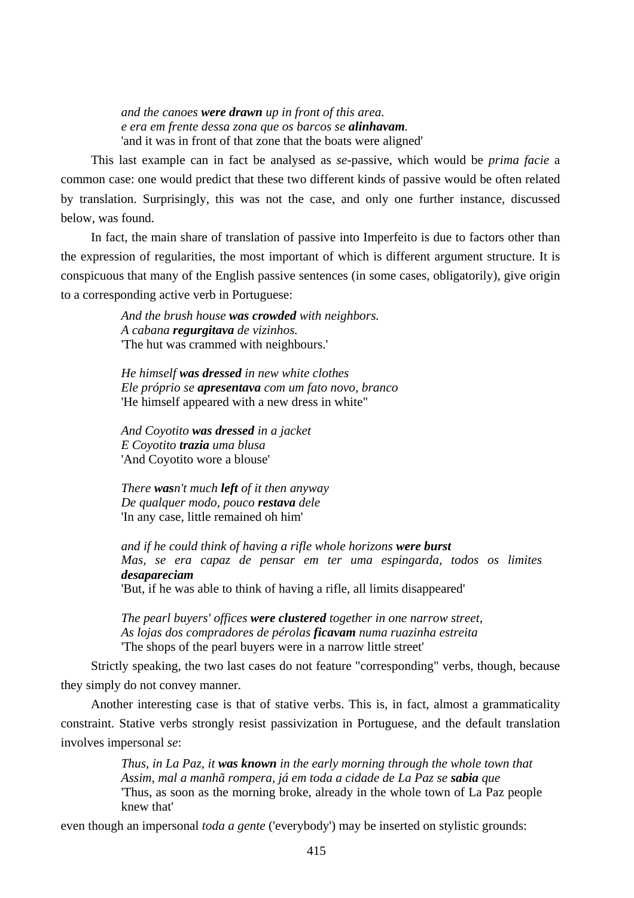> *and the canoes **were drawn** up in front of this area.*
> *e era em frente dessa zona que os barcos se **alinhavam**.*
> 'and it was in front of that zone that the boats were aligned'

This last example can in fact be analysed as *se*-passive, which would be *prima facie* a common case: one would predict that these two different kinds of passive would be often related by translation. Surprisingly, this was not the case, and only one further instance, discussed below, was found.

In fact, the main share of translation of passive into Imperfeito is due to factors other than the expression of regularities, the most important of which is different argument structure. It is conspicuous that many of the English passive sentences (in some cases, obligatorily), give origin to a corresponding active verb in Portuguese:

> *And the brush house **was crowded** with neighbors.*
> *A cabana **regurgitava** de vizinhos.*
> 'The hut was crammed with neighbours.'

> *He himself **was dressed** in new white clothes*
> *Ele próprio se **apresentava** com um fato novo, branco*
> 'He himself appeared with a new dress in white"

> *And Coyotito **was dressed** in a jacket*
> *E Coyotito **trazia** uma blusa*
> 'And Coyotito wore a blouse'

> *There **was**n't much **left** of it then anyway*
> *De qualquer modo, pouco **restava** dele*
> 'In any case, little remained oh him'

> *and if he could think of having a rifle whole horizons **were burst***
> *Mas, se era capaz de pensar em ter uma espingarda, todos os limites **desapareciam***
> 'But, if he was able to think of having a rifle, all limits disappeared'

> *The pearl buyers' offices **were clustered** together in one narrow street,*
> *As lojas dos compradores de pérolas **ficavam** numa ruazinha estreita*
> 'The shops of the pearl buyers were in a narrow little street'

Strictly speaking, the two last cases do not feature "corresponding" verbs, though, because they simply do not convey manner.

Another interesting case is that of stative verbs. This is, in fact, almost a grammaticality constraint. Stative verbs strongly resist passivization in Portuguese, and the default translation involves impersonal *se*:

> *Thus, in La Paz, it **was known** in the early morning through the whole town that*
> *Assim, mal a manhã rompera, já em toda a cidade de La Paz se **sabia** que*
> 'Thus, as soon as the morning broke, already in the whole town of La Paz people knew that'

even though an impersonal *toda a gente* ('everybody') may be inserted on stylistic grounds: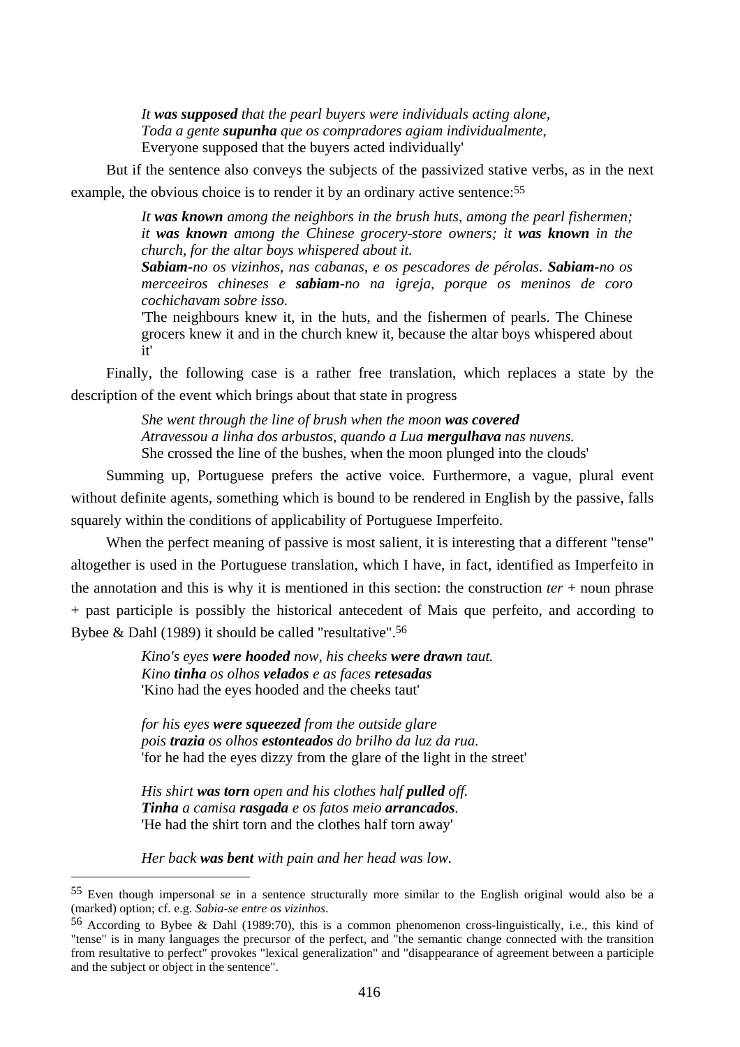> *It **was supposed** that the pearl buyers were individuals acting alone,*
> *Toda a gente **supunha** que os compradores agiam individualmente,*
> Everyone supposed that the buyers acted individually'

But if the sentence also conveys the subjects of the passivized stative verbs, as in the next example, the obvious choice is to render it by an ordinary active sentence:[55]

> *It **was known** among the neighbors in the brush huts, among the pearl fishermen; it **was known** among the Chinese grocery-store owners; it **was known** in the church, for the altar boys whispered about it.*
> ***Sabiam**-no os vizinhos, nas cabanas, e os pescadores de pérolas. **Sabiam**-no os merceeiros chineses e **sabiam**-no na igreja, porque os meninos de coro cochichavam sobre isso.*
> 'The neighbours knew it, in the huts, and the fishermen of pearls. The Chinese grocers knew it and in the church knew it, because the altar boys whispered about it'

Finally, the following case is a rather free translation, which replaces a state by the description of the event which brings about that state in progress

> *She went through the line of brush when the moon **was covered***
> *Atravessou a linha dos arbustos, quando a Lua **mergulhava** nas nuvens.*
> She crossed the line of the bushes, when the moon plunged into the clouds'

Summing up, Portuguese prefers the active voice. Furthermore, a vague, plural event without definite agents, something which is bound to be rendered in English by the passive, falls squarely within the conditions of applicability of Portuguese Imperfeito.

When the perfect meaning of passive is most salient, it is interesting that a different "tense" altogether is used in the Portuguese translation, which I have, in fact, identified as Imperfeito in the annotation and this is why it is mentioned in this section: the construction *ter* + noun phrase + past participle is possibly the historical antecedent of Mais que perfeito, and according to Bybee & Dahl (1989) it should be called "resultative".[56]

> *Kino's eyes **were hooded** now, his cheeks **were drawn** taut.*
> *Kino **tinha** os olhos **velados** e as faces **retesadas***
> 'Kino had the eyes hooded and the cheeks taut'
>
> *for his eyes **were squeezed** from the outside glare*
> *pois **trazia** os olhos **estonteados** do brilho da luz da rua.*
> 'for he had the eyes dizzy from the glare of the light in the street'
>
> *His shirt **was torn** open and his clothes half **pulled** off.*
> ***Tinha** a camisa **rasgada** e os fatos meio **arrancados**.*
> 'He had the shirt torn and the clothes half torn away'
>
> *Her back **was bent** with pain and her head was low.*

---

[55] Even though impersonal *se* in a sentence structurally more similar to the English original would also be a (marked) option; cf. e.g. *Sabia-se entre os vizinhos*.

[56] According to Bybee & Dahl (1989:70), this is a common phenomenon cross-linguistically, i.e., this kind of "tense" is in many languages the precursor of the perfect, and "the semantic change connected with the transition from resultative to perfect" provokes "lexical generalization" and "disappearance of agreement between a participle and the subject or object in the sentence".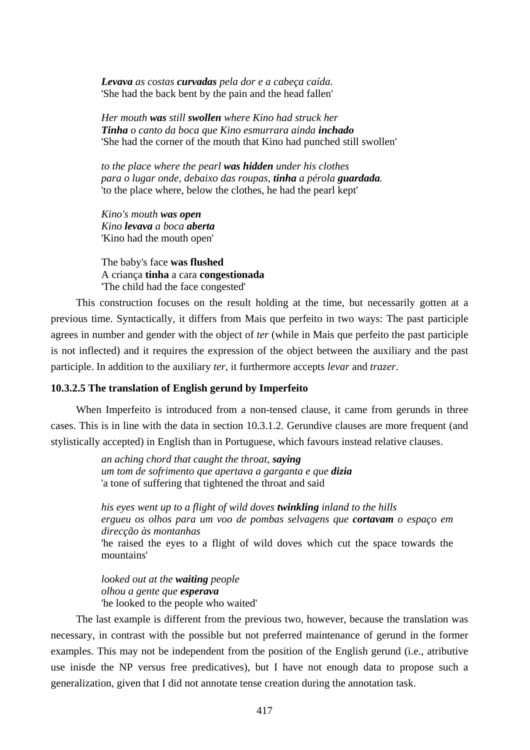> ***Levava*** *as costas* ***curvadas*** *pela dor e a cabeça caída.*
> 'She had the back bent by the pain and the head fallen'
>
> *Her mouth* ***was*** *still* ***swollen*** *where Kino had struck her*
> ***Tinha*** *o canto da boca que Kino esmurrara ainda* ***inchado***
> 'She had the corner of the mouth that Kino had punched still swollen'
>
> *to the place where the pearl* ***was hidden*** *under his clothes*
> *para o lugar onde, debaixo das roupas,* ***tinha*** *a pérola* ***guardada.***
> 'to the place where, below the clothes, he had the pearl kept'
>
> *Kino's mouth* ***was open***
> *Kino* ***levava*** *a boca* ***aberta***
> 'Kino had the mouth open'
>
> The baby's face **was flushed**
> A criança **tinha** a cara **congestionada**
> 'The child had the face congested'

This construction focuses on the result holding at the time, but necessarily gotten at a previous time. Syntactically, it differs from Mais que perfeito in two ways: The past participle agrees in number and gender with the object of *ter* (while in Mais que perfeito the past participle is not inflected) and it requires the expression of the object between the auxiliary and the past participle. In addition to the auxiliary *ter*, it furthermore accepts *levar* and *trazer*.

#### 10.3.2.5 The translation of English gerund by Imperfeito

When Imperfeito is introduced from a non-tensed clause, it came from gerunds in three cases. This is in line with the data in section 10.3.1.2. Gerundive clauses are more frequent (and stylistically accepted) in English than in Portuguese, which favours instead relative clauses.

> *an aching chord that caught the throat,* ***saying***
> *um tom de sofrimento que apertava a garganta e que* ***dizia***
> 'a tone of suffering that tightened the throat and said
>
> *his eyes went up to a flight of wild doves* ***twinkling*** *inland to the hills*
> *ergueu os olhos para um voo de pombas selvagens que* ***cortavam*** *o espaço em direcção às montanhas*
> 'he raised the eyes to a flight of wild doves which cut the space towards the mountains'
>
> *looked out at the* ***waiting*** *people*
> *olhou a gente que* ***esperava***
> 'he looked to the people who waited'

The last example is different from the previous two, however, because the translation was necessary, in contrast with the possible but not preferred maintenance of gerund in the former examples. This may not be independent from the position of the English gerund (i.e., atributive use inisde the NP versus free predicatives), but I have not enough data to propose such a generalization, given that I did not annotate tense creation during the annotation task.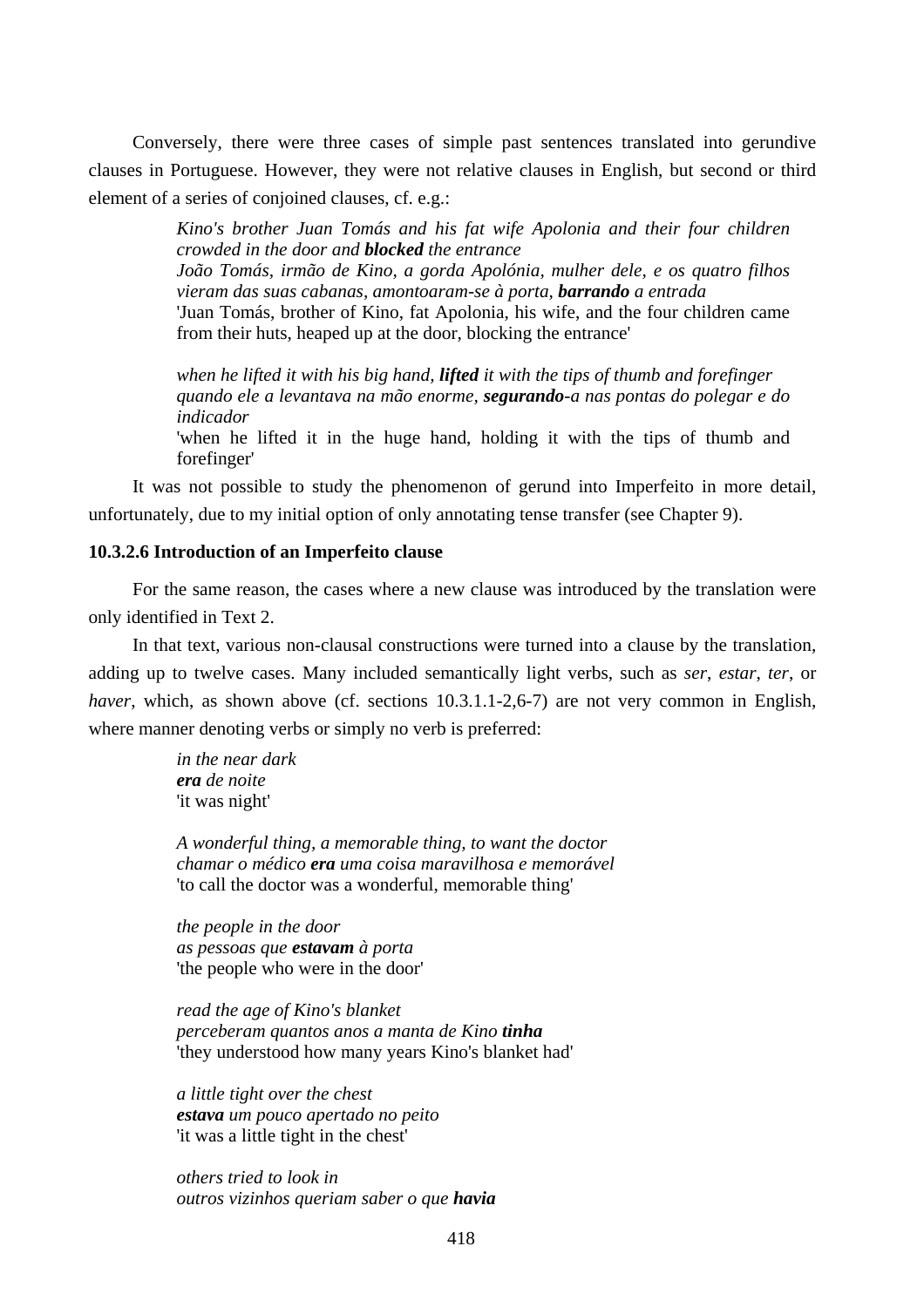Conversely, there were three cases of simple past sentences translated into gerundive clauses in Portuguese. However, they were not relative clauses in English, but second or third element of a series of conjoined clauses, cf. e.g.:

> *Kino's brother Juan Tomás and his fat wife Apolonia and their four children crowded in the door and **blocked** the entrance*
> *João Tomás, irmão de Kino, a gorda Apolónia, mulher dele, e os quatro filhos vieram das suas cabanas, amontoaram-se à porta, **barrando** a entrada*
> 'Juan Tomás, brother of Kino, fat Apolonia, his wife, and the four children came from their huts, heaped up at the door, blocking the entrance'
>
> *when he lifted it with his big hand, **lifted** it with the tips of thumb and forefinger*
> *quando ele a levantava na mão enorme, **segurando**-a nas pontas do polegar e do indicador*
> 'when he lifted it in the huge hand, holding it with the tips of thumb and forefinger'

It was not possible to study the phenomenon of gerund into Imperfeito in more detail, unfortunately, due to my initial option of only annotating tense transfer (see Chapter 9).

#### 10.3.2.6 Introduction of an Imperfeito clause

For the same reason, the cases where a new clause was introduced by the translation were only identified in Text 2.

In that text, various non-clausal constructions were turned into a clause by the translation, adding up to twelve cases. Many included semantically light verbs, such as *ser*, *estar*, *ter*, or *haver*, which, as shown above (cf. sections 10.3.1.1-2,6-7) are not very common in English, where manner denoting verbs or simply no verb is preferred:

> *in the near dark*
> ***era** de noite*
> 'it was night'
>
> *A wonderful thing, a memorable thing, to want the doctor*
> *chamar o médico **era** uma coisa maravilhosa e memorável*
> 'to call the doctor was a wonderful, memorable thing'
>
> *the people in the door*
> *as pessoas que **estavam** à porta*
> 'the people who were in the door'
>
> *read the age of Kino's blanket*
> *perceberam quantos anos a manta de Kino **tinha***
> 'they understood how many years Kino's blanket had'
>
> *a little tight over the chest*
> ***estava** um pouco apertado no peito*
> 'it was a little tight in the chest'
>
> *others tried to look in*
> *outros vizinhos queriam saber o que **havia***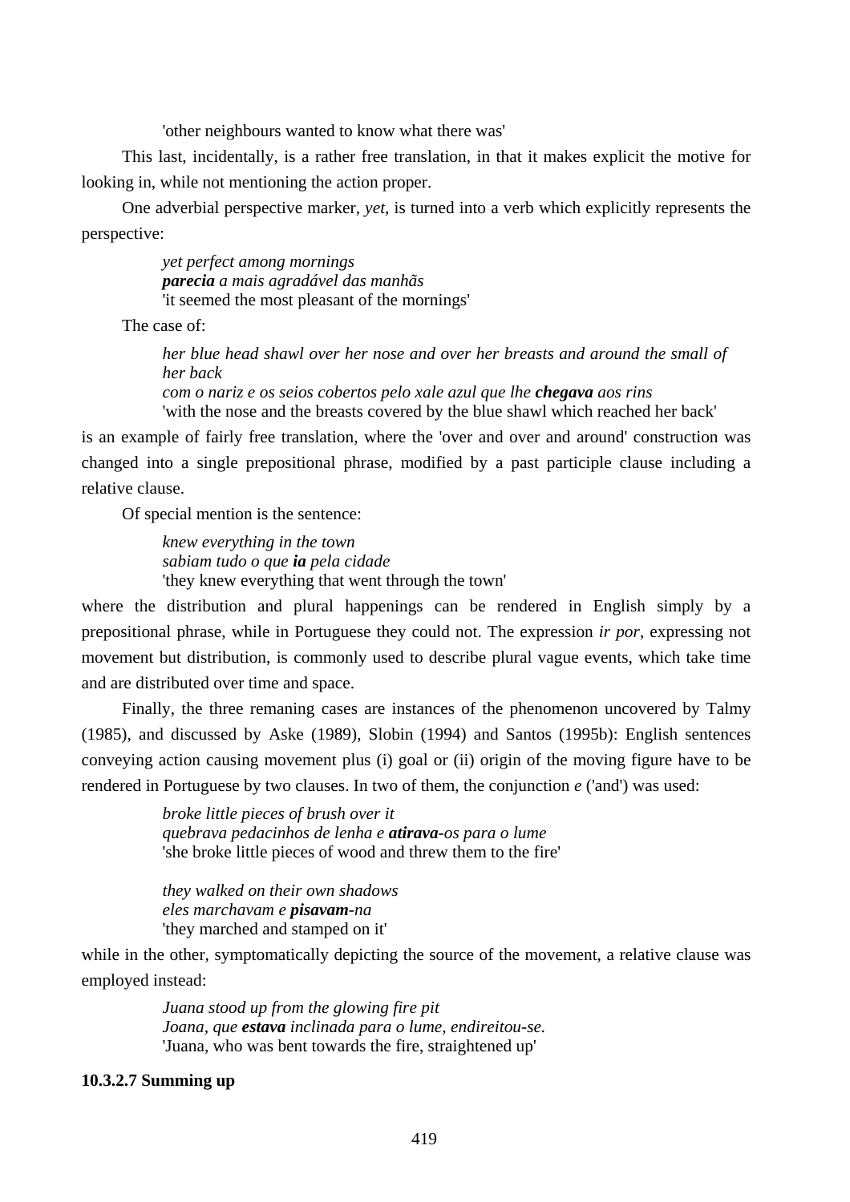'other neighbours wanted to know what there was'

This last, incidentally, is a rather free translation, in that it makes explicit the motive for looking in, while not mentioning the action proper.

One adverbial perspective marker, *yet*, is turned into a verb which explicitly represents the perspective:

> *yet perfect among mornings*
> ***parecia** a mais agradável das manhãs*
> 'it seemed the most pleasant of the mornings'

The case of:

> *her blue head shawl over her nose and over her breasts and around the small of her back*
> *com o nariz e os seios cobertos pelo xale azul que lhe **chegava** aos rins*
> 'with the nose and the breasts covered by the blue shawl which reached her back'

is an example of fairly free translation, where the 'over and over and around' construction was changed into a single prepositional phrase, modified by a past participle clause including a relative clause.

Of special mention is the sentence:

> *knew everything in the town*
> *sabiam tudo o que **ia** pela cidade*
> 'they knew everything that went through the town'

where the distribution and plural happenings can be rendered in English simply by a prepositional phrase, while in Portuguese they could not. The expression *ir por*, expressing not movement but distribution, is commonly used to describe plural vague events, which take time and are distributed over time and space.

Finally, the three remaning cases are instances of the phenomenon uncovered by Talmy (1985), and discussed by Aske (1989), Slobin (1994) and Santos (1995b): English sentences conveying action causing movement plus (i) goal or (ii) origin of the moving figure have to be rendered in Portuguese by two clauses. In two of them, the conjunction *e* ('and') was used:

> *broke little pieces of brush over it*
> *quebrava pedacinhos de lenha e **atirava**-os para o lume*
> 'she broke little pieces of wood and threw them to the fire'

> *they walked on their own shadows*
> *eles marchavam e **pisavam**-na*
> 'they marched and stamped on it'

while in the other, symptomatically depicting the source of the movement, a relative clause was employed instead:

> *Juana stood up from the glowing fire pit*
> *Joana, que **estava** inclinada para o lume, endireitou-se.*
> 'Juana, who was bent towards the fire, straightened up'

#### 10.3.2.7 Summing up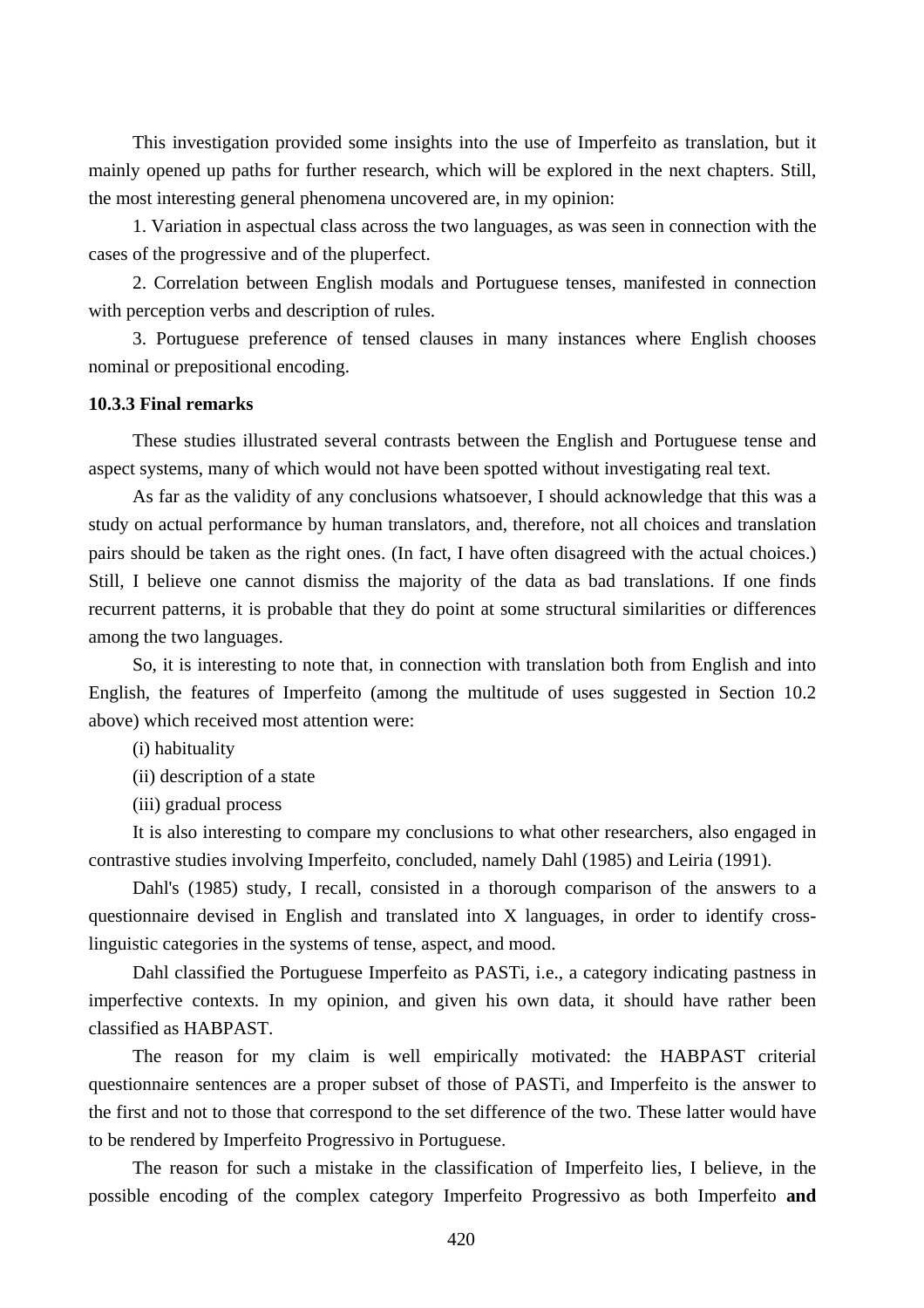This investigation provided some insights into the use of Imperfeito as translation, but it mainly opened up paths for further research, which will be explored in the next chapters. Still, the most interesting general phenomena uncovered are, in my opinion:

1. Variation in aspectual class across the two languages, as was seen in connection with the cases of the progressive and of the pluperfect.

2. Correlation between English modals and Portuguese tenses, manifested in connection with perception verbs and description of rules.

3. Portuguese preference of tensed clauses in many instances where English chooses nominal or prepositional encoding.

### 10.3.3 Final remarks

These studies illustrated several contrasts between the English and Portuguese tense and aspect systems, many of which would not have been spotted without investigating real text.

As far as the validity of any conclusions whatsoever, I should acknowledge that this was a study on actual performance by human translators, and, therefore, not all choices and translation pairs should be taken as the right ones. (In fact, I have often disagreed with the actual choices.) Still, I believe one cannot dismiss the majority of the data as bad translations. If one finds recurrent patterns, it is probable that they do point at some structural similarities or differences among the two languages.

So, it is interesting to note that, in connection with translation both from English and into English, the features of Imperfeito (among the multitude of uses suggested in Section 10.2 above) which received most attention were:

(i) habituality

(ii) description of a state

(iii) gradual process

It is also interesting to compare my conclusions to what other researchers, also engaged in contrastive studies involving Imperfeito, concluded, namely Dahl (1985) and Leiria (1991).

Dahl's (1985) study, I recall, consisted in a thorough comparison of the answers to a questionnaire devised in English and translated into X languages, in order to identify cross-linguistic categories in the systems of tense, aspect, and mood.

Dahl classified the Portuguese Imperfeito as PASTi, i.e., a category indicating pastness in imperfective contexts. In my opinion, and given his own data, it should have rather been classified as HABPAST.

The reason for my claim is well empirically motivated: the HABPAST criterial questionnaire sentences are a proper subset of those of PASTi, and Imperfeito is the answer to the first and not to those that correspond to the set difference of the two. These latter would have to be rendered by Imperfeito Progressivo in Portuguese.

The reason for such a mistake in the classification of Imperfeito lies, I believe, in the possible encoding of the complex category Imperfeito Progressivo as both Imperfeito **and**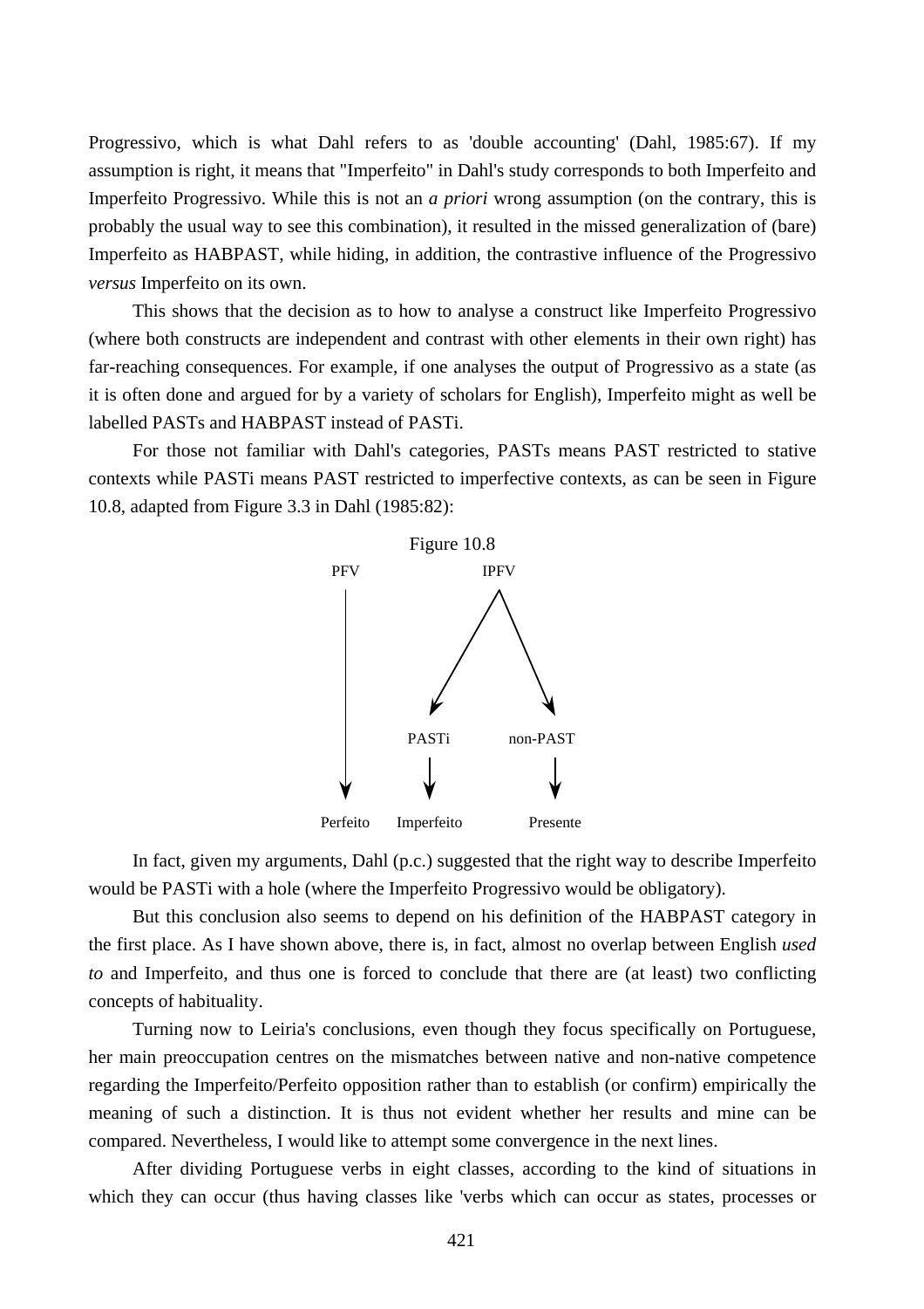Progressivo, which is what Dahl refers to as 'double accounting' (Dahl, 1985:67). If my assumption is right, it means that "Imperfeito" in Dahl's study corresponds to both Imperfeito and Imperfeito Progressivo. While this is not an *a priori* wrong assumption (on the contrary, this is probably the usual way to see this combination), it resulted in the missed generalization of (bare) Imperfeito as HABPAST, while hiding, in addition, the contrastive influence of the Progressivo *versus* Imperfeito on its own.

This shows that the decision as to how to analyse a construct like Imperfeito Progressivo (where both constructs are independent and contrast with other elements in their own right) has far-reaching consequences. For example, if one analyses the output of Progressivo as a state (as it is often done and argued for by a variety of scholars for English), Imperfeito might as well be labelled PASTs and HABPAST instead of PASTi.

For those not familiar with Dahl's categories, PASTs means PAST restricted to stative contexts while PASTi means PAST restricted to imperfective contexts, as can be seen in Figure 10.8, adapted from Figure 3.3 in Dahl (1985:82):

Figure 10.8

```
PFV              IPFV
 |              /    \
 |             v      v
 |          PASTi   non-PAST
 |            |        |
 v            v        v
Perfeito  Imperfeito  Presente
```

In fact, given my arguments, Dahl (p.c.) suggested that the right way to describe Imperfeito would be PASTi with a hole (where the Imperfeito Progressivo would be obligatory).

But this conclusion also seems to depend on his definition of the HABPAST category in the first place. As I have shown above, there is, in fact, almost no overlap between English *used to* and Imperfeito, and thus one is forced to conclude that there are (at least) two conflicting concepts of habituality.

Turning now to Leiria's conclusions, even though they focus specifically on Portuguese, her main preoccupation centres on the mismatches between native and non-native competence regarding the Imperfeito/Perfeito opposition rather than to establish (or confirm) empirically the meaning of such a distinction. It is thus not evident whether her results and mine can be compared. Nevertheless, I would like to attempt some convergence in the next lines.

After dividing Portuguese verbs in eight classes, according to the kind of situations in which they can occur (thus having classes like 'verbs which can occur as states, processes or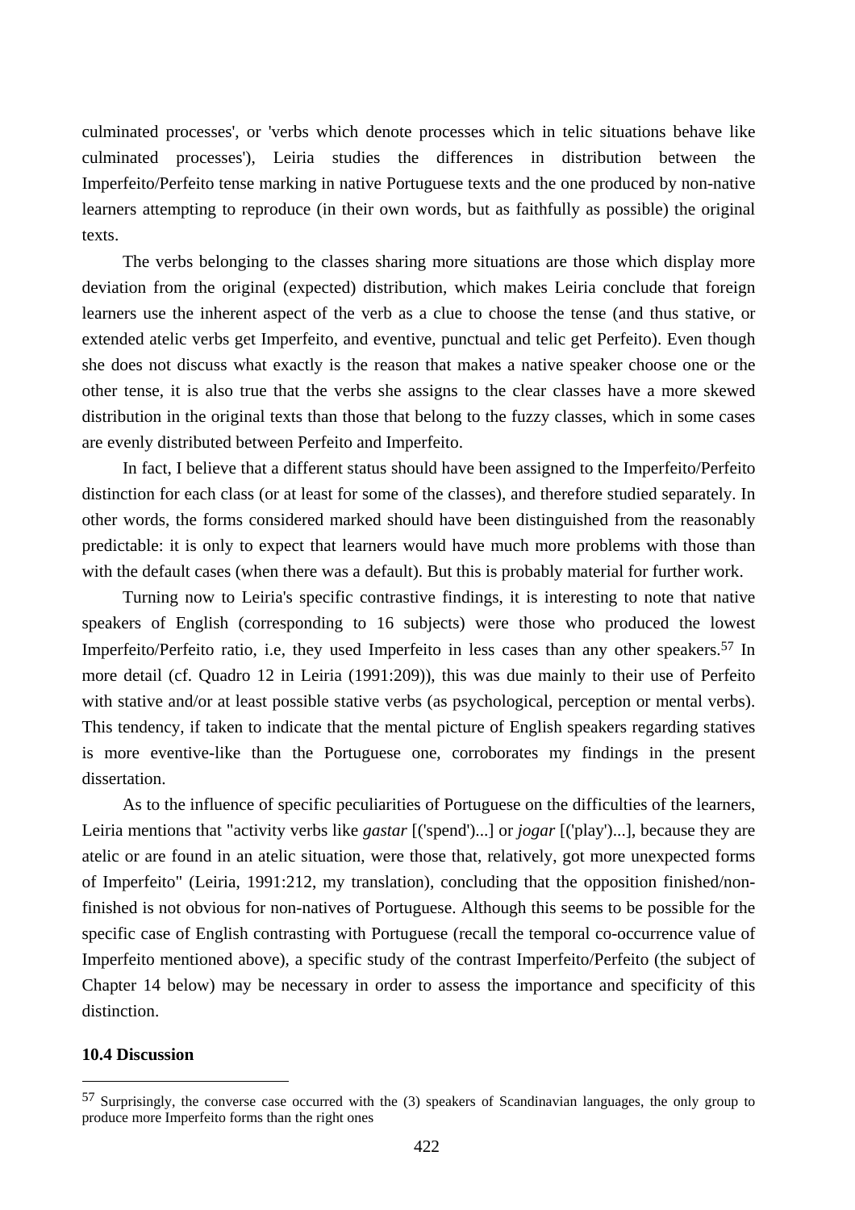culminated processes', or 'verbs which denote processes which in telic situations behave like culminated processes'), Leiria studies the differences in distribution between the Imperfeito/Perfeito tense marking in native Portuguese texts and the one produced by non-native learners attempting to reproduce (in their own words, but as faithfully as possible) the original texts.

The verbs belonging to the classes sharing more situations are those which display more deviation from the original (expected) distribution, which makes Leiria conclude that foreign learners use the inherent aspect of the verb as a clue to choose the tense (and thus stative, or extended atelic verbs get Imperfeito, and eventive, punctual and telic get Perfeito). Even though she does not discuss what exactly is the reason that makes a native speaker choose one or the other tense, it is also true that the verbs she assigns to the clear classes have a more skewed distribution in the original texts than those that belong to the fuzzy classes, which in some cases are evenly distributed between Perfeito and Imperfeito.

In fact, I believe that a different status should have been assigned to the Imperfeito/Perfeito distinction for each class (or at least for some of the classes), and therefore studied separately. In other words, the forms considered marked should have been distinguished from the reasonably predictable: it is only to expect that learners would have much more problems with those than with the default cases (when there was a default). But this is probably material for further work.

Turning now to Leiria's specific contrastive findings, it is interesting to note that native speakers of English (corresponding to 16 subjects) were those who produced the lowest Imperfeito/Perfeito ratio, i.e, they used Imperfeito in less cases than any other speakers.[57] In more detail (cf. Quadro 12 in Leiria (1991:209)), this was due mainly to their use of Perfeito with stative and/or at least possible stative verbs (as psychological, perception or mental verbs). This tendency, if taken to indicate that the mental picture of English speakers regarding statives is more eventive-like than the Portuguese one, corroborates my findings in the present dissertation.

As to the influence of specific peculiarities of Portuguese on the difficulties of the learners, Leiria mentions that "activity verbs like *gastar* [('spend')...] or *jogar* [('play')...], because they are atelic or are found in an atelic situation, were those that, relatively, got more unexpected forms of Imperfeito" (Leiria, 1991:212, my translation), concluding that the opposition finished/non-finished is not obvious for non-natives of Portuguese. Although this seems to be possible for the specific case of English contrasting with Portuguese (recall the temporal co-occurrence value of Imperfeito mentioned above), a specific study of the contrast Imperfeito/Perfeito (the subject of Chapter 14 below) may be necessary in order to assess the importance and specificity of this distinction.

**10.4 Discussion**

---

[57] Surprisingly, the converse case occurred with the (3) speakers of Scandinavian languages, the only group to produce more Imperfeito forms than the right ones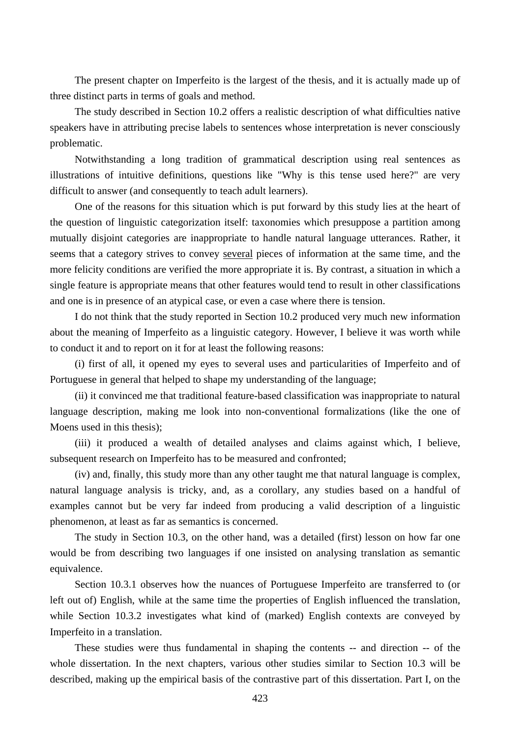The present chapter on Imperfeito is the largest of the thesis, and it is actually made up of three distinct parts in terms of goals and method.

The study described in Section 10.2 offers a realistic description of what difficulties native speakers have in attributing precise labels to sentences whose interpretation is never consciously problematic.

Notwithstanding a long tradition of grammatical description using real sentences as illustrations of intuitive definitions, questions like "Why is this tense used here?" are very difficult to answer (and consequently to teach adult learners).

One of the reasons for this situation which is put forward by this study lies at the heart of the question of linguistic categorization itself: taxonomies which presuppose a partition among mutually disjoint categories are inappropriate to handle natural language utterances. Rather, it seems that a category strives to convey <u>several</u> pieces of information at the same time, and the more felicity conditions are verified the more appropriate it is. By contrast, a situation in which a single feature is appropriate means that other features would tend to result in other classifications and one is in presence of an atypical case, or even a case where there is tension.

I do not think that the study reported in Section 10.2 produced very much new information about the meaning of Imperfeito as a linguistic category. However, I believe it was worth while to conduct it and to report on it for at least the following reasons:

(i) first of all, it opened my eyes to several uses and particularities of Imperfeito and of Portuguese in general that helped to shape my understanding of the language;

(ii) it convinced me that traditional feature-based classification was inappropriate to natural language description, making me look into non-conventional formalizations (like the one of Moens used in this thesis);

(iii) it produced a wealth of detailed analyses and claims against which, I believe, subsequent research on Imperfeito has to be measured and confronted;

(iv) and, finally, this study more than any other taught me that natural language is complex, natural language analysis is tricky, and, as a corollary, any studies based on a handful of examples cannot but be very far indeed from producing a valid description of a linguistic phenomenon, at least as far as semantics is concerned.

The study in Section 10.3, on the other hand, was a detailed (first) lesson on how far one would be from describing two languages if one insisted on analysing translation as semantic equivalence.

Section 10.3.1 observes how the nuances of Portuguese Imperfeito are transferred to (or left out of) English, while at the same time the properties of English influenced the translation, while Section 10.3.2 investigates what kind of (marked) English contexts are conveyed by Imperfeito in a translation.

These studies were thus fundamental in shaping the contents -- and direction -- of the whole dissertation. In the next chapters, various other studies similar to Section 10.3 will be described, making up the empirical basis of the contrastive part of this dissertation. Part I, on the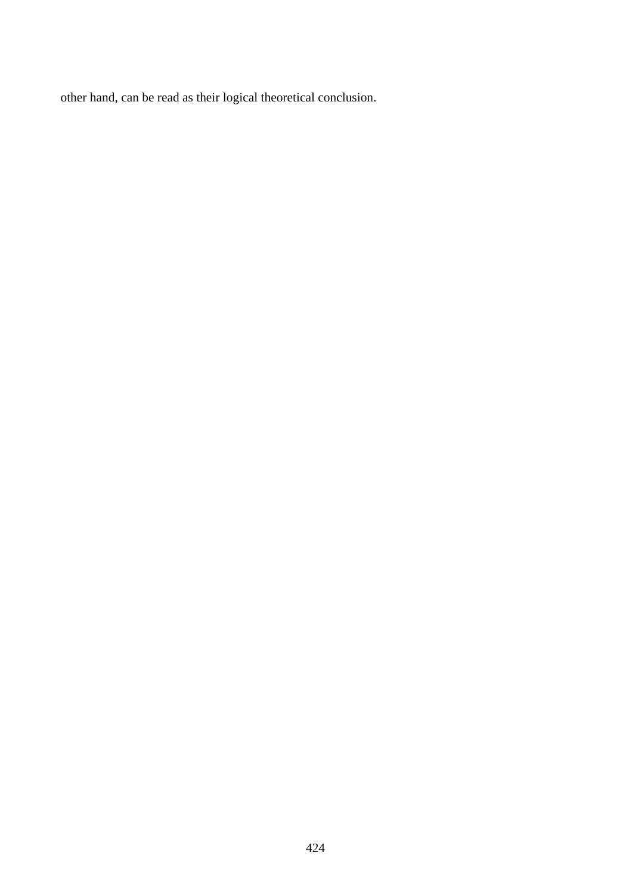other hand, can be read as their logical theoretical conclusion.